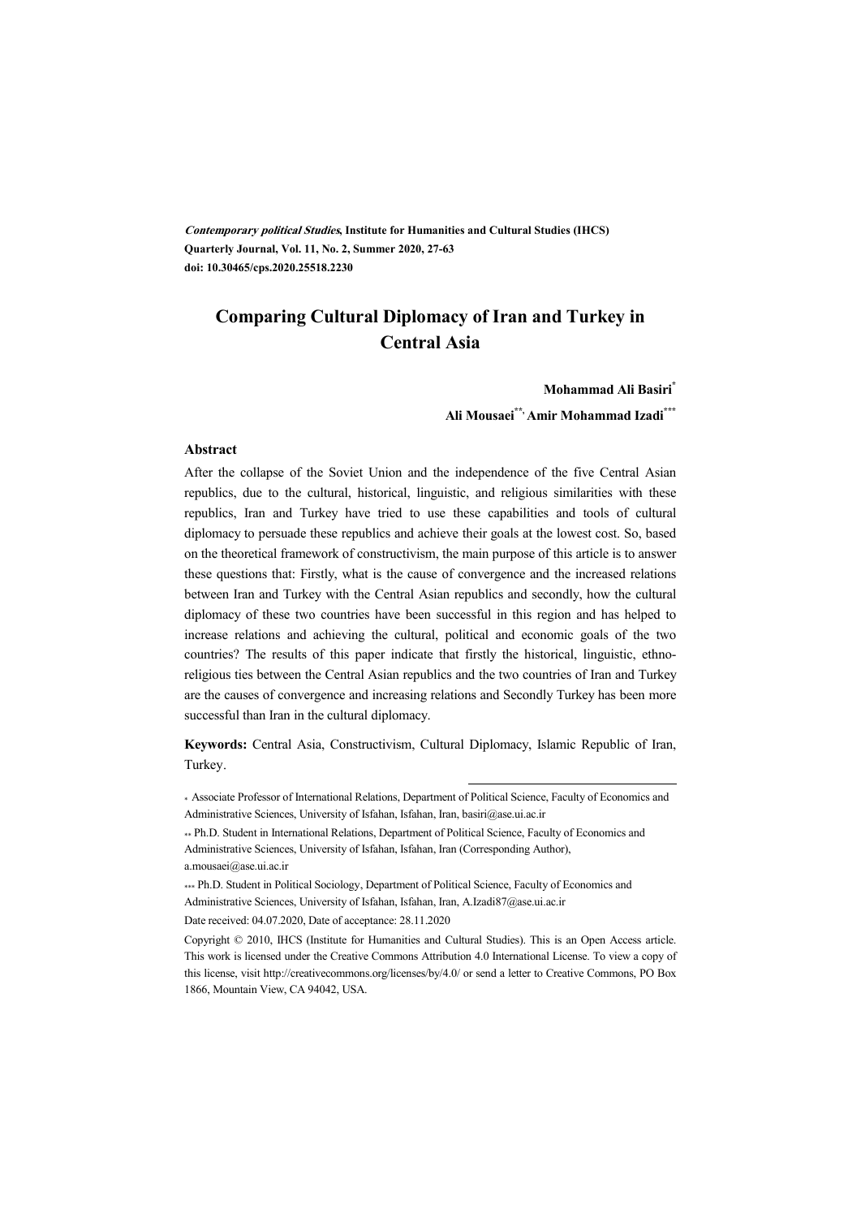*Contemporary political Studies*, **Institute for Humanities and Cultural Studies (IHCS)**
**Quarterly Journal, Vol. 11, No. 2, Summer 2020, 27-63**
**doi: 10.30465/cps.2020.25518.2230**

# Comparing Cultural Diplomacy of Iran and Turkey in Central Asia

**Mohammad Ali Basiri***

**Ali Mousaei**, Amir Mohammad Izadi*****

### Abstract

After the collapse of the Soviet Union and the independence of the five Central Asian republics, due to the cultural, historical, linguistic, and religious similarities with these republics, Iran and Turkey have tried to use these capabilities and tools of cultural diplomacy to persuade these republics and achieve their goals at the lowest cost. So, based on the theoretical framework of constructivism, the main purpose of this article is to answer these questions that: Firstly, what is the cause of convergence and the increased relations between Iran and Turkey with the Central Asian republics and secondly, how the cultural diplomacy of these two countries have been successful in this region and has helped to increase relations and achieving the cultural, political and economic goals of the two countries? The results of this paper indicate that firstly the historical, linguistic, ethno-religious ties between the Central Asian republics and the two countries of Iran and Turkey are the causes of convergence and increasing relations and Secondly Turkey has been more successful than Iran in the cultural diplomacy.

**Keywords:** Central Asia, Constructivism, Cultural Diplomacy, Islamic Republic of Iran, Turkey.

---

\* Associate Professor of International Relations, Department of Political Science, Faculty of Economics and Administrative Sciences, University of Isfahan, Isfahan, Iran, basiri@ase.ui.ac.ir

\** Ph.D. Student in International Relations, Department of Political Science, Faculty of Economics and Administrative Sciences, University of Isfahan, Isfahan, Iran (Corresponding Author), a.mousaei@ase.ui.ac.ir

\*** Ph.D. Student in Political Sociology, Department of Political Science, Faculty of Economics and Administrative Sciences, University of Isfahan, Isfahan, Iran, A.Izadi87@ase.ui.ac.ir

Date received: 04.07.2020, Date of acceptance: 28.11.2020

Copyright © 2010, IHCS (Institute for Humanities and Cultural Studies). This is an Open Access article. This work is licensed under the Creative Commons Attribution 4.0 International License. To view a copy of this license, visit http://creativecommons.org/licenses/by/4.0/ or send a letter to Creative Commons, PO Box 1866, Mountain View, CA 94042, USA.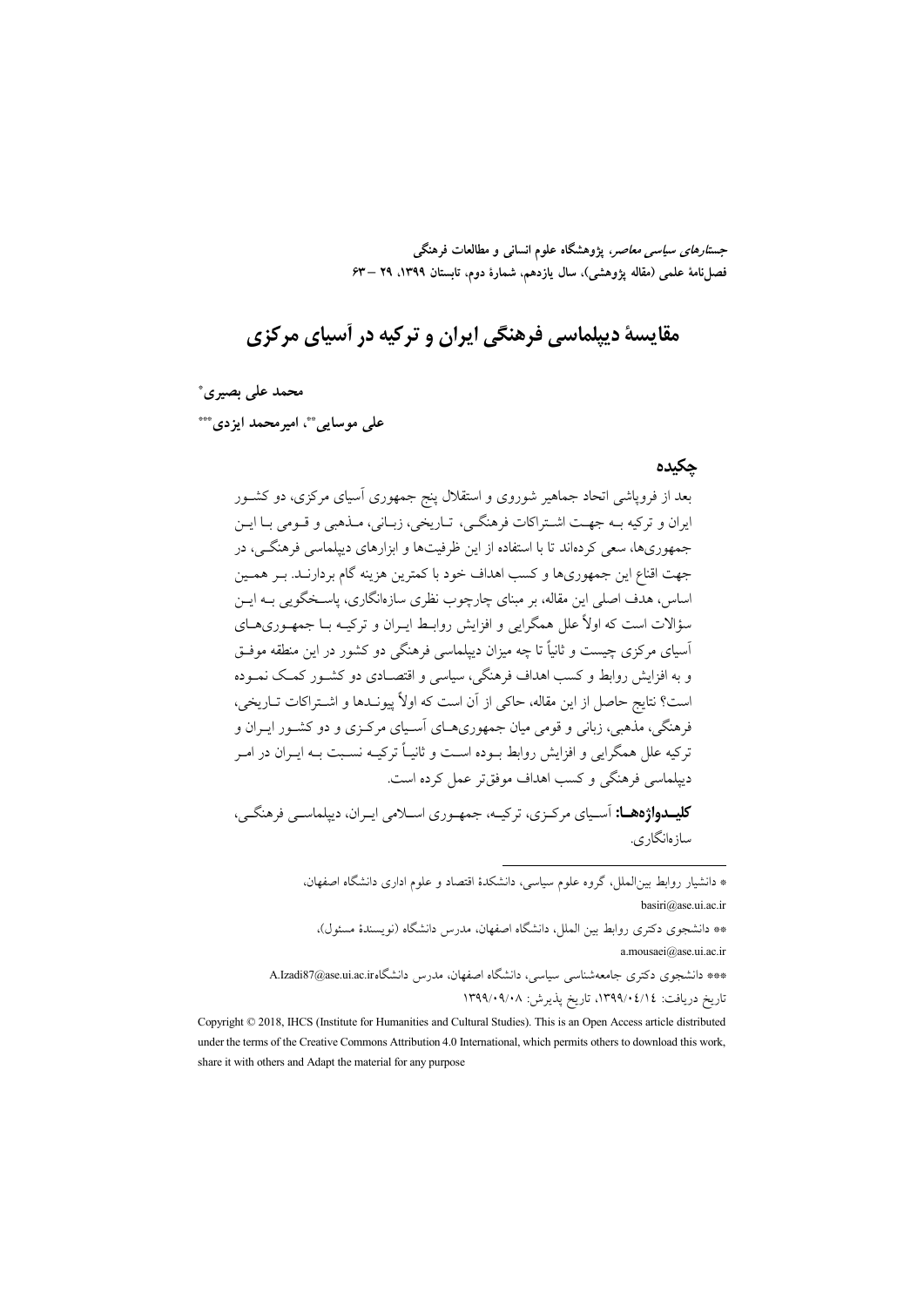*جستارهای سیاسی معاصر*، پژوهشگاه علوم انسانی و مطالعات فرهنگی
فصل‌نامهٔ علمی (مقاله پژوهشی)، سال یازدهم، شمارهٔ دوم، تابستان ۱۳۹۹، ۲۹ – ۶۳

# مقایسهٔ دیپلماسی فرهنگی ایران و ترکیه در آسیای مرکزی

**محمد علی بصیری***

**علی موسایی**، امیرمحمد ایزدی*****

## چکیده

بعد از فروپاشی اتحاد جماهیر شوروی و استقلال پنج جمهوری آسیای مرکزی، دو کشور ایران و ترکیه به جهت اشتراکات فرهنگی، تاریخی، زبانی، مذهبی و قومی با این جمهوری‌ها، سعی کرده‌اند تا با استفاده از این ظرفیت‌ها و ابزارهای دیپلماسی فرهنگی، در جهت اقناع این جمهوری‌ها و کسب اهداف خود با کمترین هزینه گام بردارند. بر همین اساس، هدف اصلی این مقاله، بر مبنای چارچوب نظری سازه‌انگاری، پاسخگویی به این سؤالات است که اولاً علل همگرایی و افزایش روابط ایران و ترکیه با جمهوری‌های آسیای مرکزی چیست و ثانیاً تا چه میزان دیپلماسی فرهنگی دو کشور در این منطقه موفق و به افزایش روابط و کسب اهداف فرهنگی، سیاسی و اقتصادی دو کشور کمک نموده است؟ نتایج حاصل از این مقاله، حاکی از آن است که اولاً پیوندها و اشتراکات تاریخی، فرهنگی، مذهبی، زبانی و قومی میان جمهوری‌های آسیای مرکزی و دو کشور ایران و ترکیه علل همگرایی و افزایش روابط بوده است و ثانیاً ترکیه نسبت به ایران در امر دیپلماسی فرهنگی و کسب اهداف موفق‌تر عمل کرده است.

**کلیدواژه‌ها:** آسیای مرکزی، ترکیه، جمهوری اسلامی ایران، دیپلماسی فرهنگی، سازه‌انگاری.

---

* دانشیار روابط بین‌الملل، گروه علوم سیاسی، دانشکدهٔ اقتصاد و علوم اداری دانشگاه اصفهان،
basiri@ase.ui.ac.ir

** دانشجوی دکتری روابط بین الملل، دانشگاه اصفهان، مدرس دانشگاه (نویسندهٔ مسئول)،
a.mousaei@ase.ui.ac.ir

*** دانشجوی دکتری جامعه‌شناسی سیاسی، دانشگاه اصفهان، مدرس دانشگاه A.Izadi87@ase.ui.ac.ir

تاریخ دریافت: ۱۳۹۹/۰۴/۱۴، تاریخ پذیرش: ۱۳۹۹/۰۹/۰۸

Copyright © 2018, IHCS (Institute for Humanities and Cultural Studies). This is an Open Access article distributed under the terms of the Creative Commons Attribution 4.0 International, which permits others to download this work, share it with others and Adapt the material for any purpose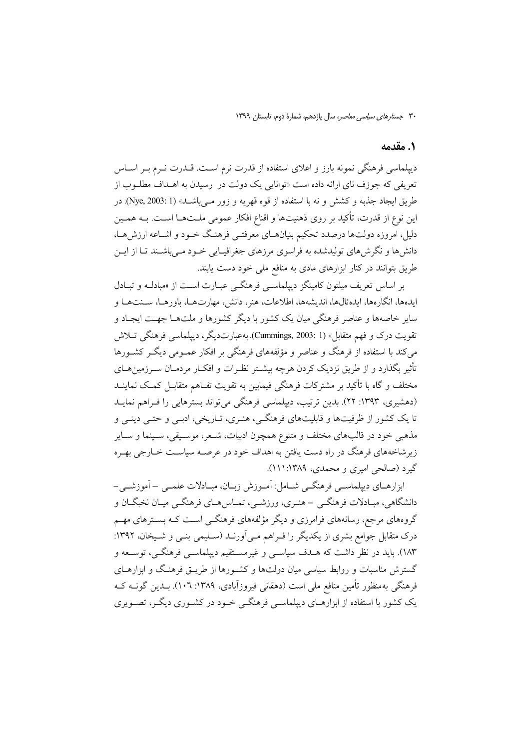## ۱. مقدمه

دیپلماسی فرهنگی نمونه بارز و اعلای استفاده از قدرت نرم است. قدرت نرم بر اساس تعریفی که جوزف نای ارائه داده است «توانایی یک دولت در رسیدن به اهداف مطلوب از طریق ایجاد جذبه و کشش و نه با استفاده از قوه قهریه و زور می‌باشد» (Nye, 2003: 1). در این نوع از قدرت، تأکید بر روی ذهنیت‌ها و اقناع افکار عمومی ملت‌ها است. به همین دلیل، امروزه دولت‌ها درصدد تحکیم بنیان‌های معرفتی فرهنگ خود و اشاعه ارزش‌ها، دانش‌ها و نگرش‌های تولیدشده به فراسوی مرزهای جغرافیایی خود می‌باشند تا از این طریق بتوانند در کنار ابزارهای مادی به منافع ملی خود دست یابند.

بر اساس تعریف میلتون کامینگز دیپلماسی فرهنگی عبارت است از «مبادله و تبادل ایده‌ها، انگاره‌ها، ایده‌ئال‌ها، اندیشه‌ها، اطلاعات، هنر، دانش، مهارت‌ها، باورها، سنت‌ها و سایر خاصه‌ها و عناصر فرهنگی میان یک کشور با دیگر کشورها و ملت‌ها جهت ایجاد و تقویت درک و فهم متقابل» (Cummings, 2003: 1). به‌عبارت‌دیگر، دیپلماسی فرهنگی تلاش می‌کند با استفاده از فرهنگ و عناصر و مؤلفه‌های فرهنگی بر افکار عمومی دیگر کشورها تأثیر بگذارد و از طریق نزدیک کردن هرچه بیشتر نظرات و افکار مردمان سرزمین‌های مختلف و گاه با تأکید بر مشترکات فرهنگی فیمابین به تقویت تفاهم متقابل کمک نمایند (دهشیری، ۱۳۹۳: ۲۲). بدین ترتیب، دیپلماسی فرهنگی می‌تواند بسترهایی را فراهم نماید تا یک کشور از ظرفیت‌ها و قابلیت‌های فرهنگی، هنری، تاریخی، ادبی و حتی دینی و مذهبی خود در قالب‌های مختلف و متنوع همچون ادبیات، شعر، موسیقی، سینما و سایر زیرشاخه‌های فرهنگ در راه دست یافتن به اهداف خود در عرصه سیاست خارجی بهره گیرد (صالحی امیری و محمدی، ۱۳۸۹:۱۱۱).

ابزارهای دیپلماسی فرهنگی شامل: آموزش زبان، مبادلات علمی – آموزشی – دانشگاهی، مبادلات فرهنگی – هنری، ورزشی، تماس‌های فرهنگی میان نخبگان و گروه‌های مرجع، رسانه‌های فرامرزی و دیگر مؤلفه‌های فرهنگی است که بسترهای مهم درک متقابل جوامع بشری از یکدیگر را فراهم می‌آورند (سلیمی بنی و شیخان، ۱۳۹۲: ۱۸۳). باید در نظر داشت که هدف سیاسی و غیرمستقیم دیپلماسی فرهنگی، توسعه و گسترش مناسبات و روابط سیاسی میان دولت‌ها و کشورها از طریق فرهنگ و ابزارهای فرهنگی به‌منظور تأمین منافع ملی است (دهقانی فیروزآبادی، ۱۳۸۹: ۱۰۶). بدین گونه که یک کشور با استفاده از ابزارهای دیپلماسی فرهنگی خود در کشوری دیگر، تصویری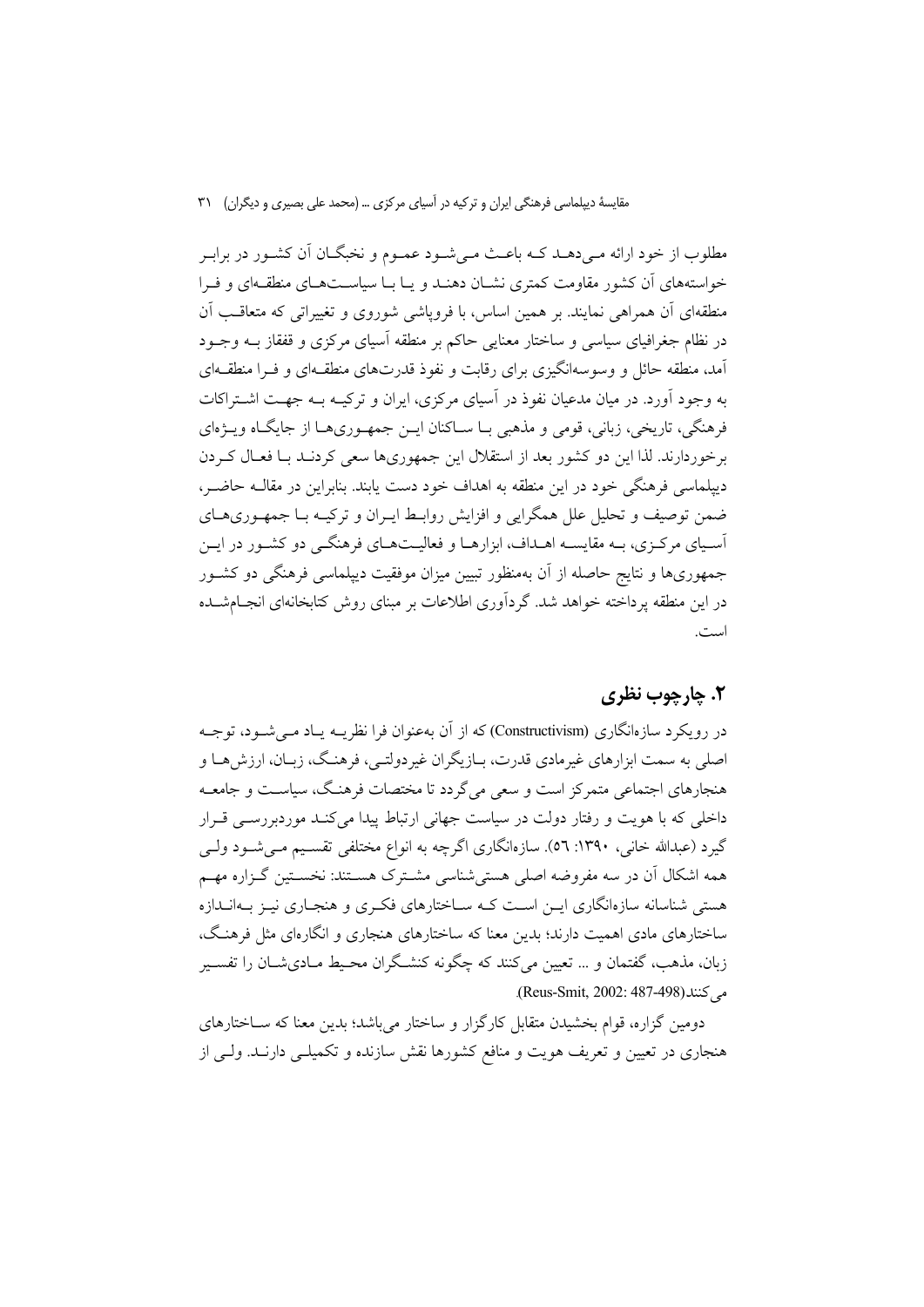مطلوب از خود ارائه می‌دهد که باعث می‌شود عموم و نخبگان آن کشور در برابر خواسته‌های آن کشور مقاومت کمتری نشان دهند و یا با سیاست‌های منطقه‌ای و فرا منطقه‌ای آن همراهی نمایند. بر همین اساس، با فروپاشی شوروی و تغییراتی که متعاقب آن در نظام جغرافیای سیاسی و ساختار معنایی حاکم بر منطقه آسیای مرکزی و قفقاز به وجود آمد، منطقه حائل و وسوسه‌انگیزی برای رقابت و نفوذ قدرت‌های منطقه‌ای و فرا منطقه‌ای به وجود آورد. در میان مدعیان نفوذ در آسیای مرکزی، ایران و ترکیه به جهت اشتراکات فرهنگی، تاریخی، زبانی، قومی و مذهبی با ساکنان این جمهوری‌ها از جایگاه ویژه‌ای برخوردارند. لذا این دو کشور بعد از استقلال این جمهوری‌ها سعی کردند با فعال کردن دیپلماسی فرهنگی خود در این منطقه به اهداف خود دست یابند. بنابراین در مقاله حاضر، ضمن توصیف و تحلیل علل همگرایی و افزایش روابط ایران و ترکیه با جمهوری‌های آسیای مرکزی، به مقایسه اهداف، ابزارها و فعالیت‌های فرهنگی دو کشور در این جمهوری‌ها و نتایج حاصله از آن به‌منظور تبیین میزان موفقیت دیپلماسی فرهنگی دو کشور در این منطقه پرداخته خواهد شد. گردآوری اطلاعات بر مبنای روش کتابخانه‌ای انجام‌شده است.

## ۲. چارچوب نظری

در رویکرد سازه‌انگاری (Constructivism) که از آن به‌عنوان فرا نظریه یاد می‌شود، توجه اصلی به سمت ابزارهای غیرمادی قدرت، بازیگران غیردولتی، فرهنگ، زبان، ارزش‌ها و هنجارهای اجتماعی متمرکز است و سعی می‌گردد تا مختصات فرهنگ، سیاست و جامعه داخلی که با هویت و رفتار دولت در سیاست جهانی ارتباط پیدا می‌کند موردبررسی قرار گیرد (عبدالله خانی، ۱۳۹۰: ۵۶). سازه‌انگاری اگرچه به انواع مختلفی تقسیم می‌شود ولی همه اشکال آن در سه مفروضه اصلی هستی‌شناسی مشترک هستند: نخستین گزاره مهم هستی شناسانه سازه‌انگاری این است که ساختارهای فکری و هنجاری نیز به‌اندازه ساختارهای مادی اهمیت دارند؛ بدین معنا که ساختارهای هنجاری و انگاره‌ای مثل فرهنگ، زبان، مذهب، گفتمان و ... تعیین می‌کنند که چگونه کنشگران محیط مادی‌شان را تفسیر می‌کنند(Reus-Smit, 2002: 487-498).

دومین گزاره، قوام بخشیدن متقابل کارگزار و ساختار می‌باشد؛ بدین معنا که ساختارهای هنجاری در تعیین و تعریف هویت و منافع کشورها نقش سازنده و تکمیلی دارند. ولی از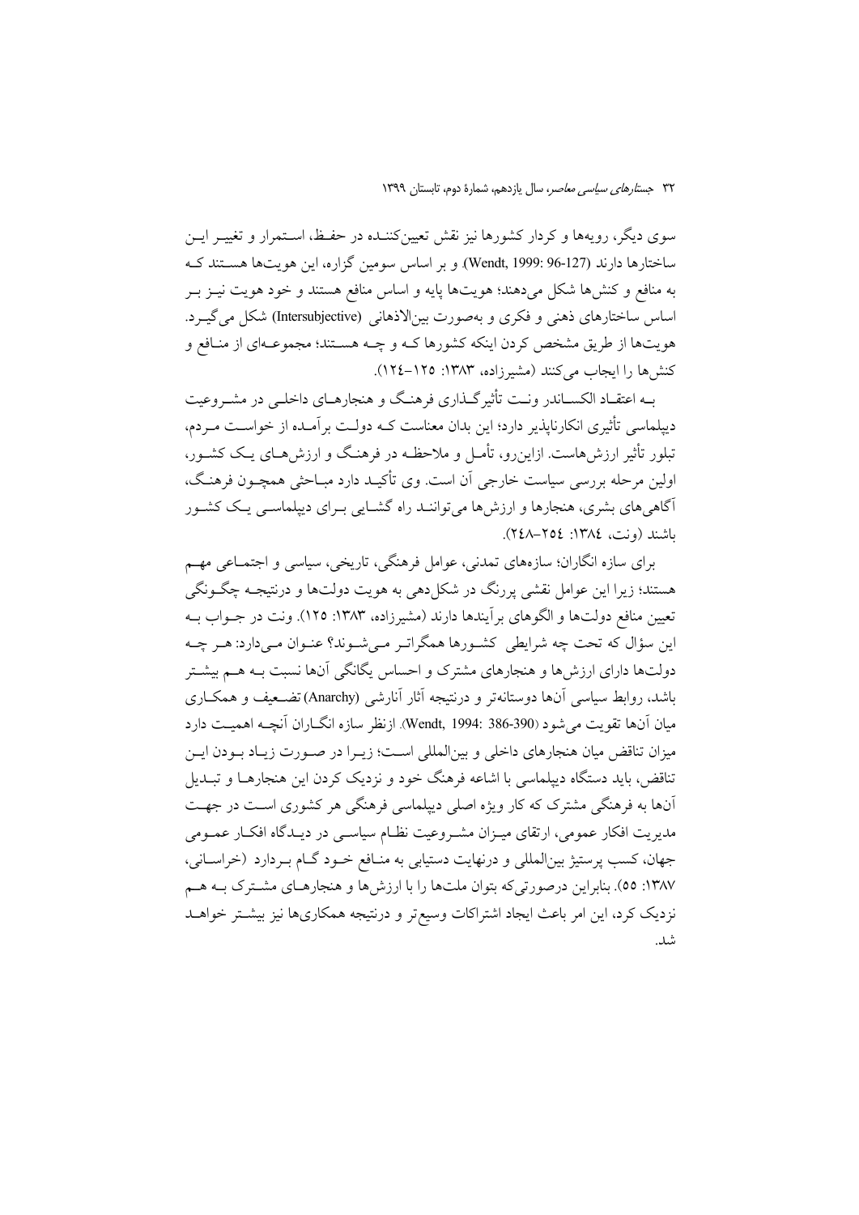سوی دیگر، رویه‌ها و کردار کشورها نیز نقش تعیین‌کننده در حفظ، استمرار و تغییر این ساختارها دارند (Wendt, 1999: 96-127). و بر اساس سومین گزاره، این هویت‌ها هستند که به منافع و کنش‌ها شکل می‌دهند؛ هویت‌ها پایه و اساس منافع هستند و خود هویت نیز بر اساس ساختارهای ذهنی و فکری و به‌صورت بین‌الاذهانی (Intersubjective) شکل می‌گیرد. هویت‌ها از طریق مشخص کردن اینکه کشورها که و چه هستند؛ مجموعه‌ای از منافع و کنش‌ها را ایجاب می‌کنند (مشیرزاده، ۱۳۸۳: ۱۲۵-۱۲٤).

به اعتقاد الکساندر ونت تأثیرگذاری فرهنگ و هنجارهای داخلی در مشروعیت دیپلماسی تأثیری انکارناپذیر دارد؛ این بدان معناست که دولت برآمده از خواست مردم، تبلور تأثیر ارزش‌هاست. ازاین‌رو، تأمل و ملاحظه در فرهنگ و ارزش‌های یک کشور، اولین مرحله بررسی سیاست خارجی آن است. وی تأکید دارد مباحثی همچون فرهنگ، آگاهی‌های بشری، هنجارها و ارزش‌ها می‌توانند راه گشایی برای دیپلماسی یک کشور باشند (ونت، ۱۳۸٤: ۲٥٤-۲٤۸).

برای سازه انگاران؛ سازه‌های تمدنی، عوامل فرهنگی، تاریخی، سیاسی و اجتماعی مهم هستند؛ زیرا این عوامل نقشی پررنگ در شکل‌دهی به هویت دولت‌ها و درنتیجه چگونگی تعیین منافع دولت‌ها و الگوهای برآیندها دارند (مشیرزاده، ۱۳۸۳: ۱۲٥). ونت در جواب به این سؤال که تحت چه شرایطی کشورها همگراتر می‌شوند؟ عنوان می‌دارد: هر چه دولت‌ها دارای ارزش‌ها و هنجارهای مشترک و احساس یگانگی آن‌ها نسبت به هم بیشتر باشد، روابط سیاسی آن‌ها دوستانه‌تر و درنتیجه آثار آنارشی (Anarchy) تضعیف و همکاری میان آن‌ها تقویت می‌شود (Wendt, 1994: 386-390). ازنظر سازه انگاران آنچه اهمیت دارد میزان تناقض میان هنجارهای داخلی و بین‌المللی است؛ زیرا در صورت زیاد بودن این تناقض، باید دستگاه دیپلماسی با اشاعه فرهنگ خود و نزدیک کردن این هنجارها و تبدیل آن‌ها به فرهنگی مشترک که کار ویژه اصلی دیپلماسی فرهنگی هر کشوری است در جهت مدیریت افکار عمومی، ارتقای میزان مشروعیت نظام سیاسی در دیدگاه افکار عمومی جهان، کسب پرستیژ بین‌المللی و درنهایت دستیابی به منافع خود گام بردارد (خراسانی، ۱۳۸۷: ٥٥). بنابراین درصورتی‌که بتوان ملت‌ها را با ارزش‌ها و هنجارهای مشترک به هم نزدیک کرد، این امر باعث ایجاد اشتراکات وسیع‌تر و درنتیجه همکاری‌ها نیز بیشتر خواهد شد.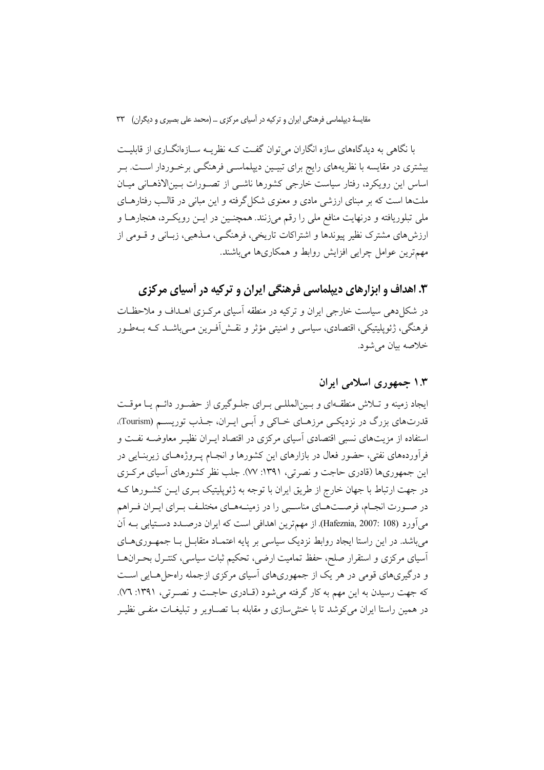با نگاهی به دیدگاه‌های سازه انگاران می‌توان گفت که نظریه سازه‌انگاری از قابلیت بیشتری در مقایسه با نظریه‌های رایج برای تبیین دیپلماسی فرهنگی برخوردار است. بر اساس این رویکرد، رفتار سیاست خارجی کشورها ناشی از تصورات بین‌الاذهانی میان ملت‌ها است که بر مبنای ارزشی مادی و معنوی شکل‌گرفته و این مبانی در قالب رفتارهای ملی تبلوریافته و درنهایت منافع ملی را رقم می‌زنند. همچنین در این رویکرد، هنجارها و ارزش‌های مشترک نظیر پیوندها و اشتراکات تاریخی، فرهنگی، مذهبی، زبانی و قومی از مهم‌ترین عوامل چرایی افزایش روابط و همکاری‌ها می‌باشند.

## ۳. اهداف و ابزارهای دیپلماسی فرهنگی ایران و ترکیه در آسیای مرکزی

در شکل‌دهی سیاست خارجی ایران و ترکیه در منطقه آسیای مرکزی اهداف و ملاحظات فرهنگی، ژئوپلیتیکی، اقتصادی، سیاسی و امنیتی مؤثر و نقش‌آفرین می‌باشد که به‌طور خلاصه بیان می‌شود.

### ۱.۳ جمهوری اسلامی ایران

ایجاد زمینه و تلاش منطقه‌ای و بین‌المللی برای جلوگیری از حضور دائم یا موقت قدرت‌های بزرگ در نزدیکی مرزهای خاکی و آبی ایران، جذب توریسم (Tourism)، استفاده از مزیت‌های نسبی اقتصادی آسیای مرکزی در اقتصاد ایران نظیر معاوضه نفت و فرآورده‌های نفتی، حضور فعال در بازارهای این کشورها و انجام پروژه‌های زیربنایی در این جمهوری‌ها (قادری حاجت و نصرتی، ۱۳۹۱: ۷۷). جلب نظر کشورهای آسیای مرکزی در جهت ارتباط با جهان خارج از طریق ایران با توجه به ژئوپلیتیک برتر ایران که در صورت انجام، فرصت‌های مناسبی را در زمینه‌های مختلف برای ایران فراهم می‌آورد (Hafeznia, 2007: 108). از مهم‌ترین اهدافی است که ایران درصدد دستیابی به آن می‌باشد. در این راستا ایجاد روابط نزدیک سیاسی بر پایه اعتماد متقابل با جمهوری‌های آسیای مرکزی و استقرار صلح، حفظ تمامیت ارضی، تحکیم ثبات سیاسی، کنترل بحران‌ها و درگیری‌های قومی در هر یک از جمهوری‌های آسیای مرکزی ازجمله راه‌حل‌هایی است که جهت رسیدن به این مهم به کار گرفته می‌شود (قادری حاجت و نصرتی، ۱۳۹۱: ۷۶). در همین راستا ایران می‌کوشد تا با خنثی‌سازی و مقابله با تصاویر و تبلیغات منفی نظیر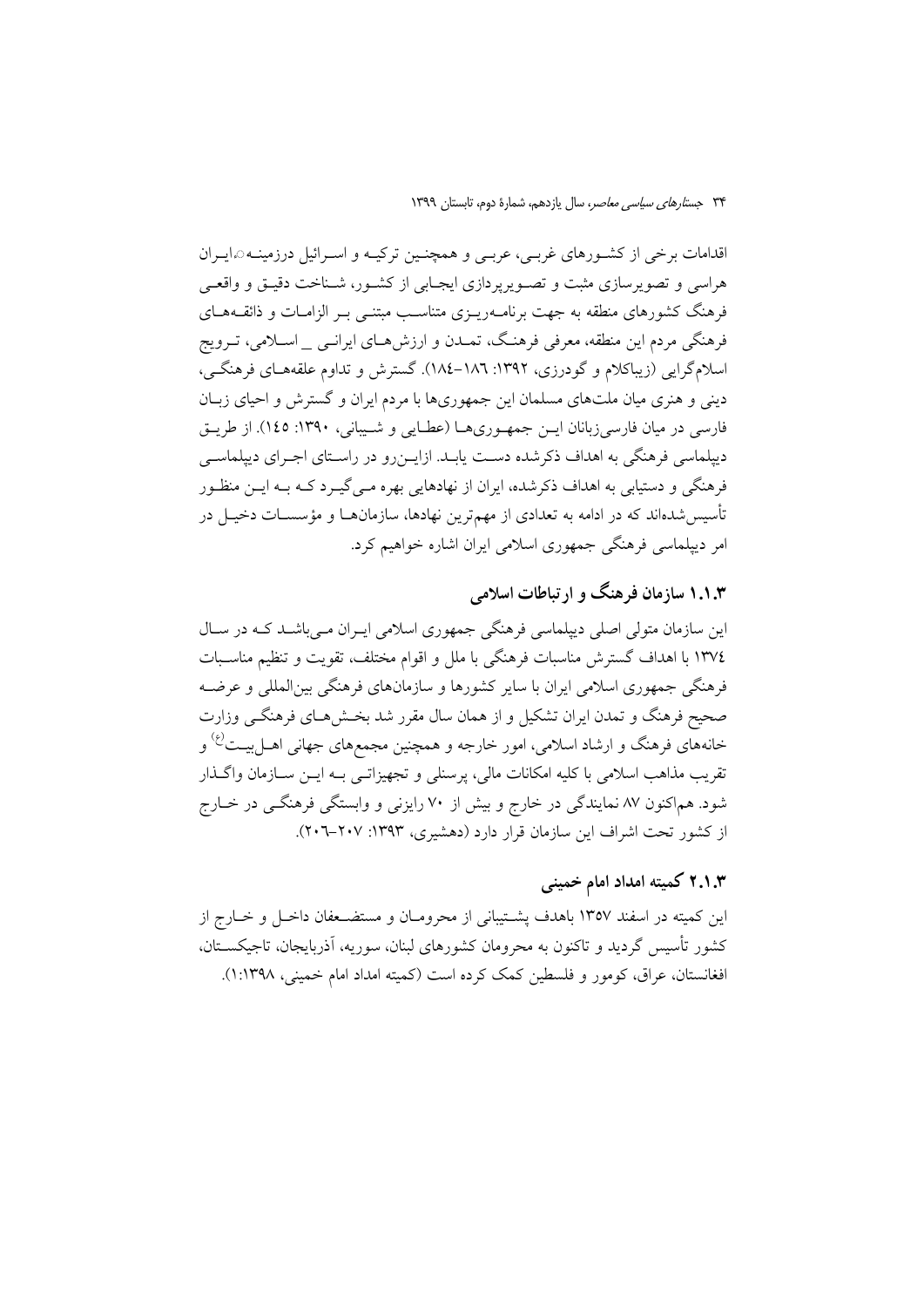اقدامات برخی از کشورهای غربی، عربی و همچنین ترکیه و اسرائیل درزمینه‌ی ایران هراسی و تصویرسازی مثبت و تصویرپردازی ایجابی از کشور، شناخت دقیق و واقعی فرهنگ کشورهای منطقه به جهت برنامه‌ریزی متناسب مبتنی بر الزامات و ذائقه‌های فرهنگی مردم این منطقه، معرفی فرهنگ، تمدن و ارزش‌های ایرانی _ اسلامی، ترویج اسلام‌گرایی (زیباکلام و گودرزی، ۱۳۹۲: ۱۸۶-۱۸۴). گسترش و تداوم علقه‌های فرهنگی، دینی و هنری میان ملت‌های مسلمان این جمهوری‌ها با مردم ایران و گسترش و احیای زبان فارسی در میان فارسی‌زبانان این جمهوری‌ها (عطایی و شیبانی، ۱۳۹۰: ۱۴۵). از طریق دیپلماسی فرهنگی به اهداف ذکرشده دست یابد. ازاین‌رو در راستای اجرای دیپلماسی فرهنگی و دستیابی به اهداف ذکرشده، ایران از نهادهایی بهره می‌گیرد که به این منظور تأسیس‌شده‌اند که در ادامه به تعدادی از مهم‌ترین نهادها، سازمان‌ها و مؤسسات دخیل در امر دیپلماسی فرهنگی جمهوری اسلامی ایران اشاره خواهیم کرد.

### ۱.۱.۳ سازمان فرهنگ و ارتباطات اسلامی

این سازمان متولی اصلی دیپلماسی فرهنگی جمهوری اسلامی ایران می‌باشد که در سال ۱۳۷۴ با اهداف گسترش مناسبات فرهنگی با ملل و اقوام مختلف، تقویت و تنظیم مناسبات فرهنگی جمهوری اسلامی ایران با سایر کشورها و سازمان‌های فرهنگی بین‌المللی و عرضه صحیح فرهنگ و تمدن ایران تشکیل و از همان سال مقرر شد بخش‌های فرهنگی وزارت خانه‌های فرهنگ و ارشاد اسلامی، امور خارجه و همچنین مجمع‌های جهانی اهل‌بیت(ع) و تقریب مذاهب اسلامی با کلیه امکانات مالی، پرسنلی و تجهیزاتی به این سازمان واگذار شود. هم‌اکنون ۸۷ نمایندگی در خارج و بیش از ۷۰ رایزنی و وابستگی فرهنگی در خارج از کشور تحت اشراف این سازمان قرار دارد (دهشیری، ۱۳۹۳: ۲۰۷-۲۰۶).

### ۲.۱.۳ کمیته امداد امام خمینی

این کمیته در اسفند ۱۳۵۷ باهدف پشتیبانی از محرومان و مستضعفان داخل و خارج از کشور تأسیس گردید و تاکنون به محرومان کشورهای لبنان، سوریه، آذربایجان، تاجیکستان، افغانستان، عراق، کومور و فلسطین کمک کرده است (کمیته امداد امام خمینی، ۱۳۹۸:۱).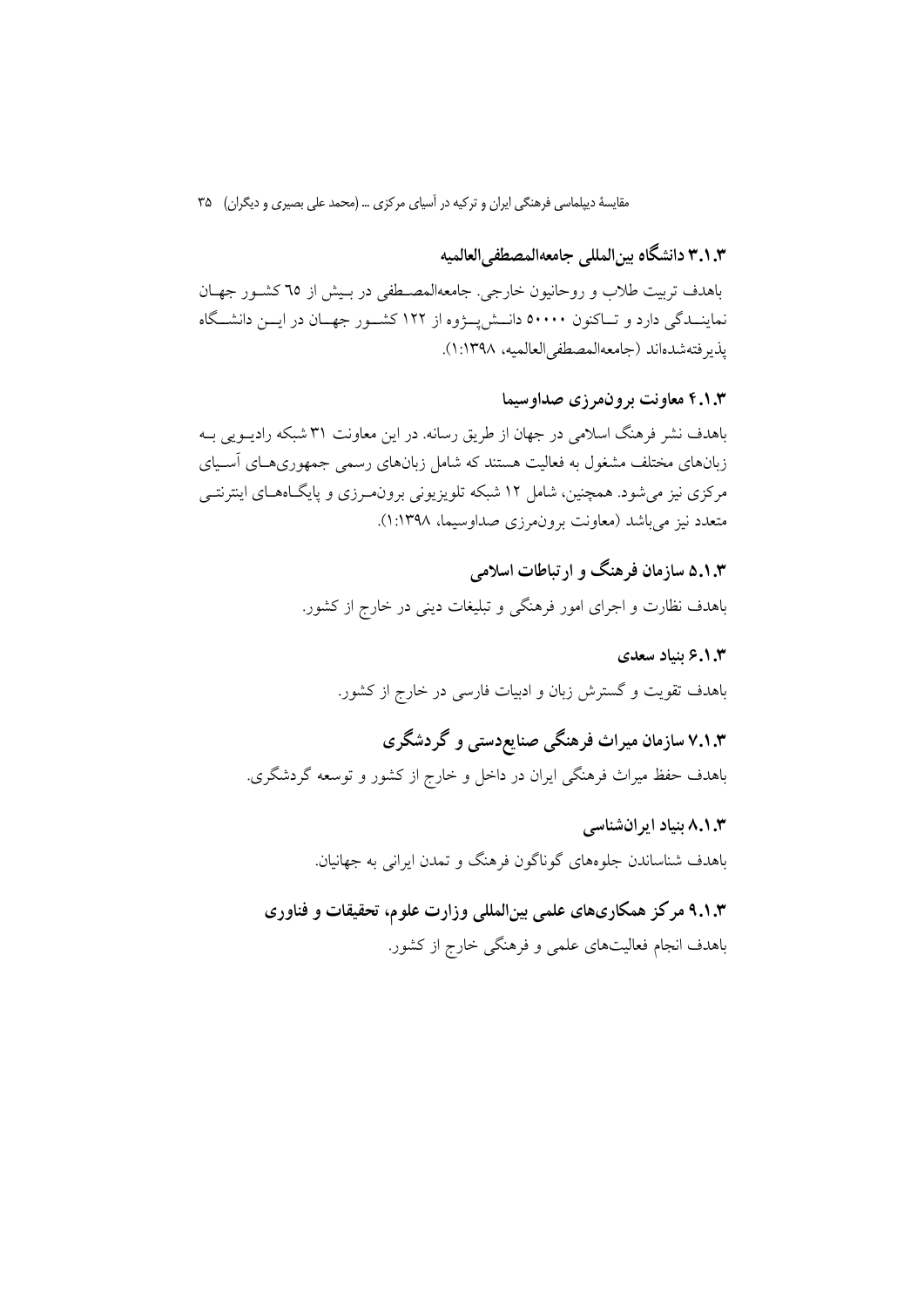### ۳.۱.۳ دانشگاه بین‌المللی جامعه‌المصطفی‌العالمیه

باهدف تربیت طلاب و روحانیون خارجی. جامعه‌المصطفی در بیش از ٦٥ کشور جهان نمایندگی دارد و تاکنون ۵۰۰۰۰ دانش‌پژوه از ۱۲۲ کشور جهان در این دانشگاه پذیرفته‌شده‌اند (جامعه‌المصطفی‌العالمیه، ۱:۱۳۹۸).

### ۴.۱.۳ معاونت برون‌مرزی صداوسیما

باهدف نشر فرهنگ اسلامی در جهان از طریق رسانه. در این معاونت ۳۱ شبکه رادیویی به زبان‌های مختلف مشغول به فعالیت هستند که شامل زبان‌های رسمی جمهوری‌های آسیای مرکزی نیز می‌شود. همچنین، شامل ۱۲ شبکه تلویزیونی برون‌مرزی و پایگاه‌های اینترنتی متعدد نیز می‌باشد (معاونت برون‌مرزی صداوسیما، ۱:۱۳۹۸).

### ۵.۱.۳ سازمان فرهنگ و ارتباطات اسلامی

باهدف نظارت و اجرای امور فرهنگی و تبلیغات دینی در خارج از کشور.

### ۶.۱.۳ بنیاد سعدی

باهدف تقویت و گسترش زبان و ادبیات فارسی در خارج از کشور.

### ۷.۱.۳ سازمان میراث فرهنگی صنایع‌دستی و گردشگری

باهدف حفظ میراث فرهنگی ایران در داخل و خارج از کشور و توسعه گردشگری.

### ۸.۱.۳ بنیاد ایران‌شناسی

باهدف شناساندن جلوه‌های گوناگون فرهنگ و تمدن ایرانی به جهانیان.

### ۹.۱.۳ مرکز همکاری‌های علمی بین‌المللی وزارت علوم، تحقیقات و فناوری

باهدف انجام فعالیت‌های علمی و فرهنگی خارج از کشور.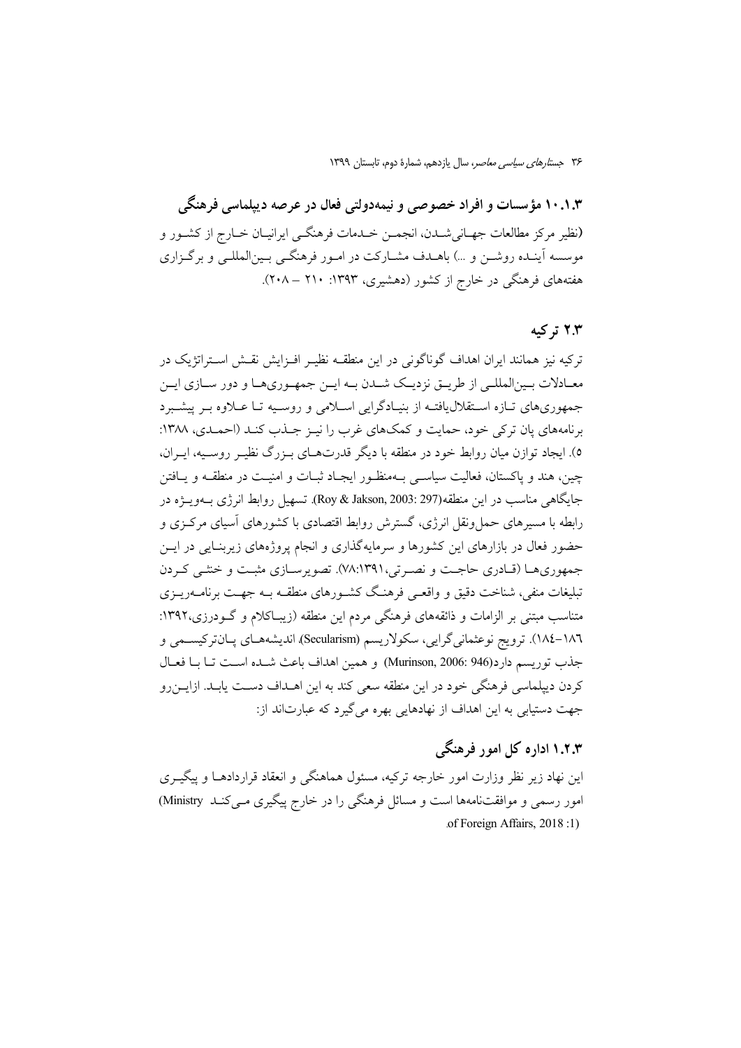### ۱۰.۱.۳ مؤسسات و افراد خصوصی و نیمه‌دولتی فعال در عرصه دیپلماسی فرهنگی

(نظیر مرکز مطالعات جهانی‌شدن، انجمن خدمات فرهنگی ایرانیان خارج از کشور و موسسه آینده روشن و ...) باهدف مشارکت در امور فرهنگی بین‌المللی و برگزاری هفته‌های فرهنگی در خارج از کشور (دهشیری، ۱۳۹۳: ۲۱۰ – ۲۰۸).

## ۲.۳ ترکیه

ترکیه نیز همانند ایران اهداف گوناگونی در این منطقه نظیر افزایش نقش استراتژیک در معادلات بین‌المللی از طریق نزدیک شدن به این جمهوری‌ها و دور سازی این جمهوری‌های تازه استقلال‌یافته از بنیادگرایی اسلامی و روسیه تا علاوه بر پیشبرد برنامه‌های پان ترکی خود، حمایت و کمک‌های غرب را نیز جذب کند (احمدی، ۱۳۸۸: ۵). ایجاد توازن میان روابط خود در منطقه با دیگر قدرت‌های بزرگ نظیر روسیه، ایران، چین، هند و پاکستان، فعالیت سیاسی به‌منظور ایجاد ثبات و امنیت در منطقه و یافتن جایگاهی مناسب در این منطقه(Roy & Jakson, 2003: 297). تسهیل روابط انرژی به‌ویژه در رابطه با مسیرهای حمل‌ونقل انرژی، گسترش روابط اقتصادی با کشورهای آسیای مرکزی و حضور فعال در بازارهای این کشورها و سرمایه‌گذاری و انجام پروژه‌های زیربنایی در این جمهوری‌ها (قادری حاجت و نصرتی،۱۳۹۱:۷۸). تصویرسازی مثبت و خنثی کردن تبلیغات منفی، شناخت دقیق و واقعی فرهنگ کشورهای منطقه به جهت برنامه‌ریزی متناسب مبتنی بر الزامات و ذائقه‌های فرهنگی مردم این منطقه (زیباکلام و گودرزی،۱۳۹۲: ۱۸٦–۱۸٤). ترویج نوعثمانی‌گرایی، سکولاریسم (Secularism)، اندیشه‌های پان‌ترکیسمی و جذب توریسم دارد(Murinson, 2006: 946) و همین اهداف باعث شده است تا با فعال کردن دیپلماسی فرهنگی خود در این منطقه سعی کند به این اهداف دست یابد. ازاین‌رو جهت دستیابی به این اهداف از نهادهایی بهره می‌گیرد که عبارت‌اند از:

### ۱.۲.۳ اداره کل امور فرهنگی

این نهاد زیر نظر وزارت امور خارجه ترکیه، مسئول هماهنگی و انعقاد قراردادها و پیگیری امور رسمی و موافقت‌نامه‌ها است و مسائل فرهنگی را در خارج پیگیری می‌کند (Ministry of Foreign Affairs, 2018 :1).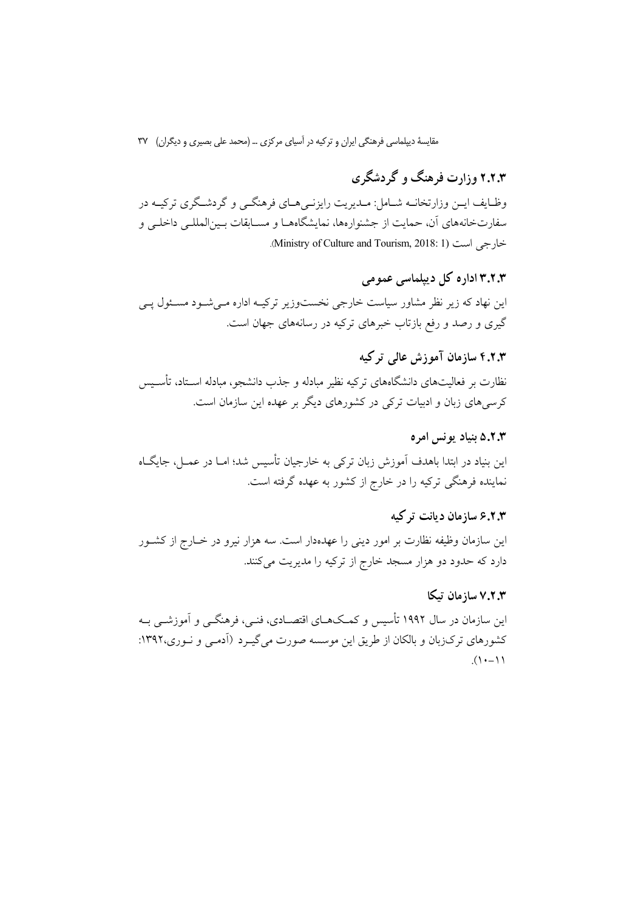### ۲.۲.۳ وزارت فرهنگ و گردشگری

وظـایف ایـن وزارتخانـه شـامل: مـدیریت رایزنـی‌هـای فرهنگـی و گردشـگری ترکیـه در سفارت‌خانه‌های آن، حمایت از جشنواره‌ها، نمایشگاه‌هـا و مسـابقات بـین‌المللـی داخلـی و خارجی است (Ministry of Culture and Tourism, 2018: 1).

### ۳.۲.۳ اداره کل دیپلماسی عمومی

این نهاد که زیر نظر مشاور سیاست خارجی نخست‌وزیر ترکیـه اداره مـی‌شـود مسـئول پـی گیری و رصد و رفع بازتاب خبرهای ترکیه در رسانه‌های جهان است.

### ۴.۲.۳ سازمان آموزش عالی ترکیه

نظارت بر فعالیت‌های دانشگاه‌های ترکیه نظیر مبادله و جذب دانشجو، مبادله اسـتاد، تأسـیس کرسی‌های زبان و ادبیات ترکی در کشورهای دیگر بر عهده این سازمان است.

### ۵.۲.۳ بنیاد یونس امره

این بنیاد در ابتدا باهدف آموزش زبان ترکی به خارجیان تأسیس شد؛ امـا در عمـل، جایگـاه نماینده فرهنگی ترکیه را در خارج از کشور به عهده گرفته است.

### ۶.۲.۳ سازمان دیانت ترکیه

این سازمان وظیفه نظارت بر امور دینی را عهده‌دار است. سه هزار نیرو در خـارج از کشـور دارد که حدود دو هزار مسجد خارج از ترکیه را مدیریت می‌کنند.

### ۷.۲.۳ سازمان تیکا

این سازمان در سال ۱۹۹۲ تأسیس و کمـک‌هـای اقتصـادی، فنـی، فرهنگـی و آموزشـی بـه کشورهای ترک‌زبان و بالکان از طریق این موسسه صورت می‌گیـرد (آدمـی و نـوری،۱۳۹۲: ۱۱-۱۰).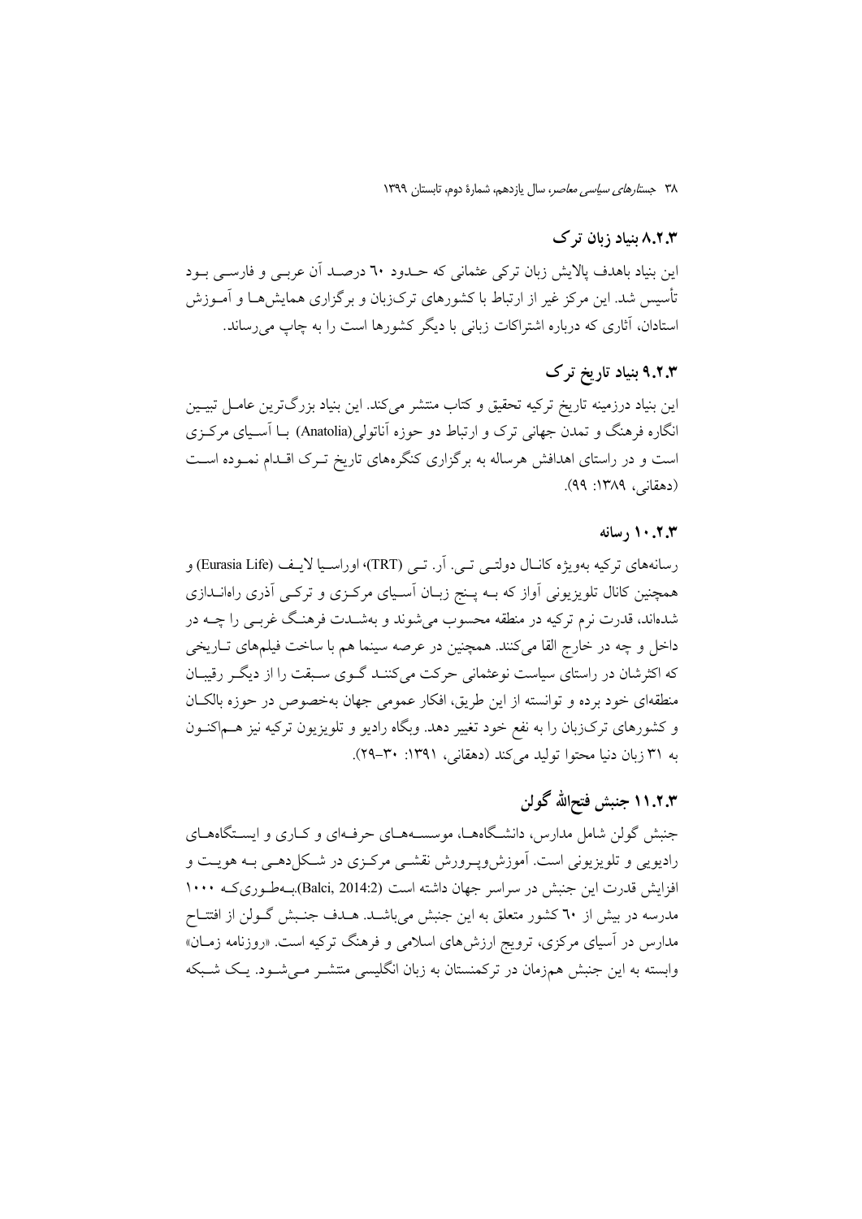### ۸.۲.۳ بنیاد زبان ترک

این بنیاد باهدف پالایش زبان ترکی عثمانی که حـدود ٦٠ درصـد آن عربـی و فارسـی بـود تأسیس شد. این مرکز غیر از ارتباط با کشورهای ترک‌زبان و برگزاری همایش‌هـا و آمـوزش استادان، آثاری که درباره اشتراکات زبانی با دیگر کشورها است را به چاپ می‌رساند.

### ۹.۲.۳ بنیاد تاریخ ترک

این بنیاد درزمینه تاریخ ترکیه تحقیق و کتاب منتشر می‌کند. این بنیاد بزرگ‌ترین عامـل تبیـین انگاره فرهنگ و تمدن جهانی ترک و ارتباط دو حوزه آناتولی(Anatolia) بـا آسـیای مرکـزی است و در راستای اهدافش هرساله به برگزاری کنگره‌های تاریخ تـرک اقـدام نمـوده اسـت (دهقانی، ۱۳۸۹: ۹۹).

### ۱۰.۲.۳ رسانه

رسانه‌های ترکیه به‌ویژه کانـال دولتـی تـی. آر. تـی (TRT)، اوراسـیا لایـف (Eurasia Life) و همچنین کانال تلویزیونی آواز که بـه پـنج زبـان آسـیای مرکـزی و ترکـی آذری راه‌انـدازی شده‌اند، قدرت نرم ترکیه در منطقه محسوب می‌شوند و به‌شـدت فرهنـگ غربـی را چـه در داخل و چه در خارج القا می‌کنند. همچنین در عرصه سینما هم با ساخت فیلم‌های تـاریخی که اکثرشان در راستای سیاست نوعثمانی حرکت می‌کننـد گـوی سـبقت را از دیگـر رقیبـان منطقه‌ای خود برده و توانسته از این طریق، افکار عمومی جهان به‌خصوص در حوزه بالکـان و کشورهای ترک‌زبان را به نفع خود تغییر دهد. وبگاه رادیو و تلویزیون ترکیه نیز هـم‌اکنـون به ۳۱ زبان دنیا محتوا تولید می‌کند (دهقانی، ۱۳۹۱: ۳۰-۲۹).

### ۱۱.۲.۳ جنبش فتح‌الله گولن

جنبش گولن شامل مدارس، دانشـگاه‌هـا، موسسـه‌هـای حرفـه‌ای و کـاری و ایسـتگاه‌هـای رادیویی و تلویزیونی است. آموزش‌وپـرورش نقشـی مرکـزی در شـکل‌دهـی بـه هویـت و افزایش قدرت این جنبش در سراسر جهان داشته است (Balci, 2014:2).بـه‌طـوری‌کـه ۱۰۰۰ مدرسه در بیش از ٦٠ کشور متعلق به این جنبش می‌باشـد. هـدف جنـبش گـولن از افتتـاح مدارس در آسیای مرکزی، ترویج ارزش‌های اسلامی و فرهنگ ترکیه است. «روزنامه زمـان» وابسته به این جنبش هم‌زمان در ترکمنستان به زبان انگلیسی منتشـر مـی‌شـود. یـک شـبکه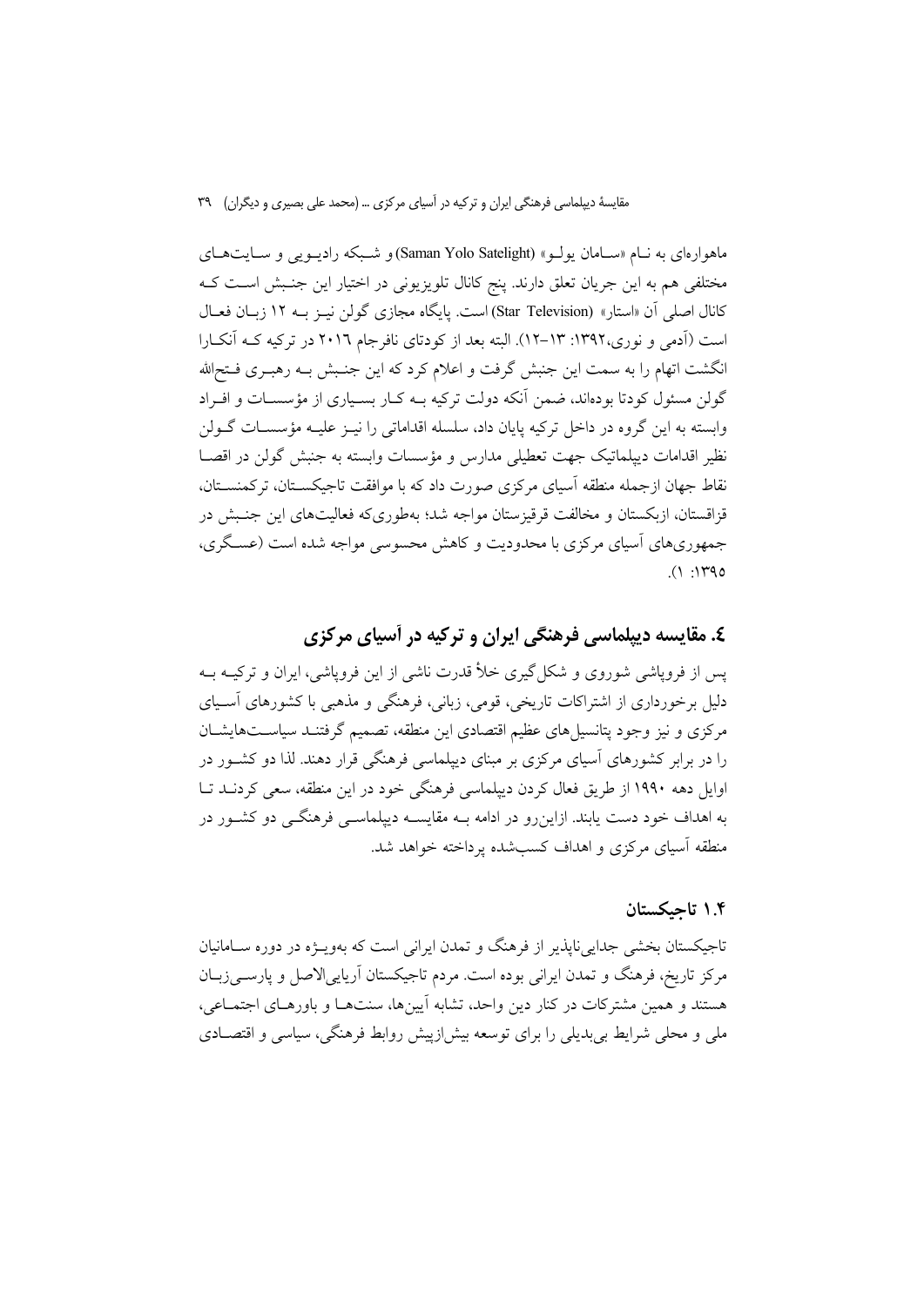ماهواره‌ای به نـام «سـامان یولـو» (Saman Yolo Satelight) و شـبکه رادیـویی و سـایت‌هـای مختلفی هم به این جریان تعلق دارند. پنج کانال تلویزیونی در اختیار این جنـبش اسـت کـه کانال اصلی آن «استار» (Star Television) است. پایگاه مجازی گولن نیـز بـه ۱۲ زبـان فعـال است (آدمی و نوری،۱۳۹۲: ۱۳-۱۲). البته بعد از کودتای نافرجام ۲۰۱۶ در ترکیه کـه آنکـارا انگشت اتهام را به سمت این جنبش گرفت و اعلام کرد که این جنـبش بـه رهبـری فـتح‌الله گولن مسئول کودتا بوده‌اند، ضمن آنکه دولت ترکیه بـه کـار بسـیاری از مؤسسـات و افـراد وابسته به این گروه در داخل ترکیه پایان داد، سلسله اقداماتی را نیـز علیـه مؤسسـات گـولن نظیر اقدامات دیپلماتیک جهت تعطیلی مدارس و مؤسسات وابسته به جنبش گولن در اقصـا نقاط جهان ازجمله منطقه آسیای مرکزی صورت داد که با موافقت تاجیکسـتان، ترکمنسـتان، قزاقستان، ازبکستان و مخالفت قرقیزستان مواجه شد؛ به‌طوری‌که فعالیت‌های این جنـبش در جمهوری‌های آسیای مرکزی با محدودیت و کاهش محسوسی مواجه شده است (عسـگری، ۱۳۹۵: ۱).

## ٤. مقایسه دیپلماسی فرهنگی ایران و ترکیه در آسیای مرکزی

پس از فروپاشی شوروی و شکل‌گیری خلأ قدرت ناشی از این فروپاشی، ایران و ترکیـه بـه دلیل برخورداری از اشتراکات تاریخی، قومی، زبانی، فرهنگی و مذهبی با کشورهای آسـیای مرکزی و نیز وجود پتانسیل‌های عظیم اقتصادی این منطقه، تصمیم گرفتنـد سیاسـت‌هایشـان را در برابر کشورهای آسیای مرکزی بر مبنای دیپلماسی فرهنگی قرار دهند. لذا دو کشـور در اوایل دهه ۱۹۹۰ از طریق فعال کردن دیپلماسی فرهنگی خود در این منطقه، سعی کردنـد تـا به اهداف خود دست یابند. ازاین‌رو در ادامه بـه مقایسـه دیپلماسـی فرهنگـی دو کشـور در منطقه آسیای مرکزی و اهداف کسب‌شده پرداخته خواهد شد.

### ۱.۴ تاجیکستان

تاجیکستان بخشی جدایی‌ناپذیر از فرهنگ و تمدن ایرانی است که به‌ویـژه در دوره سـامانیان مرکز تاریخ، فرهنگ و تمدن ایرانی بوده است. مردم تاجیکستان آریایی‌الاصل و پارسـی‌زبـان هستند و همین مشترکات در کنار دین واحد، تشابه آیین‌ها، سنت‌هـا و باورهـای اجتمـاعی، ملی و محلی شرایط بی‌بدیلی را برای توسعه بیش‌ازپیش روابط فرهنگی، سیاسی و اقتصـادی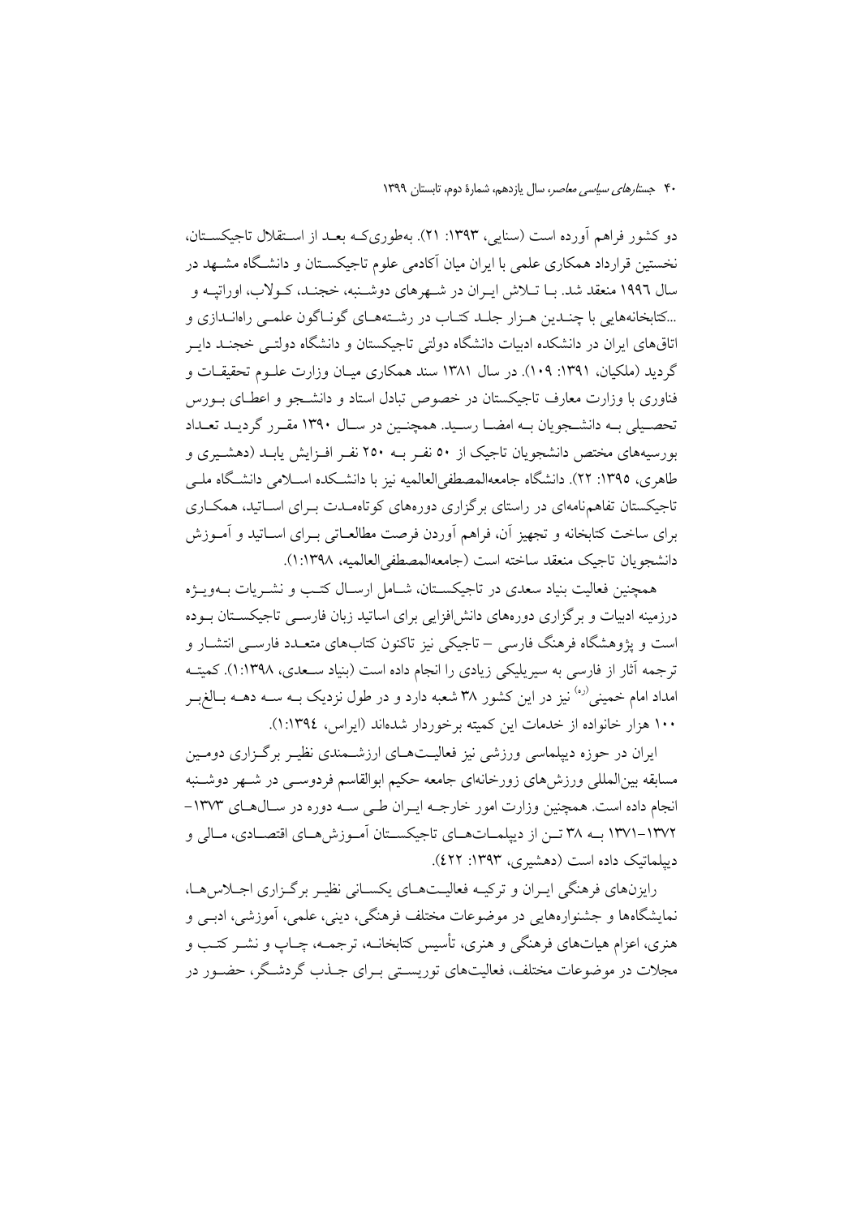دو کشور فراهم آورده است (سنایی، ۱۳۹۳: ۲۱). به‌طوری‌که بعد از استقلال تاجیکستان، نخستین قرارداد همکاری علمی با ایران میان آکادمی علوم تاجیکستان و دانشگاه مشهد در سال ۱۹۹۶ منعقد شد. با تلاش ایران در شهرهای دوشنبه، خجند، کولاب، اوراتپه و ...کتابخانه‌هایی با چندین هزار جلد کتاب در رشته‌های گوناگون علمی راه‌اندازی و اتاق‌های ایران در دانشکده ادبیات دانشگاه دولتی تاجیکستان و دانشگاه دولتی خجند دایر گردید (ملکیان، ۱۳۹۱: ۱۰۹). در سال ۱۳۸۱ سند همکاری میان وزارت علوم تحقیقات و فناوری با وزارت معارف تاجیکستان در خصوص تبادل استاد و دانشجو و اعطای بورس تحصیلی به دانشجویان به امضا رسید. همچنین در سال ۱۳۹۰ مقرر گردید تعداد بورسیه‌های مختص دانشجویان تاجیک از ۵۰ نفر به ۲۵۰ نفر افزایش یابد (دهشیری و طاهری، ۱۳۹۵: ۲۲). دانشگاه جامعه‌المصطفی‌العالمیه نیز با دانشکده اسلامی دانشگاه ملی تاجیکستان تفاهم‌نامه‌ای در راستای برگزاری دوره‌های کوتاه‌مدت برای اساتید، همکاری برای ساخت کتابخانه و تجهیز آن، فراهم آوردن فرصت مطالعاتی برای اساتید و آموزش دانشجویان تاجیک منعقد ساخته است (جامعه‌المصطفی‌العالمیه، ۱۳۹۸:۱).

همچنین فعالیت بنیاد سعدی در تاجیکستان، شامل ارسال کتب و نشریات به‌ویژه درزمینه ادبیات و برگزاری دوره‌های دانش‌افزایی برای اساتید زبان فارسی تاجیکستان بوده است و پژوهشگاه فرهنگ فارسی – تاجیکی نیز تاکنون کتاب‌های متعدد فارسی انتشار و ترجمه آثار از فارسی به سیریلیکی زیادی را انجام داده است (بنیاد سعدی، ۱۳۹۸:۱). کمیته امداد امام خمینی(ره) نیز در این کشور ۳۸ شعبه دارد و در طول نزدیک به سه دهه بالغ‌بر ۱۰۰ هزار خانواده از خدمات این کمیته برخوردار شده‌اند (ایراس، ۱۳۹۴:۱).

ایران در حوزه دیپلماسی ورزشی نیز فعالیت‌های ارزشمندی نظیر برگزاری دومین مسابقه بین‌المللی ورزش‌های زورخانه‌ای جامعه حکیم ابوالقاسم فردوسی در شهر دوشنبه انجام داده است. همچنین وزارت امور خارجه ایران طی سه دوره در سال‌های ۱۳۷۳–۱۳۷۲–۱۳۷۱ به ۳۸ تن از دیپلمات‌های تاجیکستان آموزش‌های اقتصادی، مالی و دیپلماتیک داده است (دهشیری، ۱۳۹۳: ۴۲۲).

رایزن‌های فرهنگی ایران و ترکیه فعالیت‌های یکسانی نظیر برگزاری اجلاس‌ها، نمایشگاه‌ها و جشنواره‌هایی در موضوعات مختلف فرهنگی، دینی، علمی، آموزشی، ادبی و هنری، اعزام هیات‌های فرهنگی و هنری، تأسیس کتابخانه، ترجمه، چاپ و نشر کتب و مجلات در موضوعات مختلف، فعالیت‌های توریستی برای جذب گردشگر، حضور در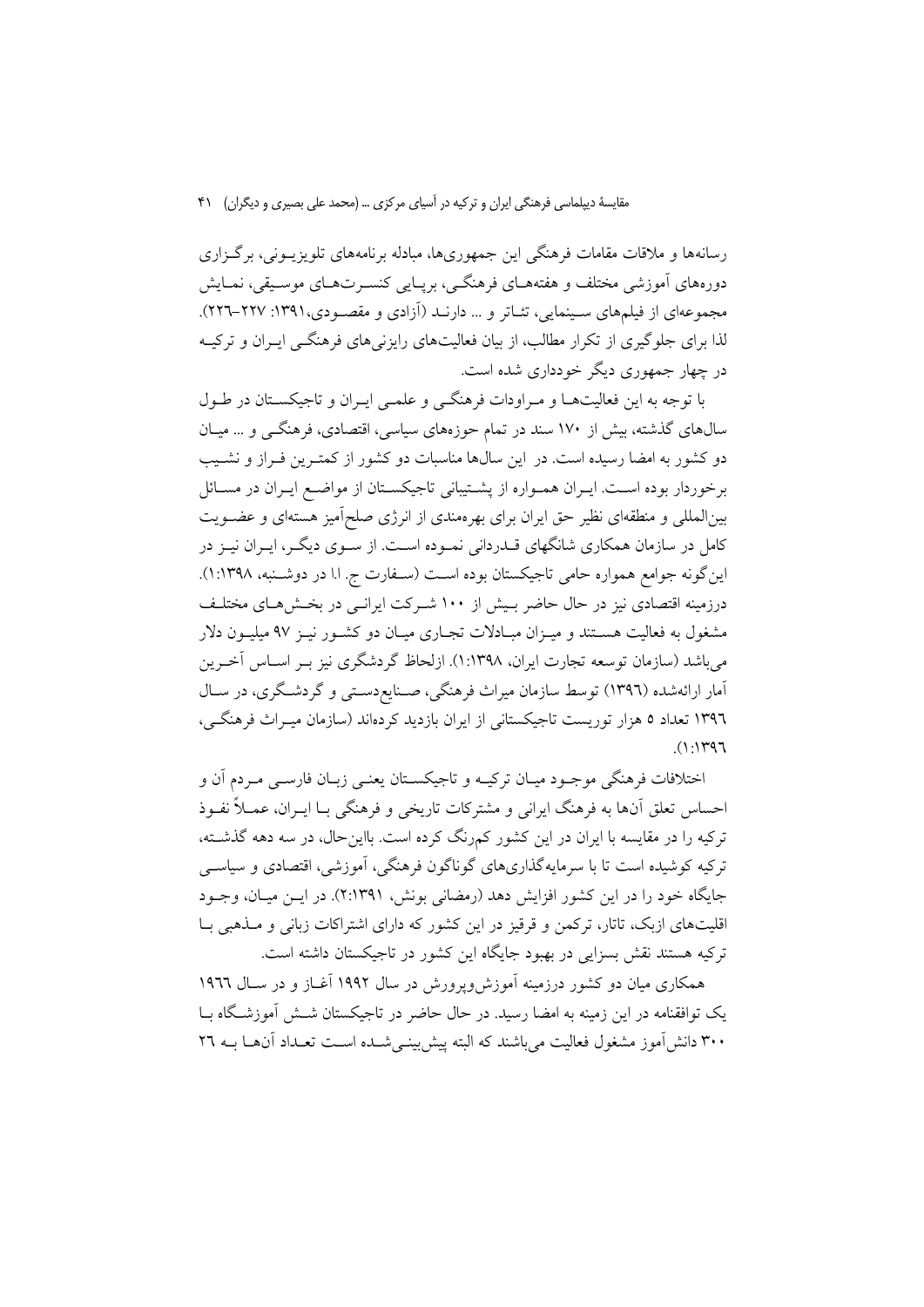رسانه‌ها و ملاقات مقامات فرهنگی این جمهوری‌ها، مبادله برنامه‌های تلویزیونی، برگزاری دوره‌های آموزشی مختلف و هفته‌های فرهنگی، برپایی کنسرت‌های موسیقی، نمایش مجموعه‌ای از فیلم‌های سینمایی، تئاتر و ... دارند (آزادی و مقصودی،۱۳۹۱: ۲۲۷–۲۲۶). لذا برای جلوگیری از تکرار مطالب، از بیان فعالیت‌های رایزنی‌های فرهنگی ایران و ترکیه در چهار جمهوری دیگر خودداری شده است.

با توجه به این فعالیت‌ها و مراودات فرهنگی و علمی ایران و تاجیکستان در طول سال‌های گذشته، بیش از ۱۷۰ سند در تمام حوزه‌های سیاسی، اقتصادی، فرهنگی و ... میان دو کشور به امضا رسیده است. در این سال‌ها مناسبات دو کشور از کمترین فراز و نشیب برخوردار بوده است. ایران همواره از پشتیبانی تاجیکستان از مواضع ایران در مسائل بین‌المللی و منطقه‌ای نظیر حق ایران برای بهره‌مندی از انرژی صلح‌آمیز هسته‌ای و عضویت کامل در سازمان همکاری شانگهای قدردانی نموده است. از سوی دیگر، ایران نیز در این‌گونه جوامع همواره حامی تاجیکستان بوده است (سفارت ج. ا.ا در دوشنبه، ۱:۱۳۹۸). درزمینه اقتصادی نیز در حال حاضر بیش از ۱۰۰ شرکت ایرانی در بخش‌های مختلف مشغول به فعالیت هستند و میزان مبادلات تجاری میان دو کشور نیز ۹۷ میلیون دلار می‌باشد (سازمان توسعه تجارت ایران، ۱:۱۳۹۸). ازلحاظ گردشگری نیز بر اساس آخرین آمار ارائه‌شده (۱۳۹۶) توسط سازمان میراث فرهنگی، صنایع‌دستی و گردشگری، در سال ۱۳۹۶ تعداد ۵ هزار توریست تاجیکستانی از ایران بازدید کرده‌اند (سازمان میراث فرهنگی، ۱:۱۳۹۶).

اختلافات فرهنگی موجود میان ترکیه و تاجیکستان یعنی زبان فارسی مردم آن و احساس تعلق آن‌ها به فرهنگ ایرانی و مشترکات تاریخی و فرهنگی با ایران، عملاً نفوذ ترکیه را در مقایسه با ایران در این کشور کم‌رنگ کرده است. بااین‌حال، در سه دهه گذشته، ترکیه کوشیده است تا با سرمایه‌گذاری‌های گوناگون فرهنگی، آموزشی، اقتصادی و سیاسی جایگاه خود را در این کشور افزایش دهد (رمضانی بونش، ۲:۱۳۹۱). در این میان، وجود اقلیت‌های ازبک، تاتار، ترکمن و قرقیز در این کشور که دارای اشتراکات زبانی و مذهبی با ترکیه هستند نقش بسزایی در بهبود جایگاه این کشور در تاجیکستان داشته است.

همکاری میان دو کشور درزمینه آموزش‌وپرورش در سال ۱۹۹۲ آغاز و در سال ۱۹۶۶ یک توافقنامه در این زمینه به امضا رسید. در حال حاضر در تاجیکستان شش آموزشگاه با ۳۰۰ دانش‌آموز مشغول فعالیت می‌باشند که البته پیش‌بینی‌شده است تعداد آن‌ها به ۲۶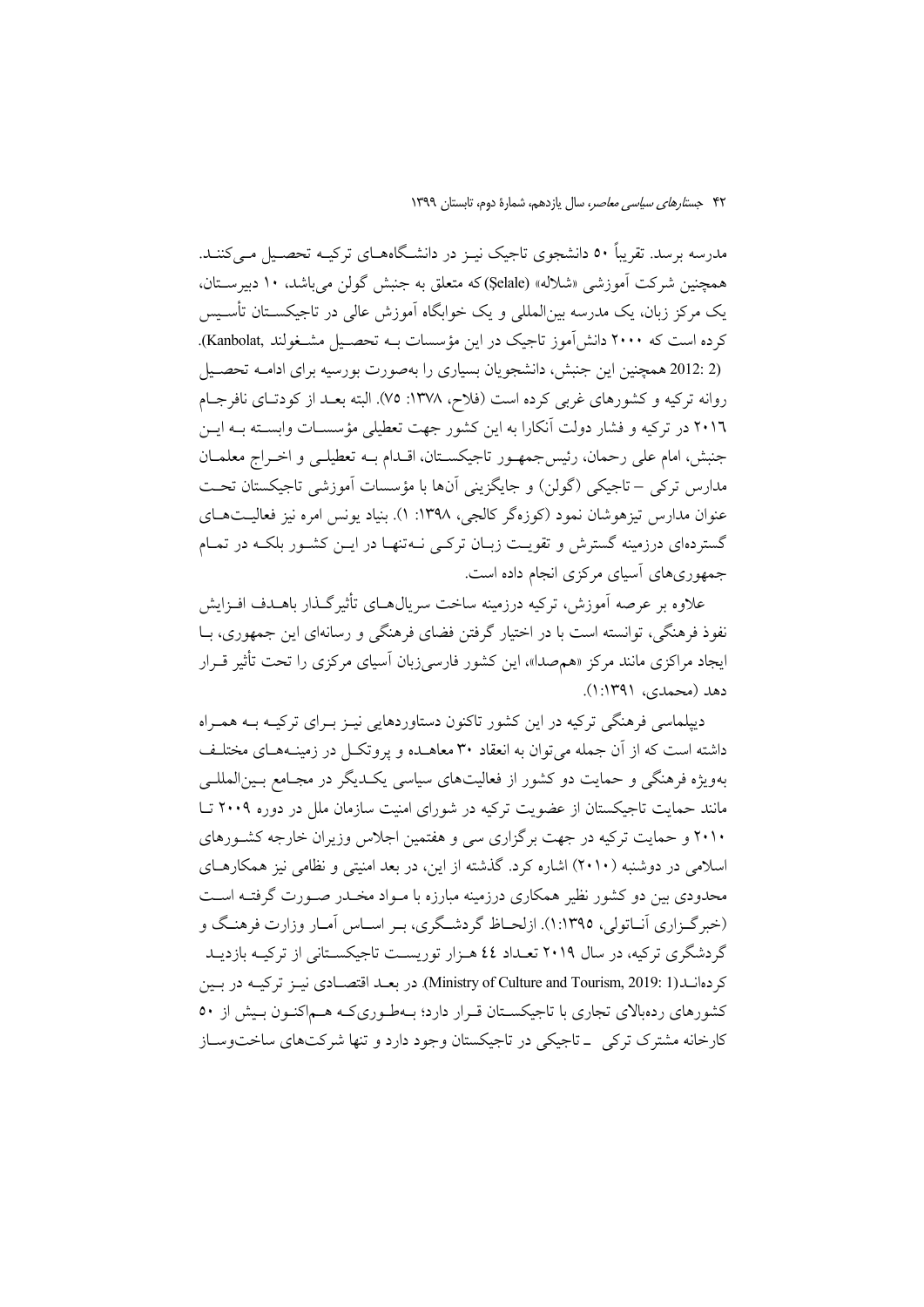مدرسه برسد. تقریباً ۵۰ دانشجوی تاجیک نیز در دانشگاه‌های ترکیه تحصیل می‌کنند. همچنین شرکت آموزشی «شلاله» (Şelale) که متعلق به جنبش گولن می‌باشد، ۱۰ دبیرستان، یک مرکز زبان، یک مدرسه بین‌المللی و یک خوابگاه آموزش عالی در تاجیکستان تأسیس کرده است که ۲۰۰۰ دانش‌آموز تاجیک در این مؤسسات به تحصیل مشغولند (Kanbolat, 2012: 2). همچنین این جنبش، دانشجویان بسیاری را به‌صورت بورسیه برای ادامه تحصیل روانه ترکیه و کشورهای غربی کرده است (فلاح، ۱۳۷۸: ۷۵). البته بعد از کودتای نافرجام ۲۰۱۶ در ترکیه و فشار دولت آنکارا به این کشور جهت تعطیلی مؤسسات وابسته به این جنبش، امام علی رحمان، رئیس‌جمهور تاجیکستان، اقدام به تعطیلی و اخراج معلمان مدارس ترکی – تاجیکی (گولن) و جایگزینی آن‌ها با مؤسسات آموزشی تاجیکستان تحت عنوان مدارس تیزهوشان نمود (کوزه‌گر کالجی، ۱۳۹۸: ۱). بنیاد یونس امره نیز فعالیت‌های گسترده‌ای درزمینه گسترش و تقویت زبان ترکی نه‌تنها در این کشور بلکه در تمام جمهوری‌های آسیای مرکزی انجام داده است.

علاوه بر عرصه آموزش، ترکیه درزمینه ساخت سریال‌های تأثیرگذار باهدف افزایش نفوذ فرهنگی، توانسته است با در اختیار گرفتن فضای فرهنگی و رسانه‌ای این جمهوری، با ایجاد مراکزی مانند مرکز «هم‌صدا»، این کشور فارسی‌زبان آسیای مرکزی را تحت تأثیر قرار دهد (محمدی، ۱۳۹۱:۱).

دیپلماسی فرهنگی ترکیه در این کشور تاکنون دستاوردهایی نیز برای ترکیه به همراه داشته است که از آن جمله می‌توان به انعقاد ۳۰ معاهده و پروتکل در زمینه‌های مختلف به‌ویژه فرهنگی و حمایت دو کشور از فعالیت‌های سیاسی یکدیگر در مجامع بین‌المللی مانند حمایت تاجیکستان از عضویت ترکیه در شورای امنیت سازمان ملل در دوره ۲۰۰۹ تا ۲۰۱۰ و حمایت ترکیه در جهت برگزاری سی و هفتمین اجلاس وزیران خارجه کشورهای اسلامی در دوشنبه (۲۰۱۰) اشاره کرد. گذشته از این، در بعد امنیتی و نظامی نیز همکارهای محدودی بین دو کشور نظیر همکاری درزمینه مبارزه با مواد مخدر صورت گرفته است (خبرگزاری آناتولی، ۱۳۹۵:۱). ازلحاظ گردشگری، بر اساس آمار وزارت فرهنگ و گردشگری ترکیه، در سال ۲۰۱۹ تعداد ٤٤ هزار توریست تاجیکستانی از ترکیه بازدید کرده‌اند (Ministry of Culture and Tourism, 2019: 1). در بعد اقتصادی نیز ترکیه در بین کشورهای رده‌بالای تجاری با تاجیکستان قرار دارد؛ به‌طوری‌که هم‌اکنون بیش از ۵۰ کارخانه مشترک ترکی ـ تاجیکی در تاجیکستان وجود دارد و تنها شرکت‌های ساخت‌وساز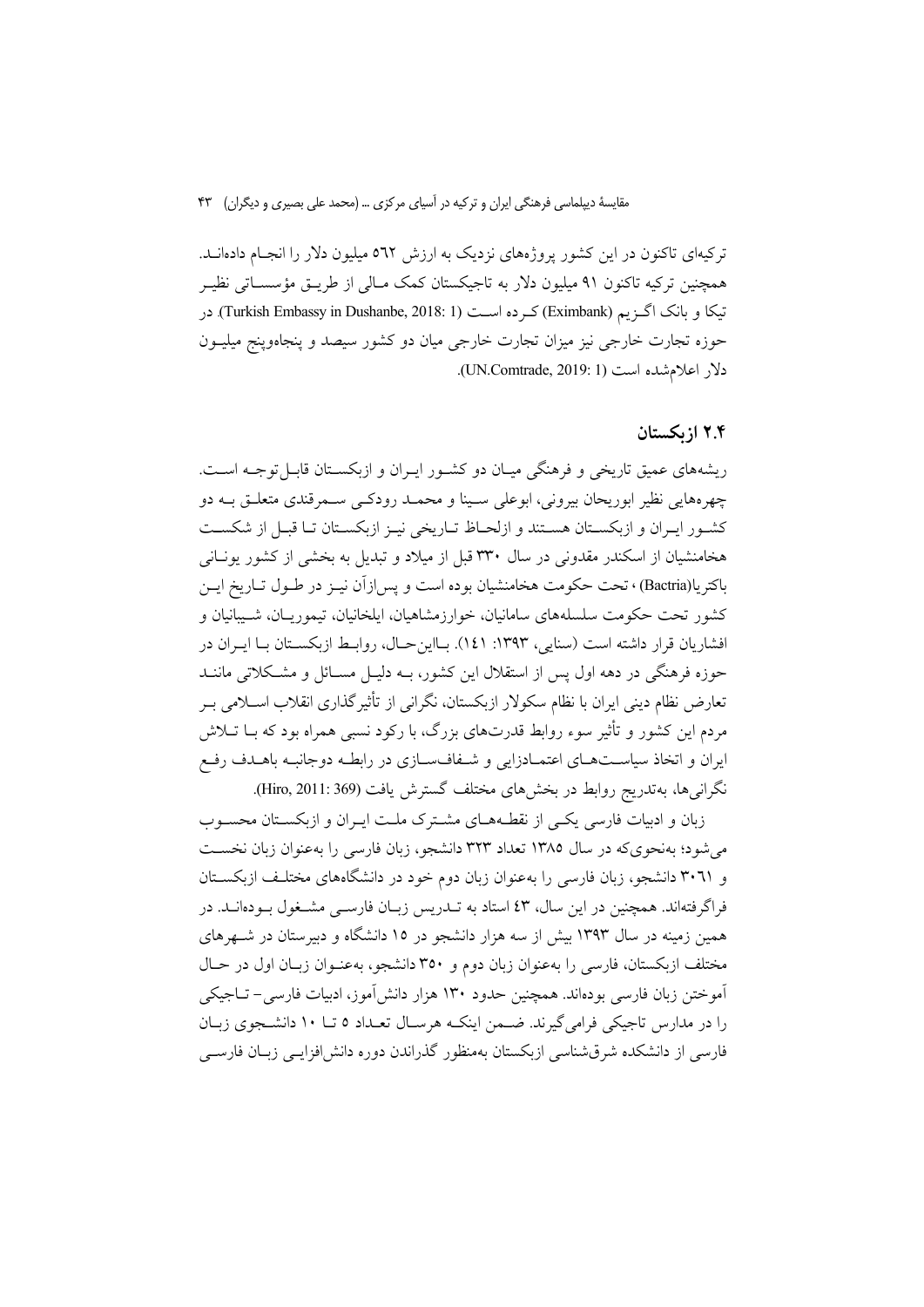ترکیه‌ای تاکنون در این کشور پروژه‌های نزدیک به ارزش ٥٦٢ میلیون دلار را انجام داده‌اند. همچنین ترکیه تاکنون ۹۱ میلیون دلار به تاجیکستان کمک مالی از طریق مؤسساتی نظیر تیکا و بانک اگزیم (Eximbank) کرده است (Turkish Embassy in Dushanbe, 2018: 1). در حوزه تجارت خارجی نیز میزان تجارت خارجی میان دو کشور سیصد و پنجاه‌وپنج میلیون دلار اعلام‌شده است (UN.Comtrade, 2019: 1).

## ۲.۴ ازبکستان

ریشه‌های عمیق تاریخی و فرهنگی میان دو کشور ایران و ازبکستان قابل‌توجه است. چهره‌هایی نظیر ابوریحان بیرونی، ابوعلی سینا و محمد رودکی سمرقندی متعلق به دو کشور ایران و ازبکستان هستند و ازلحاظ تاریخی نیز ازبکستان تا قبل از شکست هخامنشیان از اسکندر مقدونی در سال ۳۳۰ قبل از میلاد و تبدیل به بخشی از کشور یونانی باکتریا(Bactria) ، تحت حکومت هخامنشیان بوده است و پس‌ازآن نیز در طول تاریخ این کشور تحت حکومت سلسله‌های سامانیان، خوارزمشاهیان، ایلخانیان، تیموریان، شیبانیان و افشاریان قرار داشته است (سنایی، ۱۳۹۳: ۱٤۱). بااین‌حال، روابط ازبکستان با ایران در حوزه فرهنگی در دهه اول پس از استقلال این کشور، به دلیل مسائل و مشکلاتی مانند تعارض نظام دینی ایران با نظام سکولار ازبکستان، نگرانی از تأثیرگذاری انقلاب اسلامی بر مردم این کشور و تأثیر سوء روابط قدرت‌های بزرگ، با رکود نسبی همراه بود که با تلاش ایران و اتخاذ سیاست‌های اعتمادزایی و شفاف‌سازی در رابطه دوجانبه باهدف رفع نگرانی‌ها، به‌تدریج روابط در بخش‌های مختلف گسترش یافت (Hiro, 2011: 369).

زبان و ادبیات فارسی یکی از نقطه‌های مشترک ملت ایران و ازبکستان محسوب می‌شود؛ به‌نحوی‌که در سال ۱۳۸۵ تعداد ۳۲۳ دانشجو، زبان فارسی را به‌عنوان زبان نخست و ۳۰٦۱ دانشجو، زبان فارسی را به‌عنوان زبان دوم خود در دانشگاه‌های مختلف ازبکستان فراگرفته‌اند. همچنین در این سال، ٤۳ استاد به تدریس زبان فارسی مشغول بوده‌اند. در همین زمینه در سال ۱۳۹۳ بیش از سه هزار دانشجو در ۱۵ دانشگاه و دبیرستان در شهرهای مختلف ازبکستان، فارسی را به‌عنوان زبان دوم و ۳۵۰ دانشجو، به‌عنوان زبان اول در حال آموختن زبان فارسی بوده‌اند. همچنین حدود ۱۳۰ هزار دانش‌آموز، ادبیات فارسی– تاجیکی را در مدارس تاجیکی فرامی‌گیرند. ضمن اینکه هرسال تعداد ۵ تا ۱۰ دانشجوی زبان فارسی از دانشکده شرق‌شناسی ازبکستان به‌منظور گذراندن دوره دانش‌افزایی زبان فارسی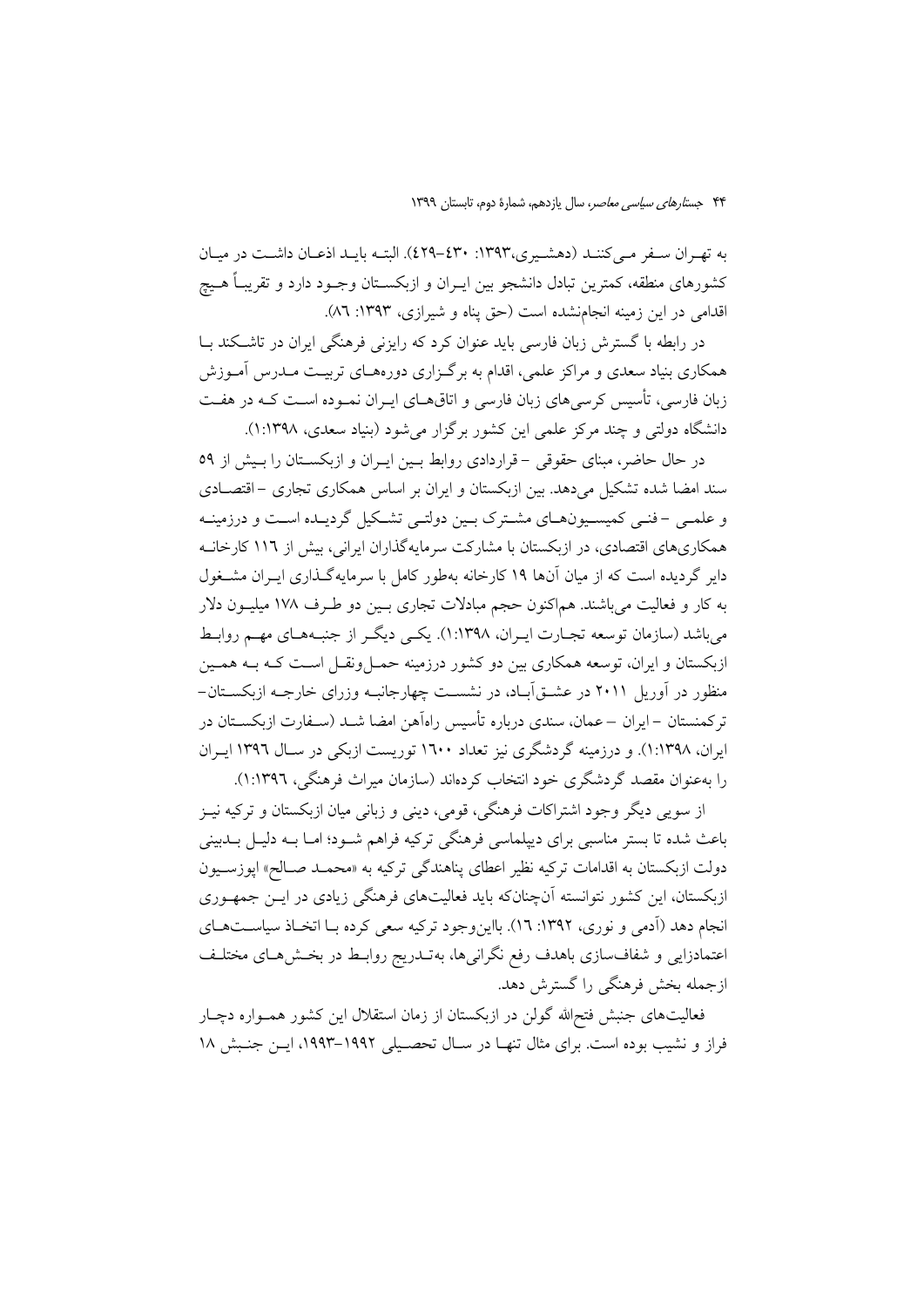به تهـران سـفر مـی‌کننـد (دهشـیری،۱۳۹۳: ۴۳۰-۴۲۹). البتـه بایـد اذعـان داشـت در میـان کشورهای منطقه، کمترین تبادل دانشجو بین ایـران و ازبکسـتان وجـود دارد و تقریبـاً هـیچ اقدامی در این زمینه انجام‌نشده است (حق پناه و شیرازی، ۱۳۹۳: ۸۶).

در رابطه با گسترش زبان فارسی باید عنوان کرد که رایزنی فرهنگی ایران در تاشـکند بـا همکاری بنیاد سعدی و مراکز علمی، اقدام به برگـزاری دوره‌هـای تربیـت مـدرس آمـوزش زبان فارسی، تأسیس کرسی‌های زبان فارسی و اتاق‌هـای ایـران نمـوده اسـت کـه در هفـت دانشگاه دولتی و چند مرکز علمی این کشور برگزار می‌شود (بنیاد سعدی، ۱۳۹۸:۱).

در حال حاضر، مبنای حقوقی - قراردادی روابط بـین ایـران و ازبکسـتان را بـیش از ۵۹ سند امضا شده تشکیل می‌دهد. بین ازبکستان و ایران بر اساس همکاری تجاری - اقتصـادی و علمـی - فنـی کمیسـیون‌هـای مشـترک بـین دولتـی تشـکیل گردیـده اسـت و درزمینـه همکاری‌های اقتصادی، در ازبکستان با مشارکت سرمایه‌گذاران ایرانی، بیش از ۱۱۶ کارخانـه دایر گردیده است که از میان آن‌ها ۱۹ کارخانه به‌طور کامل با سرمایه‌گـذاری ایـران مشـغول به کار و فعالیت می‌باشند. هم‌اکنون حجم مبادلات تجاری بـین دو طـرف ۱۷۸ میلیـون دلار می‌باشد (سازمان توسعه تجـارت ایـران، ۱۳۹۸:۱). یکـی دیگـر از جنبـه‌هـای مهـم روابـط ازبکستان و ایران، توسعه همکاری بین دو کشور درزمینه حمـل‌ونقـل اسـت کـه بـه همـین منظور در آوریل ۲۰۱۱ در عشـق‌آبـاد، در نشسـت چهارجانبـه وزرای خارجـه ازبکسـتان- ترکمنستان - ایران - عمان، سندی درباره تأسیس راه‌آهن امضا شـد (سـفارت ازبکسـتان در ایران، ۱۳۹۸:۱). و درزمینه گردشگری نیز تعداد ۱۶۰۰ توریست ازبکی در سـال ۱۳۹۶ ایـران را به‌عنوان مقصد گردشگری خود انتخاب کرده‌اند (سازمان میراث فرهنگی، ۱۳۹۶:۱).

از سویی دیگر وجود اشتراکات فرهنگی، قومی، دینی و زبانی میان ازبکستان و ترکیه نیـز باعث شده تا بستر مناسبی برای دیپلماسی فرهنگی ترکیه فراهم شـود؛ امـا بـه دلیـل بـدبینی دولت ازبکستان به اقدامات ترکیه نظیر اعطای پناهندگی ترکیه به «محمـد صـالح» اپوزسـیون ازبکستان، این کشور نتوانسته آن‌چنان‌که باید فعالیت‌های فرهنگی زیادی در ایـن جمهـوری انجام دهد (آدمی و نوری، ۱۳۹۲: ۱۶). بااین‌وجود ترکیه سعی کرده بـا اتخـاذ سیاسـت‌هـای اعتمادزایی و شفاف‌سازی باهدف رفع نگرانی‌ها، به‌تـدریج روابـط در بخـش‌هـای مختلـف ازجمله بخش فرهنگی را گسترش دهد.

فعالیت‌های جنبش فتح‌الله گولن در ازبکستان از زمان استقلال این کشور همـواره دچـار فراز و نشیب بوده است. برای مثال تنهـا در سـال تحصـیلی ۱۹۹۲-۱۹۹۳، ایـن جنـبش ۱۸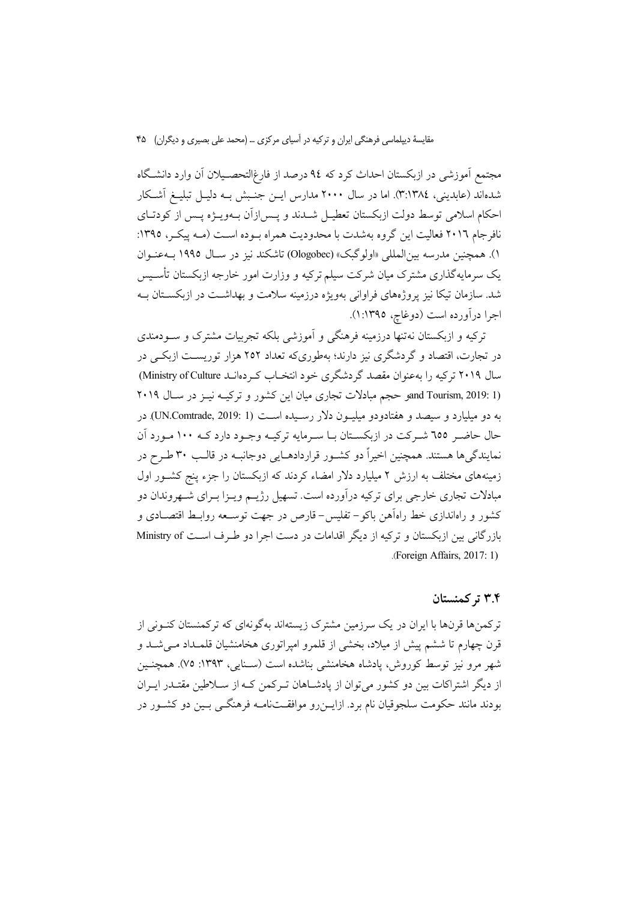مجتمع آموزشی در ازبکستان احداث کرد که ۹۴ درصد از فارغ‌التحصیلان آن وارد دانشگاه شده‌اند (عابدینی، ۳:۱۳۸٤). اما در سال ۲۰۰۰ مدارس این جنبش به دلیل تبلیغ آشکار احکام اسلامی توسط دولت ازبکستان تعطیل شدند و پس‌ازآن به‌ویژه پس از کودتای نافرجام ۲۰۱٦ فعالیت این گروه به‌شدت با محدودیت همراه بوده است (مه پیکر، ۱۳۹۵: ۱). همچنین مدرسه بین‌المللی «اولوگبک» (Ologobec) تاشکند نیز در سال ۱۹۹۵ به‌عنوان یک سرمایه‌گذاری مشترک میان شرکت سیلم ترکیه و وزارت امور خارجه ازبکستان تأسیس شد. سازمان تیکا نیز پروژه‌های فراوانی به‌ویژه درزمینه سلامت و بهداشت در ازبکستان به اجرا درآورده است (دوغاچ، ۱۳۹۵:۱).

ترکیه و ازبکستان نه‌تنها درزمینه فرهنگی و آموزشی بلکه تجربیات مشترک و سودمندی در تجارت، اقتصاد و گردشگری نیز دارند؛ به‌طوری‌که تعداد ۲۵۲ هزار توریست ازبکی در سال ۲۰۱۹ ترکیه را به‌عنوان مقصد گردشگری خود انتخاب کرده‌اند (Ministry of Culture and Tourism, 2019: 1) و حجم مبادلات تجاری میان این کشور و ترکیه نیز در سال ۲۰۱۹ به دو میلیارد و سیصد و هفتادودو میلیون دلار رسیده است (UN.Comtrade, 2019: 1). در حال حاضر ٦٥٥ شرکت در ازبکستان با سرمایه ترکیه وجود دارد که ۱۰۰ مورد آن نمایندگی‌ها هستند. همچنین اخیراً دو کشور قراردادهایی دوجانبه در قالب ۳۰ طرح در زمینه‌های مختلف به ارزش ۲ میلیارد دلار امضاء کردند که ازبکستان را جزء پنج کشور اول مبادلات تجاری خارجی برای ترکیه درآورده است. تسهیل رژیم ویزا برای شهروندان دو کشور و راه‌اندازی خط راه‌آهن باکو- تفلیس- قارص در جهت توسعه روابط اقتصادی و بازرگانی بین ازبکستان و ترکیه از دیگر اقدامات در دست اجرا دو طرف است (Ministry of Foreign Affairs, 2017: 1).

### ۳.۴ ترکمنستان

ترکمن‌ها قرن‌ها با ایران در یک سرزمین مشترک زیسته‌اند به‌گونه‌ای که ترکمنستان کنونی از قرن چهارم تا ششم پیش از میلاد، بخشی از قلمرو امپراتوری هخامنشیان قلمداد می‌شد و شهر مرو نیز توسط کوروش، پادشاه هخامنشی بناشده است (سنایی، ۱۳۹۳: ۷۵). همچنین از دیگر اشتراکات بین دو کشور می‌توان از پادشاهان ترکمن که از سلاطین مقتدر ایران بودند مانند حکومت سلجوقیان نام برد. ازاین‌رو موافقت‌نامه فرهنگی بین دو کشور در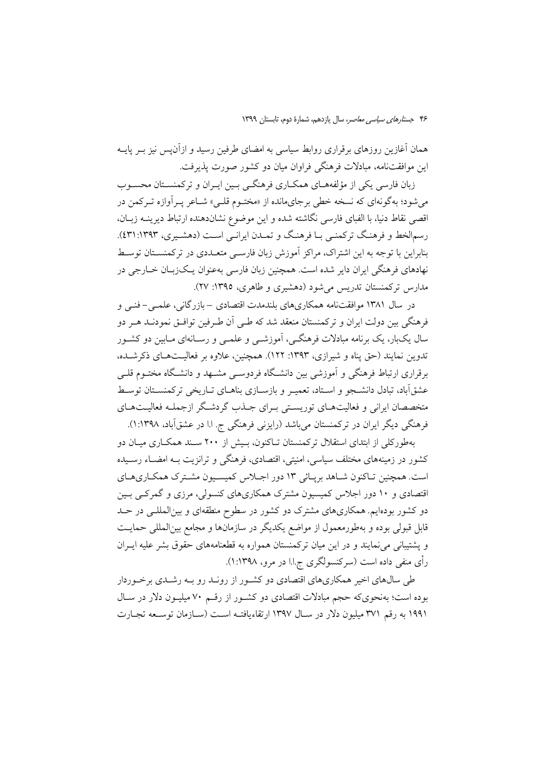همان آغازین روزهای برقراری روابط سیاسی به امضای طرفین رسید و ازآن‌پس نیز بـر پایـه این موافقت‌نامه، مبادلات فرهنگی فراوان میان دو کشور صورت پذیرفت.

زبان فارسی یکی از مؤلفه‌هـای همکـاری فرهنگـی بـین ایـران و ترکمنسـتان محسـوب می‌شود؛ به‌گونه‌ای که نسخه خطی برجای‌مانده از «مختـوم قلـی» شـاعر پـرآوازه تـرکمن در اقصی نقاط دنیا، با الفبای فارسی نگاشته شده و این موضوع نشان‌دهنده ارتباط دیرینـه زبـان، رسم‌الخط و فرهنـگ ترکمنـی بـا فرهنـگ و تمـدن ایرانـی اسـت (دهشـیری، ۱۳۹۳:۴۳۱). بنابراین با توجه به این اشتراک، مراکز آموزش زبان فارسـی متعـددی در ترکمنسـتان توسـط نهادهای فرهنگی ایران دایر شده است. همچنین زبان فارسی به‌عنوان یـک‌زبـان خـارجی در مدارس ترکمنستان تدریس می‌شود (دهشیری و طاهری، ۱۳۹۵: ۲۷).

در سال ۱۳۸۱ موافقت‌نامه همکاری‌های بلندمدت اقتصادی – بازرگانی، علمـی– فنـی و فرهنگی بین دولت ایران و ترکمنستان منعقد شد که طـی آن طـرفین توافـق نمودنـد هـر دو سال یک‌بار، یک برنامه مبادلات فرهنگـی، آموزشـی و علمـی و رسـانه‌ای مـابین دو کشـور تدوین نمایند (حق پناه و شیرازی، ۱۳۹۳: ۱۲۲). همچنین، علاوه بر فعالیـت‌هـای ذکرشـده، برقراری ارتباط فرهنگی و آموزشی بین دانشـگاه فردوسـی مشـهد و دانشـگاه مختـوم قلـی عشق‌آباد، تبادل دانشـجو و اسـتاد، تعمیـر و بازسـازی بناهـای تـاریخی ترکمنسـتان توسـط متخصصان ایرانی و فعالیت‌هـای توریسـتی بـرای جـذب گردشـگر ازجملـه فعالیـت‌هـای فرهنگی دیگر ایران در ترکمنستان می‌باشد (رایزنی فرهنگی ج. ا.ا در عشق‌آباد، ۱۳۹۸:۱).

به‌طورکلی از ابتدای استقلال ترکمنستان تـاکنون، بـیش از ۲۰۰ سـند همکـاری میـان دو کشور در زمینه‌های مختلف سیاسی، امنیتی، اقتصادی، فرهنگی و ترانزیت بـه امضـاء رسـیده است. همچنین تـاکنون شـاهد برپـائی ۱۳ دور اجـلاس کمیسـیون مشـترک همکـاری‌هـای اقتصادی و ۱۰ دور اجلاس کمیسیون مشترک همکاری‌های کنسولی، مرزی و گمرکـی بـین دو کشور بوده‌ایم. همکاری‌های مشترک دو کشور در سطوح منطقه‌ای و بین‌المللـی در حـد قابل قبولی بوده و به‌طورمعمول از مواضع یکدیگر در سازمان‌ها و مجامع بین‌المللی حمایـت و پشتیبانی می‌نمایند و در این میان ترکمنستان همواره به قطعنامه‌های حقوق بشر علیه ایـران رأی منفی داده است (سرکنسولگری ج.ا.ا در مرو، ۱۳۹۸:۱).

طی سال‌های اخیر همکاری‌های اقتصادی دو کشـور از رونـد رو بـه رشـدی برخـوردار بوده است؛ به‌نحوی‌که حجم مبادلات اقتصادی دو کشـور از رقـم ۷۰ میلیـون دلار در سـال ۱۹۹۱ به رقم ۳۷۱ میلیون دلار در سـال ۱۳۹۷ ارتقاءیافتـه اسـت (سـازمان توسـعه تجـارت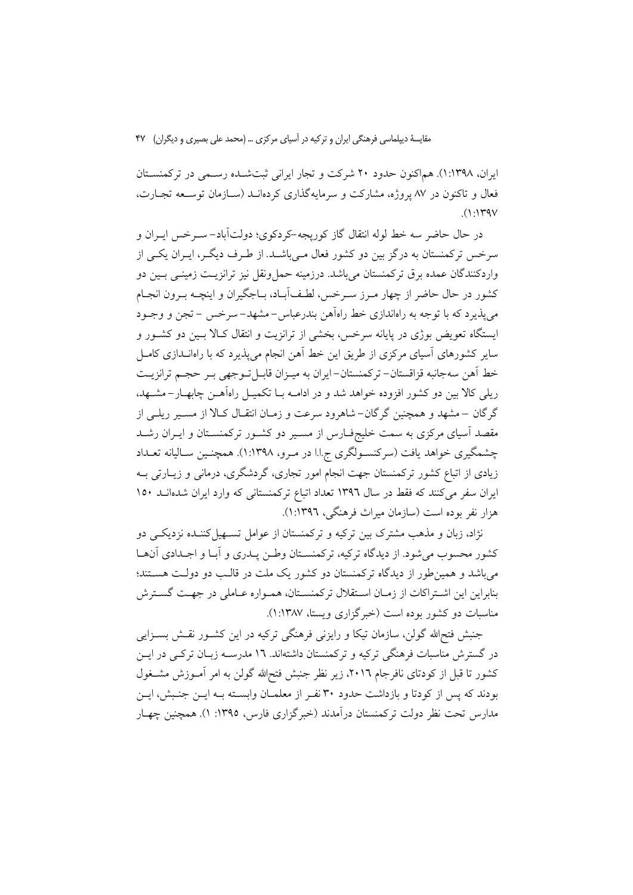ایران، ۱۳۹۸:۱). هم‌اکنون حدود ۲۰ شرکت و تجار ایرانی ثبت‌شده رسمی در ترکمنستان فعال و تاکنون در ۸۷ پروژه، مشارکت و سرمایه‌گذاری کرده‌اند (سازمان توسعه تجارت، ۱۳۹۷:۱).

در حال حاضر سه خط لوله انتقال گاز کورپجه-کردکوی؛ دولت‌آباد- سرخس ایران و سرخس ترکمنستان به درگز بین دو کشور فعال می‌باشد. از طرف دیگر، ایران یکی از واردکنندگان عمده برق ترکمنستان می‌باشد. درزمینه حمل‌ونقل نیز ترانزیت زمینی بین دو کشور در حال حاضر از چهار مرز سرخس، لطف‌آباد، باجگیران و اینچه برون انجام می‌پذیرد که با توجه به راه‌اندازی خط راه‌آهن بندرعباس- مشهد- سرخس - تجن و وجود ایستگاه تعویض بوژی در پایانه سرخس، بخشی از ترانزیت و انتقال کالا بین دو کشور و سایر کشورهای آسیای مرکزی از طریق این خط آهن انجام می‌پذیرد که با راه‌اندازی کامل خط آهن سه‌جانبه قزاقستان- ترکمنستان- ایران به میزان قابل‌توجهی بر حجم ترانزیت ریلی کالا بین دو کشور افزوده خواهد شد و در ادامه با تکمیل راه‌آهن چابهار- مشهد، گرگان - مشهد و همچنین گرگان- شاهرود سرعت و زمان انتقال کالا از مسیر ریلی از مقصد آسیای مرکزی به سمت خلیج‌فارس از مسیر دو کشور ترکمنستان و ایران رشد چشمگیری خواهد یافت (سرکنسولگری ج.ا.ا در مرو، ۱۳۹۸:۱). همچنین سالیانه تعداد زیادی از اتباع کشور ترکمنستان جهت انجام امور تجاری، گردشگری، درمانی و زیارتی به ایران سفر می‌کنند که فقط در سال ۱۳۹٦ تعداد اتباع ترکمنستانی که وارد ایران شده‌اند ۱۵۰ هزار نفر بوده است (سازمان میراث فرهنگی، ۱۳۹٦:۱).

نژاد، زبان و مذهب مشترک بین ترکیه و ترکمنستان از عوامل تسهیل‌کننده نزدیکی دو کشور محسوب می‌شود. از دیدگاه ترکیه، ترکمنستان وطن پدری و آبا و اجدادی آن‌ها می‌باشد و همین‌طور از دیدگاه ترکمنستان دو کشور یک ملت در قالب دو دولت هستند؛ بنابراین این اشتراکات از زمان استقلال ترکمنستان، همواره عاملی در جهت گسترش مناسبات دو کشور بوده است (خبرگزاری ویستا، ۱۳۸۷:۱).

جنبش فتح‌الله گولن، سازمان تیکا و رایزنی فرهنگی ترکیه در این کشور نقش بسزایی در گسترش مناسبات فرهنگی ترکیه و ترکمنستان داشته‌اند. ۱٦ مدرسه زبان ترکی در این کشور تا قبل از کودتای نافرجام ۲۰۱٦، زیر نظر جنبش فتح‌الله گولن به امر آموزش مشغول بودند که پس از کودتا و بازداشت حدود ۳۰ نفر از معلمان وابسته به این جنبش، این مدارس تحت نظر دولت ترکمنستان درآمدند (خبرگزاری فارس، ۱۳۹۵: ۱). همچنین چهار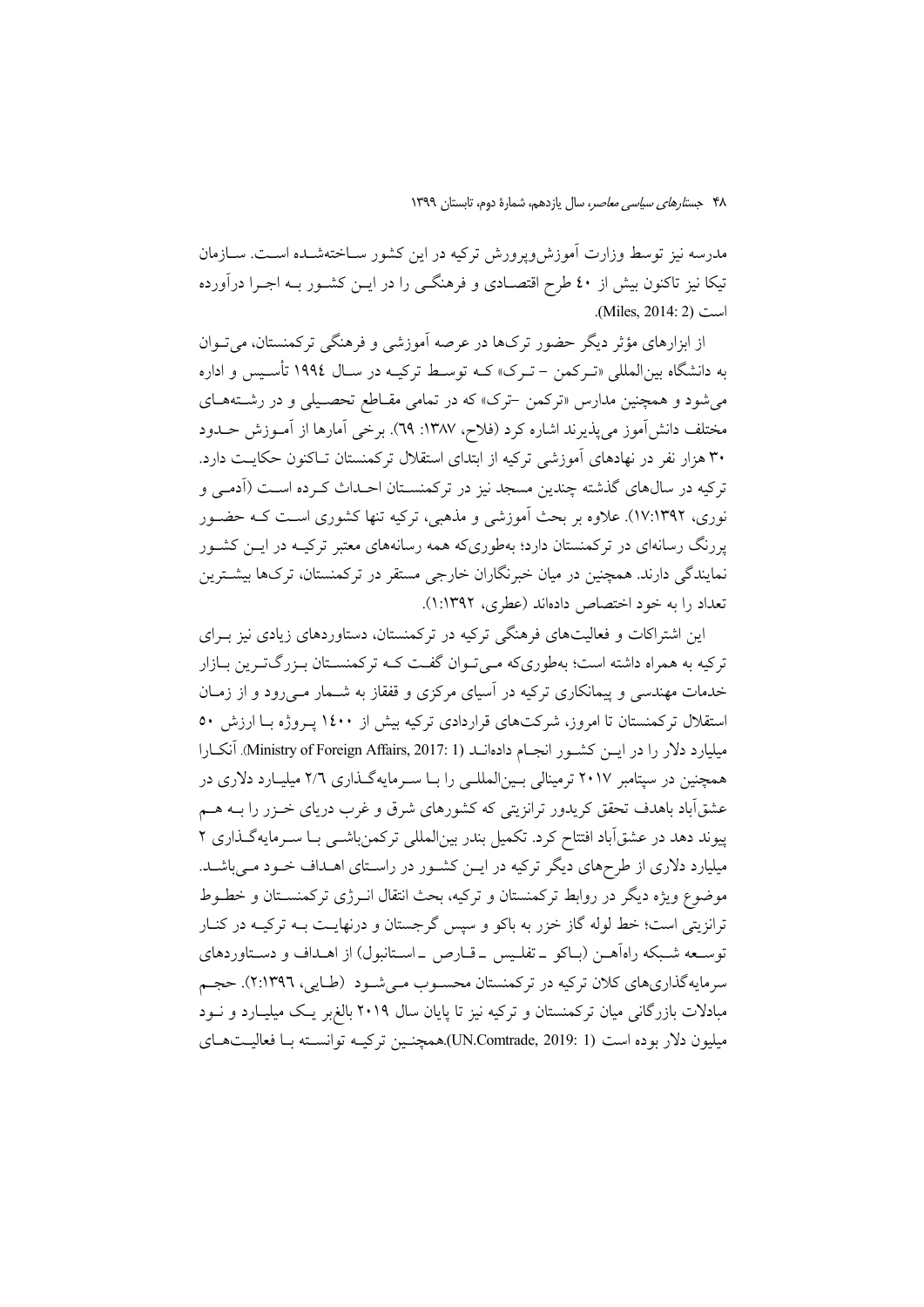مدرسه نیز توسط وزارت آموزش‌وپرورش ترکیه در این کشور ساخته‌شده است. سازمان تیکا نیز تاکنون بیش از ۴۰ طرح اقتصادی و فرهنگی را در این کشور به اجرا درآورده است (Miles, 2014: 2).

از ابزارهای مؤثر دیگر حضور ترک‌ها در عرصه آموزشی و فرهنگی ترکمنستان، می‌توان به دانشگاه بین‌المللی «ترکمن – ترک» که توسط ترکیه در سال ۱۹۹۴ تأسیس و اداره می‌شود و همچنین مدارس «ترکمن –ترک» که در تمامی مقاطع تحصیلی و در رشته‌های مختلف دانش‌آموز می‌پذیرند اشاره کرد (فلاح، ۱۳۸۷: ۶۹). برخی آمارها از آموزش حدود ۳۰ هزار نفر در نهادهای آموزشی ترکیه از ابتدای استقلال ترکمنستان تاکنون حکایت دارد. ترکیه در سال‌های گذشته چندین مسجد نیز در ترکمنستان احداث کرده است (آدمی و نوری، ۱۳۹۲:۱۷). علاوه بر بحث آموزشی و مذهبی، ترکیه تنها کشوری است که حضور پررنگ رسانه‌ای در ترکمنستان دارد؛ به‌طوری‌که همه رسانه‌های معتبر ترکیه در این کشور نمایندگی دارند. همچنین در میان خبرنگاران خارجی مستقر در ترکمنستان، ترک‌ها بیشترین تعداد را به خود اختصاص داده‌اند (عطری، ۱۳۹۲:۱).

این اشتراکات و فعالیت‌های فرهنگی ترکیه در ترکمنستان، دستاوردهای زیادی نیز برای ترکیه به همراه داشته است؛ به‌طوری‌که می‌توان گفت که ترکمنستان بزرگ‌ترین بازار خدمات مهندسی و پیمانکاری ترکیه در آسیای مرکزی و قفقاز به شمار می‌رود و از زمان استقلال ترکمنستان تا امروز، شرکت‌های قراردادی ترکیه بیش از ۱۴۰۰ پروژه با ارزش ۵۰ میلیارد دلار را در این کشور انجام داده‌اند (Ministry of Foreign Affairs, 2017: 1). آنکارا همچنین در سپتامبر ۲۰۱۷ ترمینالی بین‌المللی را با سرمایه‌گذاری ۲/۶ میلیارد دلاری در عشق‌آباد باهدف تحقق کریدور ترانزیتی که کشورهای شرق و غرب دریای خزر را به هم پیوند دهد در عشق‌آباد افتتاح کرد. تکمیل بندر بین‌المللی ترکمن‌باشی با سرمایه‌گذاری ۲ میلیارد دلاری از طرح‌های دیگر ترکیه در این کشور در راستای اهداف خود می‌باشد. موضوع ویژه دیگر در روابط ترکمنستان و ترکیه، بحث انتقال انرژی ترکمنستان و خطوط ترانزیتی است؛ خط لوله گاز خزر به باکو و سپس گرجستان و درنهایت به ترکیه در کنار توسعه شبکه راه‌آهن (باکو ـ تفلیس ـ قارص ـ استانبول) از اهداف و دستاوردهای سرمایه‌گذاری‌های کلان ترکیه در ترکمنستان محسوب می‌شود (طایی، ۱۳۹۶:۲). حجم مبادلات بازرگانی میان ترکمنستان و ترکیه نیز تا پایان سال ۲۰۱۹ بالغ‌بر یک میلیارد و نود میلیون دلار بوده است (UN.Comtrade, 2019: 1).همچنین ترکیه توانسته با فعالیت‌های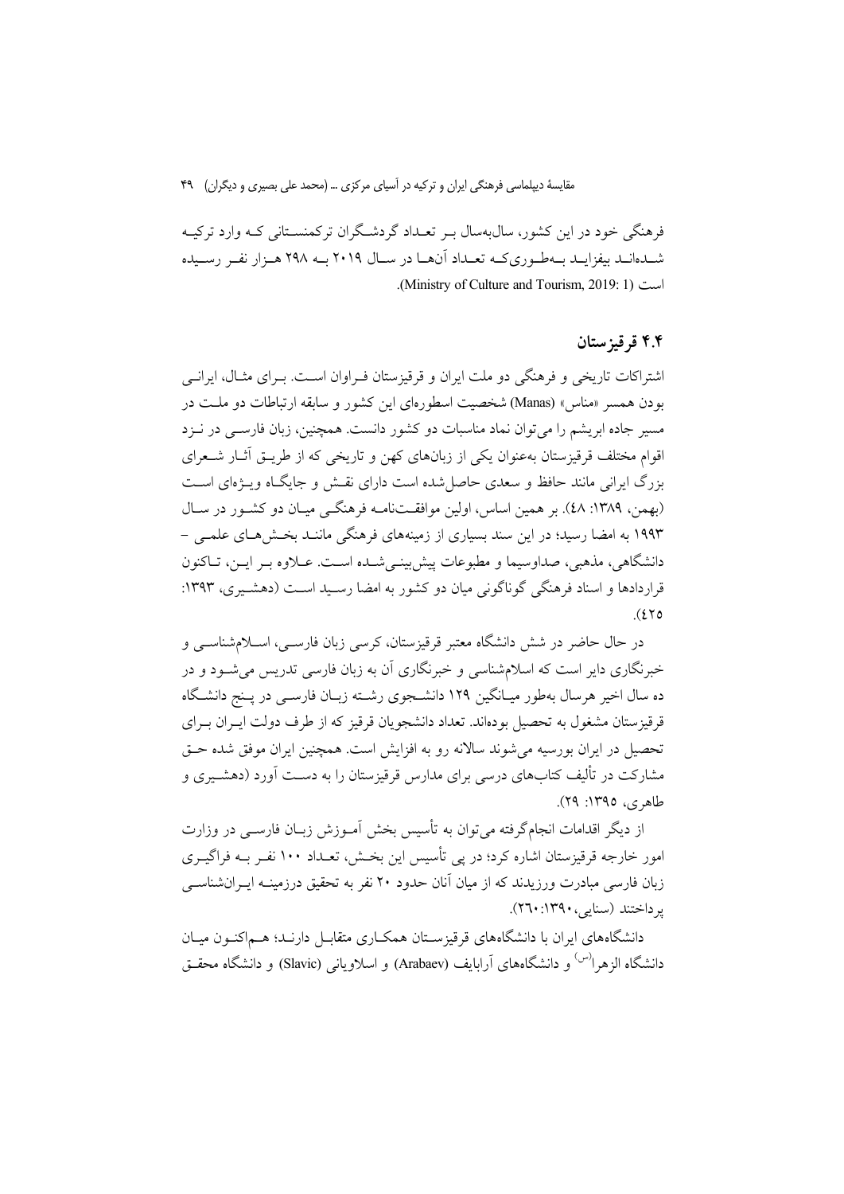فرهنگی خود در این کشور، سال‌به‌سال بر تعداد گردشگران ترکمنستانی که وارد ترکیه شده‌اند بیفزاید به‌طوری‌که تعداد آن‌ها در سال ۲۰۱۹ به ۲۹۸ هزار نفر رسیده است (Ministry of Culture and Tourism, 2019: 1).

## ۴.۴ قرقیزستان

اشتراکات تاریخی و فرهنگی دو ملت ایران و قرقیزستان فراوان است. برای مثال، ایرانی بودن همسر «مناس» (Manas) شخصیت اسطوره‌ای این کشور و سابقه ارتباطات دو ملت در مسیر جاده ابریشم را می‌توان نماد مناسبات دو کشور دانست. همچنین، زبان فارسی در نزد اقوام مختلف قرقیزستان به‌عنوان یکی از زبان‌های کهن و تاریخی که از طریق آثار شعرای بزرگ ایرانی مانند حافظ و سعدی حاصل‌شده است دارای نقش و جایگاه ویژه‌ای است (بهمن، ۱۳۸۹: ٤٨). بر همین اساس، اولین موافقت‌نامه فرهنگی میان دو کشور در سال ۱۹۹۳ به امضا رسید؛ در این سند بسیاری از زمینه‌های فرهنگی مانند بخش‌های علمی – دانشگاهی، مذهبی، صداوسیما و مطبوعات پیش‌بینی‌شده است. علاوه بر این، تاکنون قراردادها و اسناد فرهنگی گوناگونی میان دو کشور به امضا رسید است (دهشیری، ۱۳۹۳: ٤٢٥).

در حال حاضر در شش دانشگاه معتبر قرقیزستان، کرسی زبان فارسی، اسلام‌شناسی و خبرنگاری دایر است که اسلام‌شناسی و خبرنگاری آن به زبان فارسی تدریس می‌شود و در ده سال اخیر هرسال به‌طور میانگین ۱۲۹ دانشجوی رشته زبان فارسی در پنج دانشگاه قرقیزستان مشغول به تحصیل بوده‌اند. تعداد دانشجویان قرقیز که از طرف دولت ایران برای تحصیل در ایران بورسیه می‌شوند سالانه رو به افزایش است. همچنین ایران موفق شده حق مشارکت در تألیف کتاب‌های درسی برای مدارس قرقیزستان را به دست آورد (دهشیری و طاهری، ۱۳۹۵: ۲۹).

از دیگر اقدامات انجام‌گرفته می‌توان به تأسیس بخش آموزش زبان فارسی در وزارت امور خارجه قرقیزستان اشاره کرد؛ در پی تأسیس این بخش، تعداد ۱۰۰ نفر به فراگیری زبان فارسی مبادرت ورزیدند که از میان آنان حدود ۲۰ نفر به تحقیق درزمینه ایران‌شناسی پرداختند (سنایی، ۱۳۹۰: ٢٦٠).

دانشگاه‌های ایران با دانشگاه‌های قرقیزستان همکاری متقابل دارند؛ هم‌اکنون میان دانشگاه الزهرا(س) و دانشگاه‌های آرابایف (Arabaev) و اسلاویانی (Slavic) و دانشگاه محقق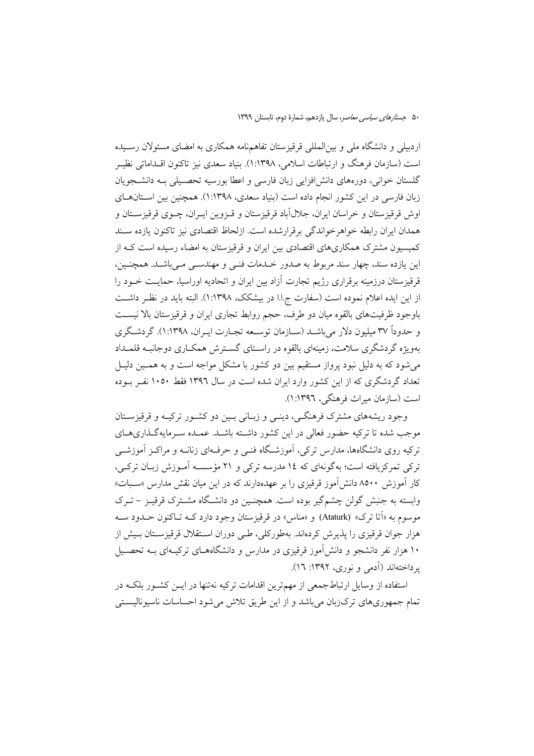اردبیلی و دانشگاه ملی و بین‌المللی قرقیزستان تفاهم‌نامه همکاری به امضای مسئولان رسیده است (سازمان فرهنگ و ارتباطات اسلامی، ۱۳۹۸:۱). بنیاد سعدی نیز تاکنون اقداماتی نظیر گلستان خوانی، دوره‌های دانش‌افزایی زبان فارسی و اعطا بورسیه تحصیلی به دانشجویان زبان فارسی در این کشور انجام داده است (بنیاد سعدی، ۱۳۹۸:۱). همچنین بین استان‌های اوش قرقیزستان و خراسان ایران، جلال‌آباد قرقیزستان و قزوین ایران، چوی قرقیزستان و همدان ایران رابطه خواهرخواندگی برقرارشده است. ازلحاظ اقتصادی نیز تاکنون یازده سند کمیسیون مشترک همکاری‌های اقتصادی بین ایران و قرقیزستان به امضاء رسیده است که از این یازده سند، چهار سند مربوط به صدور خدمات فنی و مهندسی می‌باشد. همچنین، قرقیزستان درزمینه برقراری رژیم تجارت آزاد بین ایران و اتحادیه اوراسیا، حمایت خود را از این ایده اعلام نموده است (سفارت ج.ا.ا در بیشکک، ۱۳۹۸:۱). البته باید در نظر داشت باوجود ظرفیت‌های بالقوه میان دو طرف، حجم روابط تجاری ایران و قرقیزستان بالا نیست و حدوداً ۳۷ میلیون دلار می‌باشد (سازمان توسعه تجارت ایران، ۱۳۹۸:۱). گردشگری به‌ویژه گردشگری سلامت، زمینه‌ای بالقوه در راستای گسترش همکاری دوجانبه قلمداد می‌شود که به دلیل نبود پرواز مستقیم بین دو کشور با مشکل مواجه است و به همین دلیل تعداد گردشگری که از این کشور وارد ایران شده است در سال ۱۳۹٦ فقط ۱۰۵۰ نفر بوده است (سازمان میراث فرهنگی، ۱۳۹٦:۱).

وجود ریشه‌های مشترک فرهنگی، دینی و زبانی بین دو کشور ترکیه و قرقیزستان موجب شده تا ترکیه حضور فعالی در این کشور داشته باشد. عمده سرمایه‌گذاری‌های ترکیه روی دانشگاه‌ها، مدارس ترکی، آموزشگاه فنی و حرفه‌ای زنانه و مراکز آموزشی ترکی تمرکزیافته است؛ به‌گونه‌ای که ۱٤ مدرسه ترکی و ۲۱ مؤسسه آموزش زبان ترکی، کار آموزش ۸۵۰۰ دانش‌آموز قرقیزی را بر عهده‌دارند که در این میان نقش مدارس «سبات» وابسته به جنبش گولن چشم‌گیر بوده است. همچنین دو دانشگاه مشترک قرقیز – ترک موسوم به «آتا ترک» (Ataturk) و «مناس» در قرقیزستان وجود دارد که تاکنون حدود سه هزار جوان قرقیزی را پذیرش کرده‌اند. به‌طورکلی، طی دوران استقلال قرقیزستان بیش از ۱۰ هزار نفر دانشجو و دانش‌آموز قرقیزی در مدارس و دانشگاه‌های ترکیه‌ای به تحصیل پرداخته‌اند (آدمی و نوری، ۱۳۹۲: ١٦).

استفاده از وسایل ارتباط‌جمعی از مهم‌ترین اقدامات ترکیه نه‌تنها در این کشور بلکه در تمام جمهوری‌های ترک‌زبان می‌باشد و از این طریق تلاش می‌شود احساسات ناسیونالیستی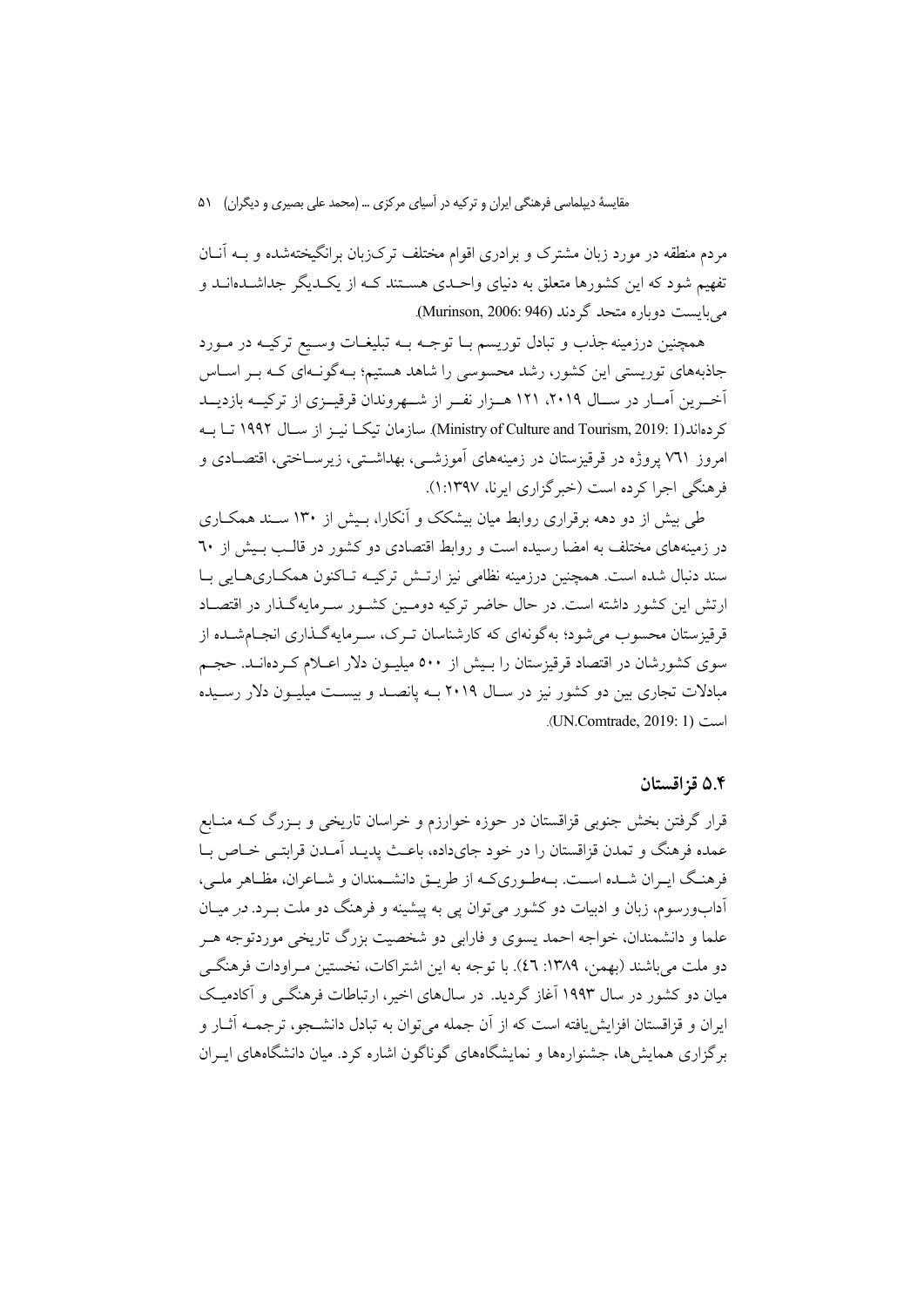مردم منطقه در مورد زبان مشترک و برادری اقوام مختلف ترک‌زبان برانگیخته‌شده و بـه آنـان تفهیم شود که این کشورها متعلق به دنیای واحـدی هسـتند کـه از یکـدیگر جداشـده‌انـد و می‌بایست دوباره متحد گردند (Murinson, 2006: 946).

همچنین درزمینه جذب و تبادل توریسم بـا توجـه بـه تبلیغـات وسـیع ترکیـه در مـورد جاذبه‌های توریستی این کشور، رشد محسوسی را شاهد هستیم؛ بـه‌گونـه‌ای کـه بـر اسـاس آخـرین آمـار در سـال ۲۰۱۹، ۱۲۱ هـزار نفـر از شـهروندان قرقیـزی از ترکیـه بازدیـد کرده‌اند(Ministry of Culture and Tourism, 2019: 1). سازمان تیکـا نیـز از سـال ۱۹۹۲ تـا بـه امروز ۷٦۱ پروژه در قرقیزستان در زمینه‌های آموزشـی، بهداشـتی، زیرسـاختی، اقتصـادی و فرهنگی اجرا کرده است (خبرگزاری ایرنا، ۱۳۹۷:۱).

طی بیش از دو دهه برقراری روابط میان بیشکک و آنکارا، بـیش از ۱۳۰ سـند همکـاری در زمینه‌های مختلف به امضا رسیده است و روابط اقتصادی دو کشور در قالـب بـیش از ٦۰ سند دنبال شده است. همچنین درزمینه نظامی نیز ارتـش ترکیـه تـاکنون همکـاری‌هـایی بـا ارتش این کشور داشته است. در حال حاضر ترکیه دومـین کشـور سـرمایه‌گـذار در اقتصـاد قرقیزستان محسوب می‌شود؛ به‌گونه‌ای که کارشناسان تـرک، سـرمایه‌گـذاری انجـام‌شـده از سوی کشورشان در اقتصاد قرقیزستان را بـیش از ۵۰۰ میلیـون دلار اعـلام کـرده‌انـد. حجـم مبادلات تجاری بین دو کشور نیز در سـال ۲۰۱۹ بـه پانصـد و بیسـت میلیـون دلار رسـیده است (UN.Comtrade, 2019: 1).

### ۵.۴ قزاقستان

قرار گرفتن بخش جنوبی قزاقستان در حوزه خوارزم و خراسان تاریخی و بـزرگ کـه منـابع عمده فرهنگ و تمدن قزاقستان را در خود جای‌داده، باعـث پدیـد آمـدن قرابتـی خـاص بـا فرهنـگ ایـران شـده اسـت. بـه‌طـوری‌کـه از طریـق دانشـمندان و شـاعران، مظـاهر ملـی، آداب‌ورسوم، زبان و ادبیات دو کشور می‌توان پی به پیشینه و فرهنگ دو ملت بـرد. در میـان علما و دانشمندان، خواجه احمد یسوی و فارابی دو شخصیت بزرگ تاریخی موردتوجه هـر دو ملت می‌باشند (بهمن، ۱۳۸۹: ٤٦). با توجه به این اشتراکات، نخستین مـراودات فرهنگـی میان دو کشور در سال ۱۹۹۳ آغاز گردید. در سال‌های اخیر، ارتباطات فرهنگـی و آکادمیـک ایران و قزاقستان افزایش‌یافته است که از آن جمله می‌توان به تبادل دانشـجو، ترجمـه آثـار و برگزاری همایش‌ها، جشنواره‌ها و نمایشگاه‌های گوناگون اشاره کرد. میان دانشگاه‌های ایـران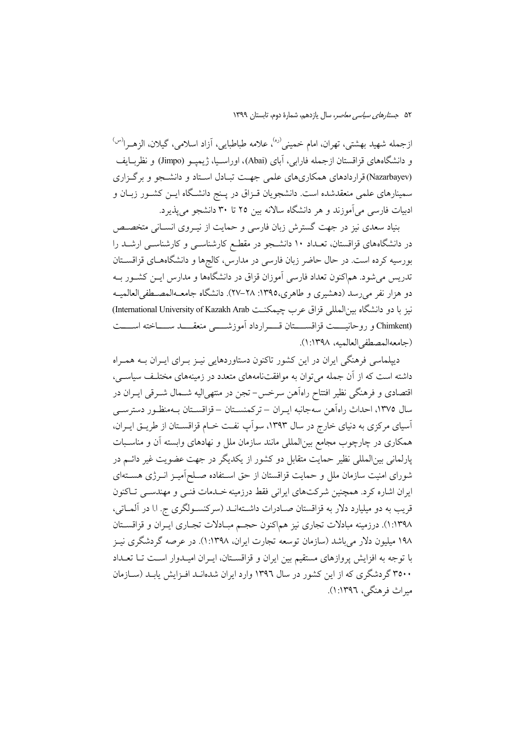ازجمله شهید بهشتی، تهران، امام خمینی (ره)، علامه طباطبایی، آزاد اسلامی، گیلان، الزهرا (س) و دانشگاه‌های قزاقستان ازجمله فارابی، آبای (Abai)، اوراسیا، ژیمپو (Jimpo) و نظربایف (Nazarbayev) قراردادهای همکاری‌های علمی جهت تبادل استاد و دانشجو و برگزاری سمینارهای علمی منعقدشده است. دانشجویان قزاق در پنج دانشگاه این کشور زبان و ادبیات فارسی می‌آموزند و هر دانشگاه سالانه بین ۲۵ تا ۳۰ دانشجو می‌پذیرد.

بنیاد سعدی نیز در جهت گسترش زبان فارسی و حمایت از نیروی انسانی متخصص در دانشگاه‌های قزاقستان، تعداد ۱۰ دانشجو در مقطع کارشناسی و کارشناسی ارشد را بورسیه کرده است. در حال حاضر زبان فارسی در مدارس، کالج‌ها و دانشگاه‌های قزاقستان تدریس می‌شود. هم‌اکنون تعداد فارسی آموزان قزاق در دانشگاه‌ها و مدارس این کشور به دو هزار نفر می‌رسد (دهشیری و طاهری،۱۳۹۵: ۲۸–۲۷). دانشگاه جامعه‌المصطفی‌العالمیه نیز با دو دانشگاه بین‌المللی قزاق عرب چیمکنت International University of Kazakh Arab) (Chimkent و روحانیت قزاقستان قرارداد آموزشی منعقد ساخته است (جامعه‌المصطفی‌العالمیه، ۱۳۹۸:۱).

دیپلماسی فرهنگی ایران در این کشور تاکنون دستاوردهایی نیز برای ایران به همراه داشته است که از آن جمله می‌توان به موافقت‌نامه‌های متعدد در زمینه‌های مختلف سیاسی، اقتصادی و فرهنگی نظیر افتتاح راه‌آهن سرخس– تجن در منتهی‌الیه شمال شرقی ایران در سال ۱۳۷۵، احداث راه‌آهن سه‌جانبه ایران – ترکمنستان – قزاقستان به‌منظور دسترسی آسیای مرکزی به دنیای خارج در سال ۱۳۹۳، سوآپ نفت خام قزاقستان از طریق ایران، همکاری در چارچوب مجامع بین‌المللی مانند سازمان ملل و نهادهای وابسته آن و مناسبات پارلمانی بین‌المللی نظیر حمایت متقابل دو کشور از یکدیگر در جهت عضویت غیر دائم در شورای امنیت سازمان ملل و حمایت قزاقستان از حق استفاده صلح‌آمیز انرژی هسته‌ای ایران اشاره کرد. همچنین شرکت‌های ایرانی فقط درزمینه خدمات فنی و مهندسی تاکنون قریب به دو میلیارد دلار به قزاقستان صادرات داشته‌اند (سرکنسولگری ج. ا.ا در آلماتی، ۱۳۹۸:۱). درزمینه مبادلات تجاری نیز هم‌اکنون حجم مبادلات تجاری ایران و قزاقستان ۱۹۸ میلیون دلار می‌باشد (سازمان توسعه تجارت ایران، ۱۳۹۸:۱). در عرصه گردشگری نیز با توجه به افزایش پروازهای مستقیم بین ایران و قزاقستان، ایران امیدوار است تا تعداد ۳۵۰۰ گردشگری که از این کشور در سال ۱۳۹۶ وارد ایران شده‌اند افزایش یابد (سازمان میراث فرهنگی، ۱۳۹۶:۱).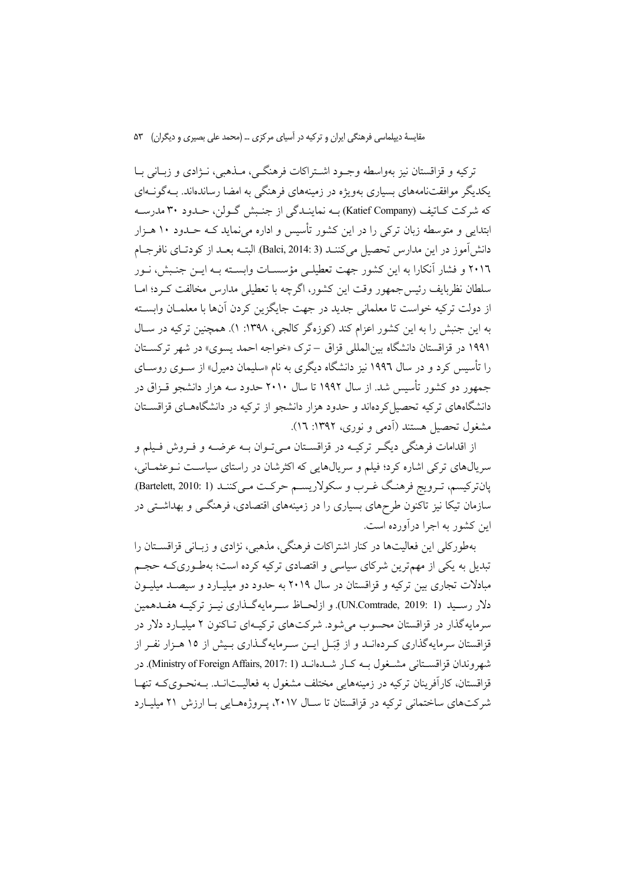ترکیه و قزاقستان نیز به‌واسطه وجـود اشـتراکات فرهنگـی، مـذهبی، نـژادی و زبـانی بـا یکدیگر موافقت‌نامه‌های بسیاری به‌ویژه در زمینه‌های فرهنگی به امضا رسانده‌اند. بـه‌گونـه‌ای که شرکت کـاتیف (Katief Company) بـه نماینـدگی از جنـبش گـولن، حـدود ۳۰ مدرسـه ابتدایی و متوسطه زبان ترکی را در این کشور تأسیس و اداره می‌نماید کـه حـدود ۱۰ هـزار دانش‌آموز در این مدارس تحصیل می‌کننـد (Balci, 2014: 3). البتـه بعـد از کودتـای نافرجـام ۲۰۱۶ و فشار آنکارا به این کشور جهت تعطیلـی مؤسسـات وابسـته بـه ایـن جنـبش، نـور سلطان نظربایف رئیس‌جمهور وقت این کشور، اگرچه با تعطیلی مدارس مخالفت کـرد؛ امـا از دولت ترکیه خواست تا معلمانی جدید در جهت جایگزین کردن آن‌ها با معلمـان وابسـته به این جنبش را به این کشور اعزام کند (کوزه‌گر کالجی، ۱۳۹۸: ۱). همچنین ترکیه در سـال ۱۹۹۱ در قزاقستان دانشگاه بین‌المللی قزاق – ترک «خواجه احمد یسوی» در شهر ترکسـتان را تأسیس کرد و در سال ۱۹۹۶ نیز دانشگاه دیگری به نام «سلیمان دمیرل» از سـوی روسـای جمهور دو کشور تأسیس شد. از سال ۱۹۹۲ تا سال ۲۰۱۰ حدود سه هزار دانشجو قـزاق در دانشگاه‌های ترکیه تحصیل‌کرده‌اند و حدود هزار دانشجو از ترکیه در دانشگاه‌هـای قزاقسـتان مشغول تحصیل هستند (آدمی و نوری، ۱۳۹۲: ۱۶).

از اقدامات فرهنگی دیگـر ترکیـه در قزاقسـتان مـی‌تـوان بـه عرضـه و فـروش فـیلم و سریال‌های ترکی اشاره کرد؛ فیلم و سریال‌هایی که اکثرشان در راستای سیاسـت نـوعثمـانی، پان‌ترکیسم، تـرویج فرهنـگ غـرب و سکولاریسـم حرکـت مـی‌کننـد (Bartelett, 2010: 1). سازمان تیکا نیز تاکنون طرح‌های بسیاری را در زمینه‌های اقتصادی، فرهنگـی و بهداشـتی در این کشور به اجرا درآورده است.

به‌طورکلی این فعالیت‌ها در کنار اشتراکات فرهنگی، مذهبی، نژادی و زبـانی قزاقسـتان را تبدیل به یکی از مهم‌ترین شرکای سیاسی و اقتصادی ترکیه کرده است؛ به‌طـوری‌کـه حجـم مبادلات تجاری بین ترکیه و قزاقستان در سال ۲۰۱۹ به حدود دو میلیـارد و سیصـد میلیـون دلار رسـید (UN.Comtrade, 2019: 1). و ازلحـاظ سـرمایه‌گـذاری نیـز ترکیـه هفـدهمین سرمایه‌گذار در قزاقستان محسوب می‌شود. شرکت‌های ترکیـه‌ای تـاکنون ۲ میلیـارد دلار در قزاقستان سرمایه‌گذاری کـرده‌انـد و از قِبَـل ایـن سـرمایه‌گـذاری بـیش از ۱۵ هـزار نفـر از شهروندان قزاقسـتانی مشـغول بـه کـار شـده‌انـد (Ministry of Foreign Affairs, 2017: 1). در قزاقستان، کارآفرینان ترکیه در زمینه‌هایی مختلف مشغول به فعالیـت‌انـد. بـه‌نحـوی‌کـه تنهـا شرکت‌های ساختمانی ترکیه در قزاقستان تا سـال ۲۰۱۷، پـروژه‌هـایی بـا ارزش ۲۱ میلیـارد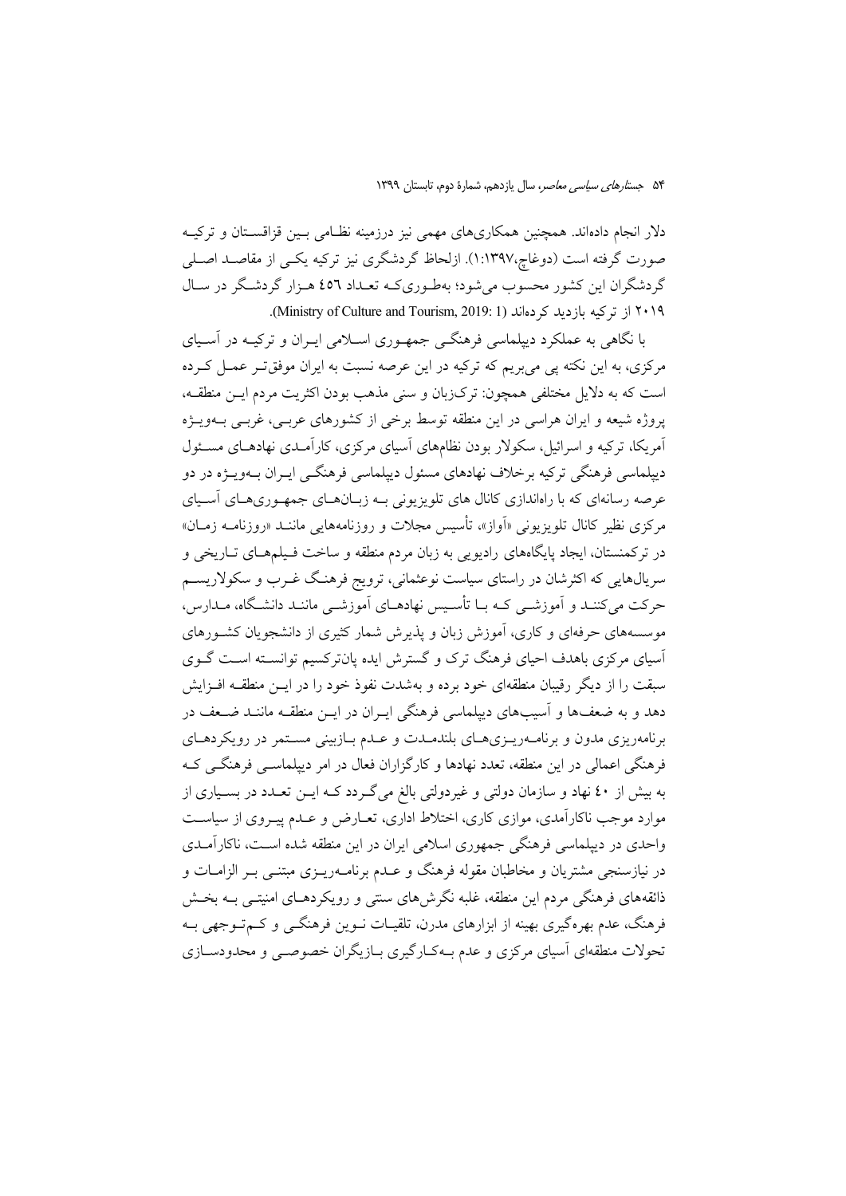دلار انجام داده‌اند. همچنین همکاری‌های مهمی نیز درزمینه نظامی بین قزاقستان و ترکیه صورت گرفته است (دوغاج،۱۳۹۷: ۱). ازلحاظ گردشگری نیز ترکیه یکی از مقاصد اصلی گردشگران این کشور محسوب می‌شود؛ به‌طوری‌که تعداد ٤٥٦ هزار گردشگر در سال ۲۰۱۹ از ترکیه بازدید کرده‌اند (Ministry of Culture and Tourism, 2019: 1).

با نگاهی به عملکرد دیپلماسی فرهنگی جمهوری اسلامی ایران و ترکیه در آسیای مرکزی، به این نکته پی می‌بریم که ترکیه در این عرصه نسبت به ایران موفق‌تر عمل کرده است که به دلایل مختلفی همچون: ترک‌زبان و سنی مذهب بودن اکثریت مردم این منطقه، پروژه شیعه و ایران هراسی توسط برخی از کشورهای عربی، غربی به‌ویژه آمریکا، ترکیه و اسرائیل، سکولار بودن نظام‌های آسیای مرکزی، کارآمدی نهادهای مسئول دیپلماسی فرهنگی ترکیه برخلاف نهادهای مسئول دیپلماسی فرهنگی ایران به‌ویژه در دو عرصه رسانه‌ای که با راه‌اندازی کانال های تلویزیونی به زبان‌های جمهوری‌های آسیای مرکزی نظیر کانال تلویزیونی «آواز»، تأسیس مجلات و روزنامه‌هایی مانند «روزنامه زمان» در ترکمنستان، ایجاد پایگاه‌های رادیویی به زبان مردم منطقه و ساخت فیلم‌های تاریخی و سریال‌هایی که اکثرشان در راستای سیاست نوعثمانی، ترویج فرهنگ غرب و سکولاریسم حرکت می‌کنند و آموزشی که با تأسیس نهادهای آموزشی مانند دانشگاه، مدارس، موسسه‌های حرفه‌ای و کاری، آموزش زبان و پذیرش شمار کثیری از دانشجویان کشورهای آسیای مرکزی باهدف احیای فرهنگ ترک و گسترش ایده پان‌ترکیسم توانسته است گوی سبقت را از دیگر رقیبان منطقه‌ای خود برده و به‌شدت نفوذ خود را در این منطقه افزایش دهد و به ضعف‌ها و آسیب‌های دیپلماسی فرهنگی ایران در این منطقه مانند ضعف در برنامه‌ریزی مدون و برنامه‌ریزی‌های بلندمدت و عدم بازبینی مستمر در رویکردهای فرهنگی اعمالی در این منطقه، تعدد نهادها و کارگزاران فعال در امر دیپلماسی فرهنگی که به بیش از ٤٠ نهاد و سازمان دولتی و غیردولتی بالغ می‌گردد که این تعدد در بسیاری از موارد موجب ناکارآمدی، موازی کاری، اختلاط اداری، تعارض و عدم پیروی از سیاست واحدی در دیپلماسی فرهنگی جمهوری اسلامی ایران در این منطقه شده است، ناکارآمدی در نیازسنجی مشتریان و مخاطبان مقوله فرهنگ و عدم برنامه‌ریزی مبتنی بر الزامات و ذائقه‌های فرهنگی مردم این منطقه، غلبه نگرش‌های سنتی و رویکردهای امنیتی به بخش فرهنگ، عدم بهره‌گیری بهینه از ابزارهای مدرن، تلقیات نوین فرهنگی و کم‌توجهی به تحولات منطقه‌ای آسیای مرکزی و عدم به‌کارگیری بازیگران خصوصی و محدودسازی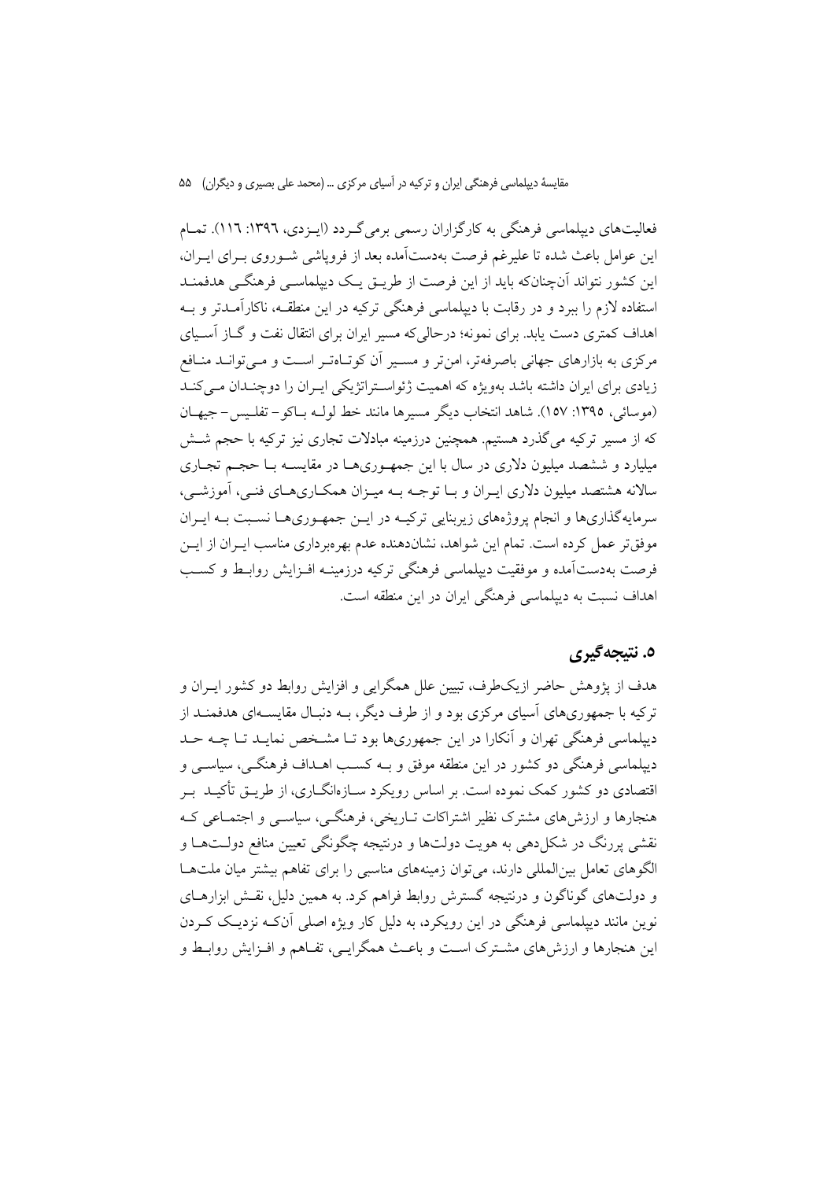فعالیت‌های دیپلماسی فرهنگی به کارگزاران رسمی برمی‌گردد (یزدی، ۱۳۹۶: ۱۱۶). تمام این عوامل باعث شده تا علیرغم فرصت به‌دست‌آمده بعد از فروپاشی شوروی برای ایران، این کشور نتواند آن‌چنان‌که باید از این فرصت از طریق یک دیپلماسی فرهنگی هدفمند استفاده لازم را ببرد و در رقابت با دیپلماسی فرهنگی ترکیه در این منطقه، ناکارآمدتر و به اهداف کمتری دست یابد. برای نمونه؛ درحالی‌که مسیر ایران برای انتقال نفت و گاز آسیای مرکزی به بازارهای جهانی باصرفه‌تر، امن‌تر و مسیر آن کوتاه‌تر است و می‌تواند منافع زیادی برای ایران داشته باشد به‌ویژه که اهمیت ژئواستراتژیکی ایران را دوچندان می‌کند (موسائی، ۱۳۹۵: ۱۵۷). شاهد انتخاب دیگر مسیرها مانند خط لوله باکو– تفلیس– جیهان که از مسیر ترکیه می‌گذرد هستیم. همچنین درزمینه مبادلات تجاری نیز ترکیه با حجم شش میلیارد و ششصد میلیون دلاری در سال با این جمهوری‌ها در مقایسه با حجم تجاری سالانه هشتصد میلیون دلاری ایران و با توجه به میزان همکاری‌های فنی، آموزشی، سرمایه‌گذاری‌ها و انجام پروژه‌های زیربنایی ترکیه در این جمهوری‌ها نسبت به ایران موفق‌تر عمل کرده است. تمام این شواهد، نشان‌دهنده عدم بهره‌برداری مناسب ایران از این فرصت به‌دست‌آمده و موفقیت دیپلماسی فرهنگی ترکیه درزمینه افزایش روابط و کسب اهداف نسبت به دیپلماسی فرهنگی ایران در این منطقه است.

## ۵. نتیجه‌گیری

هدف از پژوهش حاضر ازیک‌طرف، تبیین علل همگرایی و افزایش روابط دو کشور ایران و ترکیه با جمهوری‌های آسیای مرکزی بود و از طرف دیگر، به دنبال مقایسه‌ای هدفمند از دیپلماسی فرهنگی تهران و آنکارا در این جمهوری‌ها بود تا مشخص نماید تا چه حد دیپلماسی فرهنگی دو کشور در این منطقه موفق و به کسب اهداف فرهنگی، سیاسی و اقتصادی دو کشور کمک نموده است. بر اساس رویکرد سازه‌انگاری، از طریق تأکید بر هنجارها و ارزش‌های مشترک نظیر اشتراکات تاریخی، فرهنگی، سیاسی و اجتماعی که نقشی پررنگ در شکل‌دهی به هویت دولت‌ها و درنتیجه چگونگی تعیین منافع دولت‌ها و الگوهای تعامل بین‌المللی دارند، می‌توان زمینه‌های مناسبی را برای تفاهم بیشتر میان ملت‌ها و دولت‌های گوناگون و درنتیجه گسترش روابط فراهم کرد. به همین دلیل، نقش ابزارهای نوین مانند دیپلماسی فرهنگی در این رویکرد، به دلیل کار ویژه اصلی آن‌که نزدیک کردن این هنجارها و ارزش‌های مشترک است و باعث همگرایی، تفاهم و افزایش روابط و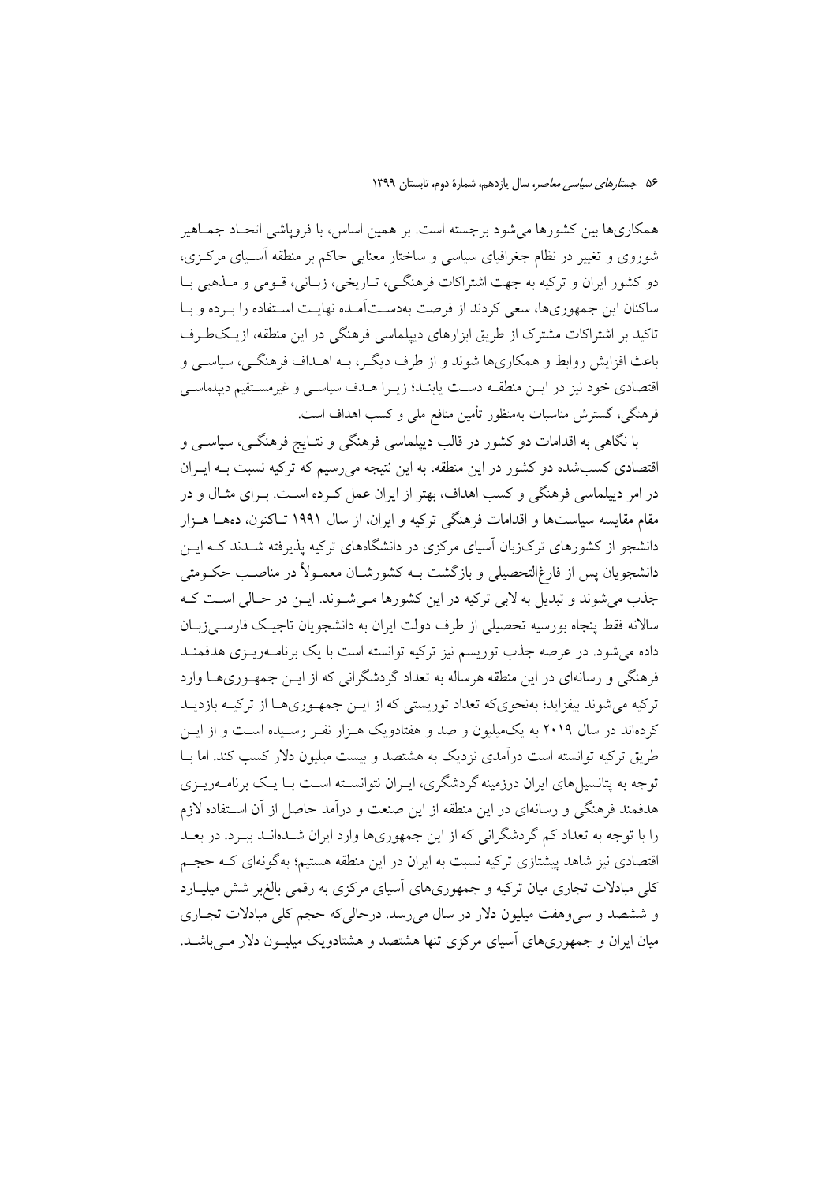همکاری‌ها بین کشورها می‌شود برجسته است. بر همین اساس، با فروپاشی اتحاد جماهیر شوروی و تغییر در نظام جغرافیای سیاسی و ساختار معنایی حاکم بر منطقه آسیای مرکزی، دو کشور ایران و ترکیه به جهت اشتراکات فرهنگی، تاریخی، زبانی، قومی و مذهبی با ساکنان این جمهوری‌ها، سعی کردند از فرصت به‌دست‌آمده نهایت استفاده را برده و با تاکید بر اشتراکات مشترک از طریق ابزارهای دیپلماسی فرهنگی در این منطقه، ازیک‌طرف باعث افزایش روابط و همکاری‌ها شوند و از طرف دیگر، به اهداف فرهنگی، سیاسی و اقتصادی خود نیز در این منطقه دست یابند؛ زیرا هدف سیاسی و غیرمستقیم دیپلماسی فرهنگی، گسترش مناسبات به‌منظور تأمین منافع ملی و کسب اهداف است.

با نگاهی به اقدامات دو کشور در قالب دیپلماسی فرهنگی و نتایج فرهنگی، سیاسی و اقتصادی کسب‌شده دو کشور در این منطقه، به این نتیجه می‌رسیم که ترکیه نسبت به ایران در امر دیپلماسی فرهنگی و کسب اهداف، بهتر از ایران عمل کرده است. برای مثال و در مقام مقایسه سیاست‌ها و اقدامات فرهنگی ترکیه و ایران، از سال ۱۹۹۱ تاکنون، ده‌ها هزار دانشجو از کشورهای ترک‌زبان آسیای مرکزی در دانشگاه‌های ترکیه پذیرفته شدند که این دانشجویان پس از فارغ‌التحصیلی و بازگشت به کشورشان معمولاً در مناصب حکومتی جذب می‌شوند و تبدیل به لابی ترکیه در این کشورها می‌شوند. این در حالی است که سالانه فقط پنجاه بورسیه تحصیلی از طرف دولت ایران به دانشجویان تاجیک فارسی‌زبان داده می‌شود. در عرصه جذب توریسم نیز ترکیه توانسته است با یک برنامه‌ریزی هدفمند فرهنگی و رسانه‌ای در این منطقه هرساله به تعداد گردشگرانی که از این جمهوری‌ها وارد ترکیه می‌شوند بیفزاید؛ به‌نحوی‌که تعداد توریستی که از این جمهوری‌ها از ترکیه بازدید کرده‌اند در سال ۲۰۱۹ به یک‌میلیون و صد و هفتادویک هزار نفر رسیده است و از این طریق ترکیه توانسته است درآمدی نزدیک به هشتصد و بیست میلیون دلار کسب کند. اما با توجه به پتانسیل‌های ایران درزمینه گردشگری، ایران نتوانسته است با یک برنامه‌ریزی هدفمند فرهنگی و رسانه‌ای در این منطقه از این صنعت و درآمد حاصل از آن استفاده لازم را با توجه به تعداد کم گردشگرانی که از این جمهوری‌ها وارد ایران شده‌اند ببرد. در بعد اقتصادی نیز شاهد پیشتازی ترکیه نسبت به ایران در این منطقه هستیم؛ به‌گونه‌ای که حجم کلی مبادلات تجاری میان ترکیه و جمهوری‌های آسیای مرکزی به رقمی بالغ‌بر شش میلیارد و ششصد و سی‌وهفت میلیون دلار در سال می‌رسد. درحالی‌که حجم کلی مبادلات تجاری میان ایران و جمهوری‌های آسیای مرکزی تنها هشتصد و هشتادویک میلیون دلار می‌باشد.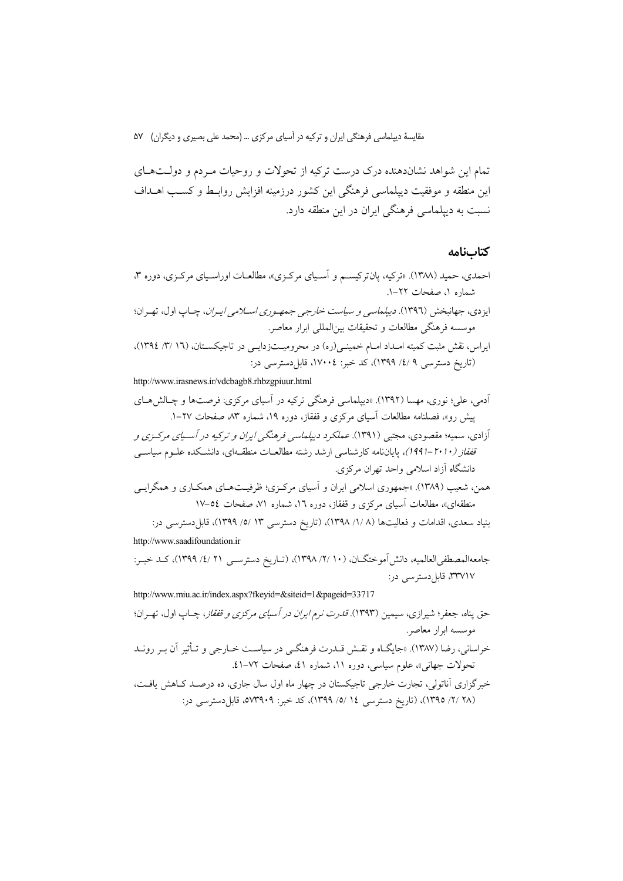تمام این شواهد نشان‌دهنده درک درست ترکیه از تحولات و روحیات مـردم و دولـت‌هـای این منطقه و موفقیت دیپلماسی فرهنگی این کشور درزمینه افزایش روابـط و کسـب اهـداف نسبت به دیپلماسی فرهنگی ایران در این منطقه دارد.

## کتاب‌نامه

احمدی، حمید (۱۳۸۸). «ترکیه، پان‌ترکیسـم و آسـیای مرکـزی»، مطالعـات اوراسـیای مرکـزی، دوره ۳، شماره ۱، صفحات ۲۲-۱.

ایزدی، جهانبخش (۱۳۹٦). *دیپلماسی و سیاست خارجی جمهـوری اسـلامی ایـران*، چـاپ اول، تهـران؛ موسسه فرهنگی مطالعات و تحقیقات بین‌المللی ابرار معاصر.

ایراس، نقش مثبت کمیته امـداد امـام خمینـی(ره) در محرومیـت‌زدایـی در تاجیکسـتان، (۱٦ /۳/ ۱۳۹٤)، (تاریخ دسترسی ۹ /٤/ ۱۳۹۹)، کد خبر: ۱۷۰۰٤، قابل‌دسترسی در:

http://www.irasnews.ir/vdcbagb8.rhbzgpiuur.html

آدمی، علی؛ نوری، مهسا (۱۳۹۲). «دیپلماسی فرهنگی ترکیه در آسیای مرکزی: فرصت‌ها و چـالش‌هـای پیش رو»، فصلنامه مطالعات آسیای مرکزی و قفقاز، دوره ۱۹، شماره ۸۳ صفحات ۲۷-۱.

آزادی، سمیه؛ مقصودی، مجتبی (۱۳۹۱). *عملکرد دیپلماسی فرهنگی ایران و ترکیه در آسـیای مرکـزی و قفقاز (۲۰۱۰-۱۹۹۱)*، پایان‌نامه کارشناسی ارشد رشته مطالعـات منطقـه‌ای، دانشـکده علـوم سیاسـی دانشگاه آزاد اسلامی واحد تهران مرکزی.

همن، شعیب (۱۳۸۹). «جمهوری اسلامی ایران و آسیای مرکـزی؛ ظرفیـت‌هـای همکـاری و همگرایـی منطقه‌ای»، مطالعات آسیای مرکزی و قفقاز، دوره ۱٦، شماره ۷۱، صفحات ٥٤-۱۷

بنیاد سعدی، اقدامات و فعالیت‌ها (۸ /۱/ ۱۳۹۸)، (تاریخ دسترسی ۱۳ /٥/ ۱۳۹۹)، قابل‌دسترسی در:

http://www.saadifoundation.ir

جامعه‌المصطفی‌العالمیه، دانش‌آموختگـان، (۱۰ /۲/ ۱۳۹۸)، (تـاریخ دسترسـی ۲۱ /٤/ ۱۳۹۹)، کـد خبـر: ۳۳۷۱۷، قابل‌دسترسی در:

http://www.miu.ac.ir/index.aspx?fkeyid=&siteid=1&pageid=33717

حق پناه، جعفر؛ شیرازی، سیمین (۱۳۹۳). *قدرت نرم ایران در آسیای مرکزی و قفقاز*، چـاپ اول، تهـران؛ موسسه ابرار معاصر.

خراسانی، رضا (۱۳۸۷). «جایگـاه و نقـش قـدرت فرهنگـی در سیاسـت خـارجی و تـأثیر آن بـر رونـد تحولات جهانی»، علوم سیاسی، دوره ۱۱، شماره ٤۱، صفحات ۷۲-٤۱.

خبرگزاری آناتولی، تجارت خارجی تاجیکستان در چهار ماه اول سال جاری، ده درصـد کـاهش یافـت، (۲۸ /۲/ ۱۳۹٥)، (تاریخ دسترسی ۱٤ /٥/ ۱۳۹۹)، کد خبر: ٥۷۳۹۰۹، قابل‌دسترسی در: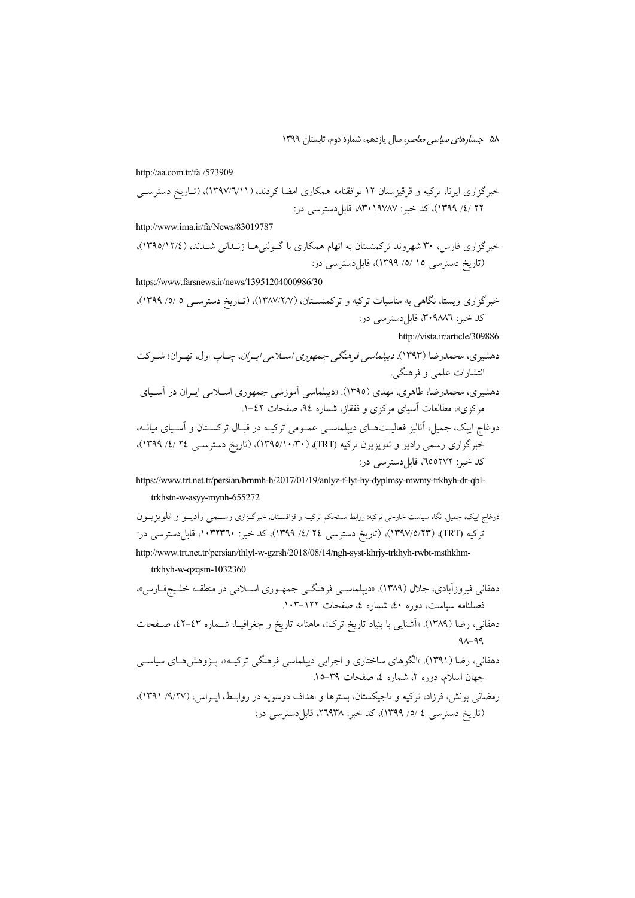http://aa.com.tr/fa /573909

خبرگزاری ایرنا، ترکیه و قرقیزستان ۱۲ توافقنامه همکاری امضا کردند، (۱۳۹۷/٦/۱۱)، (تـاریخ دسترسـی ۲۲ /٤/ ۱۳۹۹)، کد خبر: ۸۳۰۱۹۷۸۷ قابل‌دسترسی در:

http://www.irna.ir/fa/News/83019787

خبرگزاری فارس، ۳۰ شهروند ترکمنستان به اتهام همکاری با گـولنی‌هـا زنـدانی شـدند، (۱۳۹۵/۱۲/٤)، (تاریخ دسترسی ۱۵ /۵/ ۱۳۹۹)، قابل‌دسترسی در:

https://www.farsnews.ir/news/13951204000986/30

خبرگزاری ویستا، نگاهی به مناسبات ترکیه و ترکمنسـتان، (۱۳۸۷/۲/۷)، (تـاریخ دسترسـی ۵ /۵/ ۱۳۹۹)، کد خبر: ۳۰۹۸۸٦، قابل‌دسترسی در:

http://vista.ir/article/309886

دهشیری، محمدرضا (۱۳۹۳). *دیپلماسی فرهنگی جمهوری اسـلامی ایـران*، چـاپ اول، تهـران؛ شـرکت انتشارات علمی و فرهنگی.

دهشیری، محمدرضا؛ طاهری، مهدی (۱۳۹۵). «دیپلماسی آموزشی جمهوری اسـلامی ایـران در آسـیای مرکزی»، مطالعات آسیای مرکزی و قفقاز، شماره ۹٤، صفحات ٤۲-۱.

دوغاچ ایپک، جمیل، آنالیز فعالیـت‌هـای دیپلماسـی عمـومی ترکیـه در قبـال ترکسـتان و آسـیای میانـه، خبرگزاری رسمی رادیو و تلویزیون ترکیه (TRT)، (۱۳۹۵/۱۰/۳۰)، (تاریخ دسترسـی ۲٤ /٤/ ۱۳۹۹)، کد خبر: ٦۵۵۲۷۲، قابل‌دسترسی در:

https://www.trt.net.tr/persian/brnmh-h/2017/01/19/anlyz-f-lyt-hy-dyplmsy-mwmy-trkhyh-dr-qbl-trkhstn-w-asyy-mynh-655272

دوغاچ ایپک، جمیل، نگاه سیاست خارجی ترکیه: روابط مستحکم ترکیـه و قزاقسـتان، خبرگـزاری رسـمی رادیـو و تلویزیـون ترکیه (TRT)، (۱۳۹۷/۵/۲۳)، (تاریخ دسترسی ۲٤ /٤/ ۱۳۹۹)، کد خبر: ۱۰۳۲۳٦۰، قابل‌دسترسی در:

http://www.trt.net.tr/persian/thlyl-w-gzrsh/2018/08/14/ngh-syst-khrjy-trkhyh-rwbt-msthkhm-trkhyh-w-qzqstn-1032360

دهقانی فیروزآبادی، جلال (۱۳۸۹). «دیپلماسـی فرهنگـی جمهـوری اسـلامی در منطقـه خلـیج‌فـارس»، فصلنامه سیاست، دوره ٤۰، شماره ٤، صفحات ۱۲۲-۱۰۳.

دهقانی، رضا (۱۳۸۹). «آشنایی با بنیاد تاریخ ترک»، ماهنامه تاریخ و جغرافیـا، شـماره ٤۳-٤۲، صـفحات ۹۹-۹۸.

دهقانی، رضا (۱۳۹۱). «الگوهای ساختاری و اجرایی دیپلماسی فرهنگی ترکیـه»، پـژوهش‌هـای سیاسـی جهان اسلام، دوره ۲، شماره ٤، صفحات ۳۹-۱۵.

رمضانی بونش، فرزاد، ترکیه و تاجیکستان، بسترها و اهداف دوسویه در روابـط، ایـراس، (۹/۲۷/ ۱۳۹۱)، (تاریخ دسترسی ٤ /۵/ ۱۳۹۹)، کد خبر: ۲٦۹۳۸، قابل‌دسترسی در: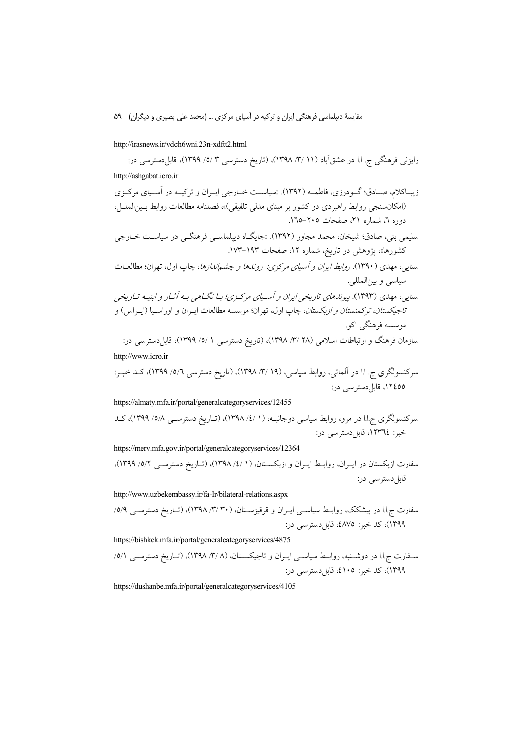http://irasnews.ir/vdch6wni.23n-xdftt2.html

رایزنی فرهنگی ج. ا.ا در عشق‌آباد (۱۱ /۳/ ۱۳۹۸)، (تاریخ دسترسی ۳ /۵/ ۱۳۹۹)، قابل‌دسترسی در:

http://ashgabat.icro.ir

زیباکلام، صادق؛ گودرزی، فاطمه (۱۳۹۲). «سیاست خارجی ایران و ترکیه در آسیای مرکزی (امکان‌سنجی روابط راهبردی دو کشور بر مبنای مدلی تلفیقی)»، فصلنامه مطالعات روابط بین‌الملل، دوره ٦، شماره ۲۱، صفحات ۲۰۵-۱٦۵.

سلیمی بنی، صادق؛ شیخان، محمد مجاور (۱۳۹۲). «جایگاه دیپلماسی فرهنگی در سیاست خارجی کشورها»، پژوهش در تاریخ، شماره ۱۲، صفحات ۱۹۳-۱۷۳.

سنایی، مهدی (۱۳۹۰). *روابط ایران و آسیای مرکزی: روندها و چشم‌اندازها*، چاپ اول، تهران؛ مطالعات سیاسی و بین‌المللی.

سنایی، مهدی (۱۳۹۳). *پیوندهای تاریخی ایران و آسیای مرکزی؛ با نگاهی به آثار و ابنیه تاریخی تاجیکستان، ترکمنستان و ازبکستان*، چاپ اول، تهران؛ موسسه مطالعات ایران و اوراسیا (ایراس) و موسسه فرهنگی اکو.

سازمان فرهنگ و ارتباطات اسلامی (۲۸ /۳/ ۱۳۹۸)، (تاریخ دسترسی ۱ /۵/ ۱۳۹۹)، قابل‌دسترسی در:

http://www.icro.ir

سرکنسولگری ج. ا.ا در آلماتی، روابط سیاسی، (۱۹ /۳/ ۱۳۹۸)، (تاریخ دسترسی ٦/۵/ ۱۳۹۹)، کد خبر: ۱۲٤۵۵، قابل‌دسترسی در:

https://almaty.mfa.ir/portal/generalcategoryservices/12455

سرکنسولگری ج.ا.ا در مرو، روابط سیاسی دوجانبه، (۱ /٤/ ۱۳۹۸)، (تاریخ دسترسی ۸/۵/ ۱۳۹۹)، کد خبر: ۱۲۳٦٤، قابل‌دسترسی در:

https://merv.mfa.gov.ir/portal/generalcategoryservices/12364

سفارت ازبکستان در ایران، روابط ایران و ازبکستان، (۱ /٤/ ۱۳۹۸)، (تاریخ دسترسی ۲/۵/ ۱۳۹۹)، قابل‌دسترسی در:

http://www.uzbekembassy.ir/fa-Ir/bilateral-relations.aspx

سفارت ج.ا.ا در بیشکک، روابط سیاسی ایران و قرقیزستان، (۳۰ /۳/ ۱۳۹۸)، (تاریخ دسترسی ۹/۵/ ۱۳۹۹)، کد خبر: ٤۸۷۵، قابل‌دسترسی در:

https://bishkek.mfa.ir/portal/generalcategoryservices/4875

سفارت ج.ا.ا در دوشنبه، روابط سیاسی ایران و تاجیکستان، (۸ /۳/ ۱۳۹۸)، (تاریخ دسترسی ۱/۵/ ۱۳۹۹)، کد خبر: ٤۱۰۵، قابل‌دسترسی در:

https://dushanbe.mfa.ir/portal/generalcategoryservices/4105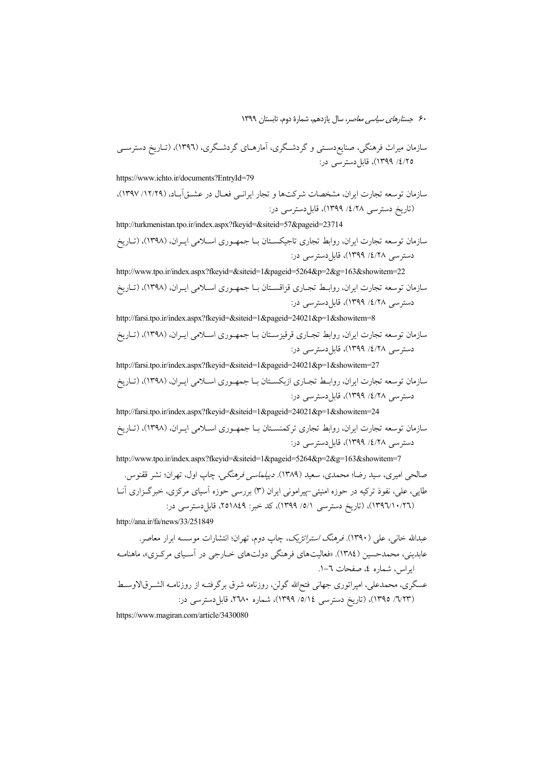سازمان میراث فرهنگی، صنایع‌دستی و گردشگری، (۱۳۹۶)، آمارهای گردشگری، (تاریخ دسترسی ۱۳۹۹ /۴/۲۵)، قابل‌دسترسی در:

https://www.ichto.ir/documents?EntryId=79

سازمان توسعه تجارت ایران، مشخصات شرکت‌ها و تجار ایرانی فعال در عشق‌آباد، (۱۳۹۷ /۱۲/۲۹)، (تاریخ دسترسی ۱۳۹۹ /۴/۲۸)، قابل‌دسترسی در:

http://turkmenistan.tpo.ir/index.aspx?fkeyid=&siteid=57&pageid=23714

سازمان توسعه تجارت ایران، روابط تجاری تاجیکستان با جمهوری اسلامی ایران، (۱۳۹۸)، (تاریخ دسترسی ۱۳۹۹ /۴/۲۸)، قابل‌دسترسی در:

http://www.tpo.ir/index.aspx?fkeyid=&siteid=1&pageid=5264&p=2&g=163&showitem=22

سازمان توسعه تجارت ایران، روابط تجاری قزاقستان با جمهوری اسلامی ایران، (۱۳۹۸)، (تاریخ دسترسی ۱۳۹۹ /۴/۲۸)، قابل‌دسترسی در:

http://farsi.tpo.ir/index.aspx?fkeyid=&siteid=1&pageid=24021&p=1&showitem=8

سازمان توسعه تجارت ایران، روابط تجاری قرقیزستان با جمهوری اسلامی ایران، (۱۳۹۸)، (تاریخ دسترسی ۱۳۹۹ /۴/۲۸)، قابل‌دسترسی در:

http://farsi.tpo.ir/index.aspx?fkeyid=&siteid=1&pageid=24021&p=1&showitem=27

سازمان توسعه تجارت ایران، روابط تجاری ازبکستان با جمهوری اسلامی ایران، (۱۳۹۸)، (تاریخ دسترسی ۱۳۹۹ /۴/۲۸)، قابل‌دسترسی در:

http://farsi.tpo.ir/index.aspx?fkeyid=&siteid=1&pageid=24021&p=1&showitem=24

سازمان توسعه تجارت ایران، روابط تجاری ترکمنستان با جمهوری اسلامی ایران، (۱۳۹۸)، (تاریخ دسترسی ۱۳۹۹ /۴/۲۸)، قابل‌دسترسی در:

http://www.tpo.ir/index.aspx?fkeyid=&siteid=1&pageid=5264&p=2&g=163&showitem=7

صالحی امیری، سید رضا؛ محمدی، سعید (۱۳۸۹). *دیپلماسی فرهنگی*، چاپ اول، تهران؛ نشر ققنوس.

طایی، علی، نفوذ ترکیه در حوزه امنیتی-پیرامونی ایران (۳) بررسی حوزه آسیای مرکزی، خبرگزاری آنا (۱۳۹۶/۱۰/۲۶)، (تاریخ دسترسی ۱۳۹۹ /۵/۱)، کد خبر: ۲۵۱۸۴۹، قابل‌دسترسی در:

http://ana.ir/fa/news/33/251849

عبدالله خانی، علی (۱۳۹۰). *فرهنگ استراتژیک*، چاپ دوم، تهران؛ انتشارات موسسه ابرار معاصر.

عابدینی، محمدحسین (۱۳۸۴). «فعالیت‌های فرهنگی دولت‌های خارجی در آسیای مرکزی»، ماهنامه ایراس، شماره ۴، صفحات ۶-۱.

عسگری، محمدعلی، امپراتوری جهانی فتح‌الله گولن، روزنامه شرق برگرفته از روزنامه الشرق‌الاوسط (۱۳۹۵ /۶/۲۳)، (تاریخ دسترسی ۱۳۹۹ /۵/۱۴)، شماره ۲۶۸۰، قابل‌دسترسی در:

https://www.magiran.com/article/3430080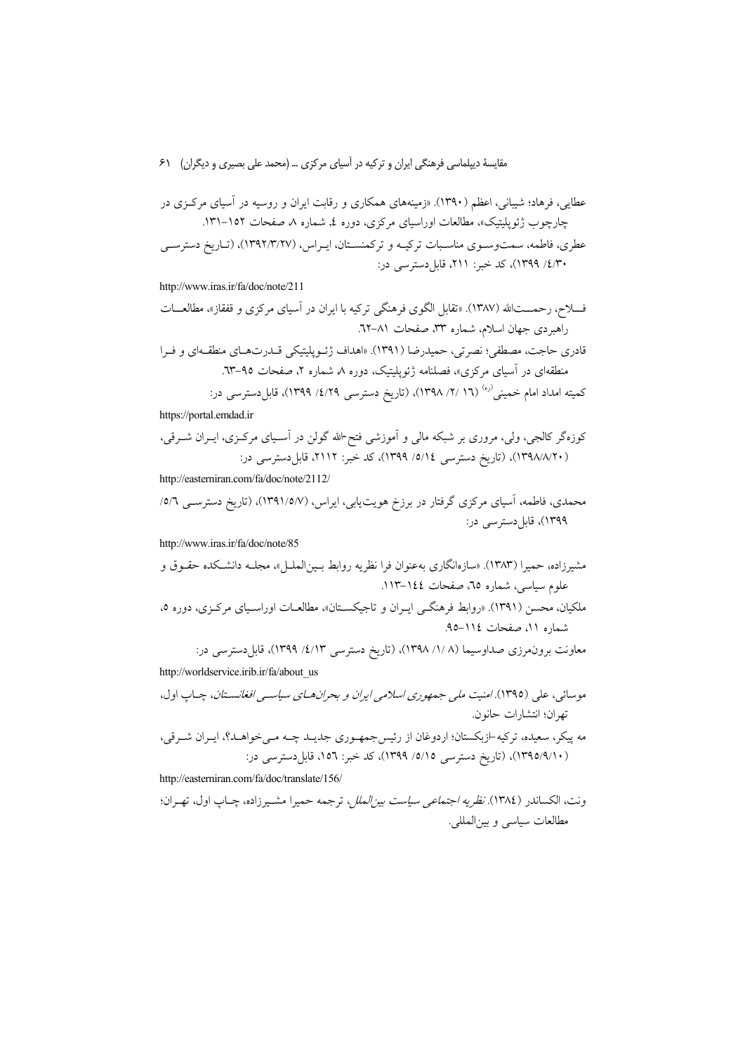عطایی، فرهاد؛ شیبانی، اعظم (۱۳۹۰). «زمینه‌های همکاری و رقابت ایران و روسیه در آسیای مرکزی در چارچوب ژئوپلیتیک»، مطالعات اوراسیای مرکزی، دوره ٤، شماره ٨، صفحات ١٥٢–١٣١.

عطری، فاطمه، سمت‌وسوی مناسبات ترکیه و ترکمنستان، ایراس، (۱۳۹۲/۳/۲۷)، (تاریخ دسترسی ۱۳۹۹ /٤/۳۰)، کد خبر: ۲۱۱، قابل‌دسترسی در:

http://www.iras.ir/fa/doc/note/211

فلاح، رحمت‌الله (۱۳۸۷). «تقابل الگوی فرهنگی ترکیه با ایران در آسیای مرکزی و قفقاز»، مطالعات راهبردی جهان اسلام، شماره ٣٣، صفحات ٨١–٦٢.

قادری حاجت، مصطفی؛ نصرتی، حمیدرضا (۱۳۹۱). «اهداف ژئوپلیتیکی قدرت‌های منطقه‌ای و فرا منطقه‌ای در آسیای مرکزی»، فصلنامه ژئوپلیتیک، دوره ٨، شماره ٢، صفحات ٩٥–٦٣.

کمیته امداد امام خمینی(ره) (١٦ /٢/ ١٣٩٨)، (تاریخ دسترسی ٤/٢٩/ ١٣٩٩)، قابل‌دسترسی در:

https://portal.emdad.ir

کوزه‌گر کالجی، ولی، مروری بر شبکه مالی و آموزشی فتح‌الله گولن در آسیای مرکزی، ایران شرقی، (۱۳۹۸/۸/۲۰)، (تاریخ دسترسی ٥/١٤/ ١٣٩٩)، کد خبر: ٢١١٢، قابل‌دسترسی در:

http://easterniran.com/fa/doc/note/2112/

محمدی، فاطمه، آسیای مرکزی گرفتار در برزخ هویت‌یابی، ایراس، (۱۳۹۱/۵/۷)، (تاریخ دسترسی ٥/٦/ ١٣٩٩)، قابل‌دسترسی در:

http://www.iras.ir/fa/doc/note/85

مشیرزاده، حمیرا (۱۳۸۳). «سازه‌انگاری به‌عنوان فرا نظریه روابط بین‌الملل»، مجله دانشکده حقوق و علوم سیاسی، شماره ٦٥، صفحات ١٤٤–١١٣.

ملکیان، محسن (۱۳۹۱). «روابط فرهنگی ایران و تاجیکستان»، مطالعات اوراسیای مرکزی، دوره ٥، شماره ١١، صفحات ١١٤–٩٥.

معاونت برون‌مرزی صداوسیما (٨ /١/ ١٣٩٨)، (تاریخ دسترسی ٤/١٣/ ١٣٩٩)، قابل‌دسترسی در:

http://worldservice.irib.ir/fa/about_us

موسائی، علی (١٣٩٥). *امنیت ملی جمهوری اسلامی ایران و بحران‌های سیاسی افغانستان*، چاپ اول، تهران؛ انتشارات حانون.

مه پیکر، سعیده، ترکیه–ازبکستان؛ اردوغان از رئیس‌جمهوری جدید چه می‌خواهد؟، ایران شرقی، (۱۳۹٥/۹/۱۰)، (تاریخ دسترسی ٥/١٥/ ١٣٩٩)، کد خبر: ١٥٦، قابل‌دسترسی در:

http://easterniran.com/fa/doc/translate/156/

ونت، الکساندر (١٣٨٤). *نظریه اجتماعی سیاست بین‌الملل*، ترجمه حمیرا مشیرزاده، چاپ اول، تهران؛ مطالعات سیاسی و بین‌المللی.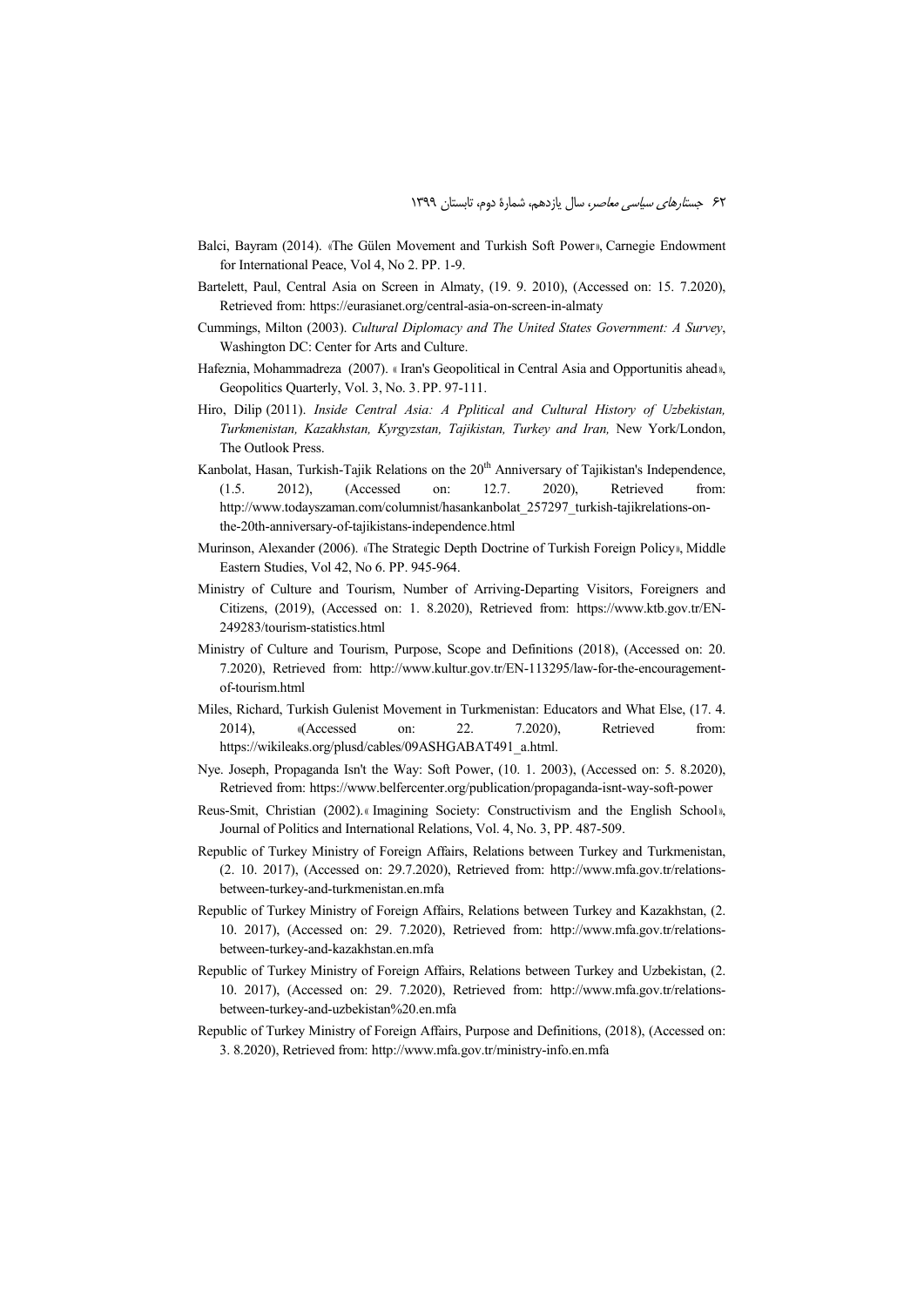Balci, Bayram (2014). «The Gülen Movement and Turkish Soft Power», Carnegie Endowment for International Peace, Vol 4, No 2. PP. 1-9.

Bartelett, Paul, Central Asia on Screen in Almaty, (19. 9. 2010), (Accessed on: 15. 7.2020), Retrieved from: https://eurasianet.org/central-asia-on-screen-in-almaty

Cummings, Milton (2003). *Cultural Diplomacy and The United States Government: A Survey*, Washington DC: Center for Arts and Culture.

Hafeznia, Mohammadreza (2007). « Iran's Geopolitical in Central Asia and Opportunitis ahead», Geopolitics Quarterly, Vol. 3, No. 3. PP. 97-111.

Hiro, Dilip (2011). *Inside Central Asia: A Pplitical and Cultural History of Uzbekistan, Turkmenistan, Kazakhstan, Kyrgyzstan, Tajikistan, Turkey and Iran,* New York/London, The Outlook Press.

Kanbolat, Hasan, Turkish-Tajik Relations on the 20th Anniversary of Tajikistan's Independence, (1.5. 2012), (Accessed on: 12.7. 2020), Retrieved from: http://www.todayszaman.com/columnist/hasankanbolat_257297_turkish-tajikrelations-on-the-20th-anniversary-of-tajikistans-independence.html

Murinson, Alexander (2006). «The Strategic Depth Doctrine of Turkish Foreign Policy», Middle Eastern Studies, Vol 42, No 6. PP. 945-964.

Ministry of Culture and Tourism, Number of Arriving-Departing Visitors, Foreigners and Citizens, (2019), (Accessed on: 1. 8.2020), Retrieved from: https://www.ktb.gov.tr/EN-249283/tourism-statistics.html

Ministry of Culture and Tourism, Purpose, Scope and Definitions (2018), (Accessed on: 20. 7.2020), Retrieved from: http://www.kultur.gov.tr/EN-113295/law-for-the-encouragement-of-tourism.html

Miles, Richard, Turkish Gulenist Movement in Turkmenistan: Educators and What Else, (17. 4. 2014), «(Accessed on: 22. 7.2020), Retrieved from: https://wikileaks.org/plusd/cables/09ASHGABAT491_a.html.

Nye. Joseph, Propaganda Isn't the Way: Soft Power, (10. 1. 2003), (Accessed on: 5. 8.2020), Retrieved from: https://www.belfercenter.org/publication/propaganda-isnt-way-soft-power

Reus-Smit, Christian (2002).« Imagining Society: Constructivism and the English School», Journal of Politics and International Relations, Vol. 4, No. 3, PP. 487-509.

Republic of Turkey Ministry of Foreign Affairs, Relations between Turkey and Turkmenistan, (2. 10. 2017), (Accessed on: 29.7.2020), Retrieved from: http://www.mfa.gov.tr/relations-between-turkey-and-turkmenistan.en.mfa

Republic of Turkey Ministry of Foreign Affairs, Relations between Turkey and Kazakhstan, (2. 10. 2017), (Accessed on: 29. 7.2020), Retrieved from: http://www.mfa.gov.tr/relations-between-turkey-and-kazakhstan.en.mfa

Republic of Turkey Ministry of Foreign Affairs, Relations between Turkey and Uzbekistan, (2. 10. 2017), (Accessed on: 29. 7.2020), Retrieved from: http://www.mfa.gov.tr/relations-between-turkey-and-uzbekistan%20.en.mfa

Republic of Turkey Ministry of Foreign Affairs, Purpose and Definitions, (2018), (Accessed on: 3. 8.2020), Retrieved from: http://www.mfa.gov.tr/ministry-info.en.mfa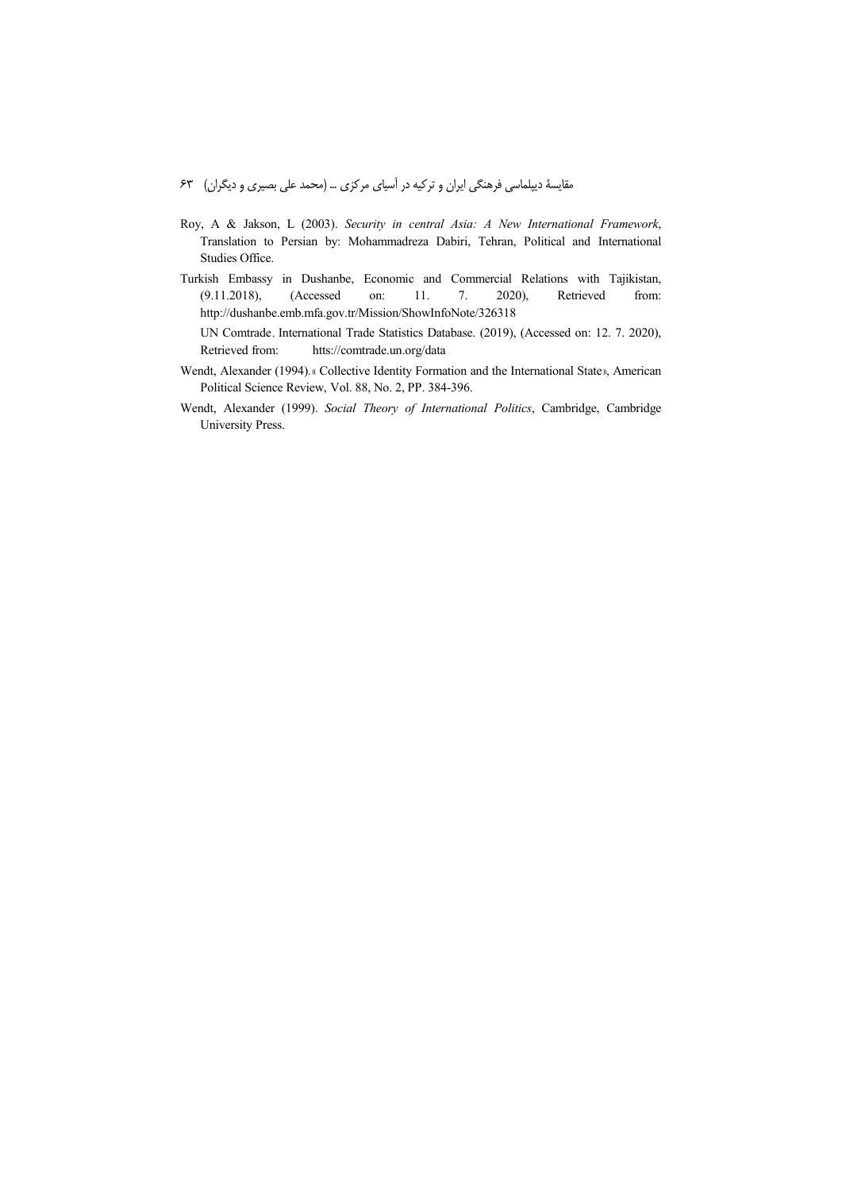Roy, A & Jakson, L (2003). *Security in central Asia: A New International Framework*, Translation to Persian by: Mohammadreza Dabiri, Tehran, Political and International Studies Office.

Turkish Embassy in Dushanbe, Economic and Commercial Relations with Tajikistan, (9.11.2018), (Accessed on: 11. 7. 2020), Retrieved from: http://dushanbe.emb.mfa.gov.tr/Mission/ShowInfoNote/326318

UN Comtrade. International Trade Statistics Database. (2019), (Accessed on: 12. 7. 2020), Retrieved from: htts://comtrade.un.org/data

Wendt, Alexander (1994).« Collective Identity Formation and the International State», American Political Science Review, Vol. 88, No. 2, PP. 384-396.

Wendt, Alexander (1999). *Social Theory of International Politics*, Cambridge, Cambridge University Press.